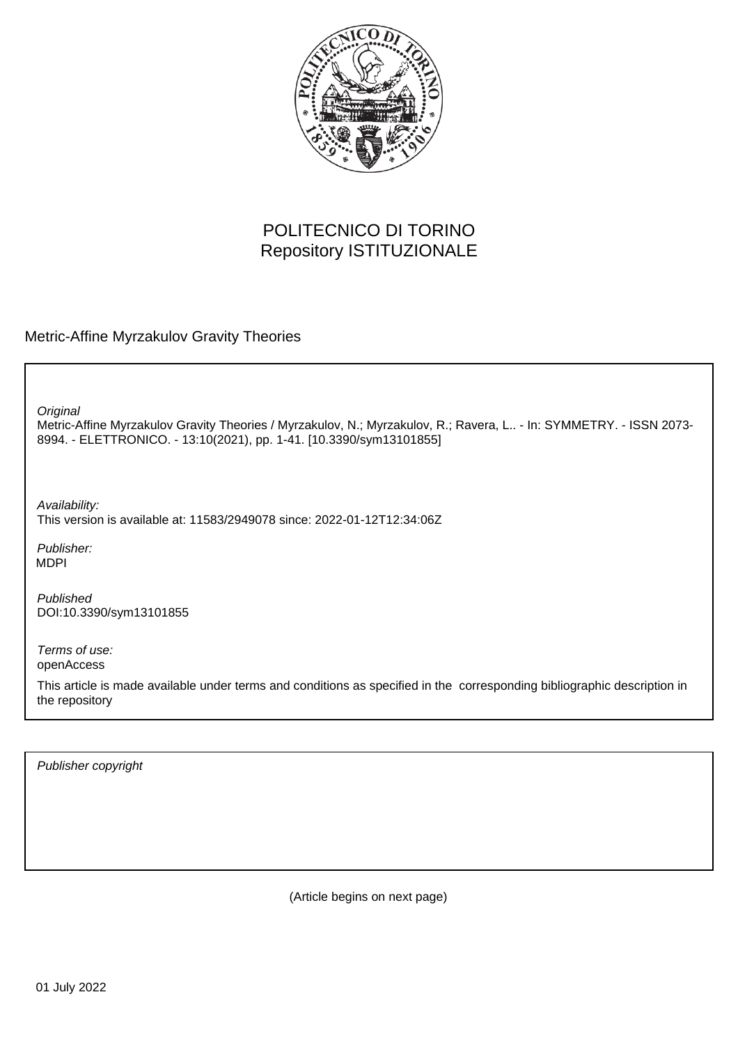POLITECNICO DI TORINO
Repository ISTITUZIONALE

Metric-Affine Myrzakulov Gravity Theories

*Original*
Metric-Affine Myrzakulov Gravity Theories / Myrzakulov, N.; Myrzakulov, R.; Ravera, L.. - In: SYMMETRY. - ISSN 2073-8994. - ELETTRONICO. - 13:10(2021), pp. 1-41. [10.3390/sym13101855]

*Availability:*
This version is available at: 11583/2949078 since: 2022-01-12T12:34:06Z

*Publisher:*
MDPI

*Published*
DOI:10.3390/sym13101855

*Terms of use:*
openAccess

This article is made available under terms and conditions as specified in the corresponding bibliographic description in the repository

*Publisher copyright*

(Article begins on next page)

01 July 2022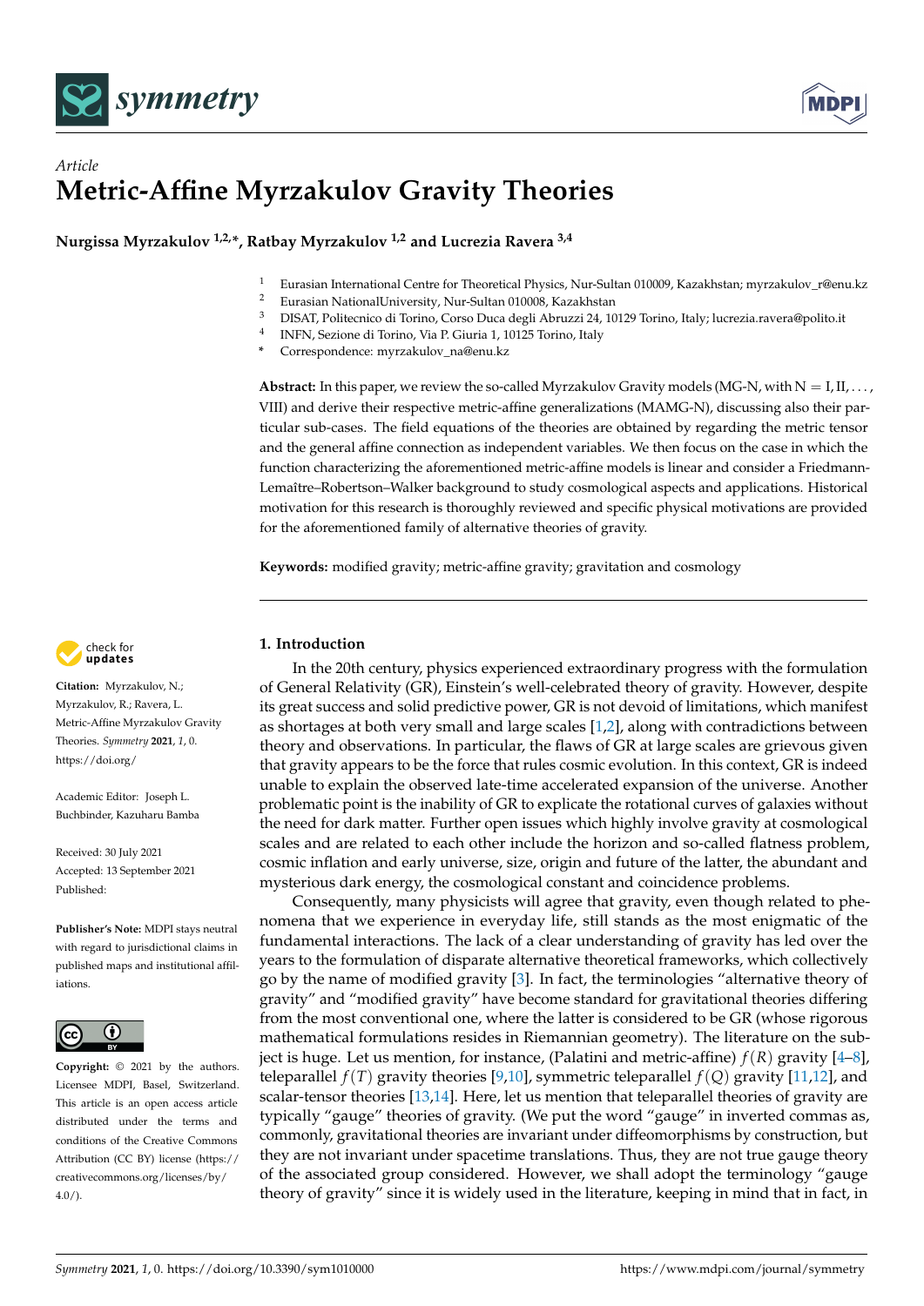# Metric-Affine Myrzakulov Gravity Theories

**Nurgissa Myrzakulov** [1,2,*], **Ratbay Myrzakulov** [1,2] **and Lucrezia Ravera** [3,4]

[1] Eurasian International Centre for Theoretical Physics, Nur-Sultan 010009, Kazakhstan; myrzakulov_r@enu.kz
[2] Eurasian NationalUniversity, Nur-Sultan 010008, Kazakhstan
[3] DISAT, Politecnico di Torino, Corso Duca degli Abruzzi 24, 10129 Torino, Italy; lucrezia.ravera@polito.it
[4] INFN, Sezione di Torino, Via P. Giuria 1, 10125 Torino, Italy
* Correspondence: myrzakulov_na@enu.kz

**Abstract:** In this paper, we review the so-called Myrzakulov Gravity models (MG-N, with N = I, II, . . . , VIII) and derive their respective metric-affine generalizations (MAMG-N), discussing also their particular sub-cases. The field equations of the theories are obtained by regarding the metric tensor and the general affine connection as independent variables. We then focus on the case in which the function characterizing the aforementioned metric-affine models is linear and consider a Friedmann-Lemaître–Robertson–Walker background to study cosmological aspects and applications. Historical motivation for this research is thoroughly reviewed and specific physical motivations are provided for the aforementioned family of alternative theories of gravity.

**Keywords:** modified gravity; metric-affine gravity; gravitation and cosmology

**Citation:** Myrzakulov, N.; Myrzakulov, R.; Ravera, L. Metric-Affine Myrzakulov Gravity Theories. *Symmetry* **2021**, *1*, 0. https://doi.org/

Academic Editor: Joseph L. Buchbinder, Kazuharu Bamba

Received: 30 July 2021
Accepted: 13 September 2021
Published:

**Publisher's Note:** MDPI stays neutral with regard to jurisdictional claims in published maps and institutional affiliations.

**Copyright:** © 2021 by the authors. Licensee MDPI, Basel, Switzerland. This article is an open access article distributed under the terms and conditions of the Creative Commons Attribution (CC BY) license (https://creativecommons.org/licenses/by/4.0/).

## 1. Introduction

In the 20th century, physics experienced extraordinary progress with the formulation of General Relativity (GR), Einstein's well-celebrated theory of gravity. However, despite its great success and solid predictive power, GR is not devoid of limitations, which manifest as shortages at both very small and large scales [1,2], along with contradictions between theory and observations. In particular, the flaws of GR at large scales are grievous given that gravity appears to be the force that rules cosmic evolution. In this context, GR is indeed unable to explain the observed late-time accelerated expansion of the universe. Another problematic point is the inability of GR to explicate the rotational curves of galaxies without the need for dark matter. Further open issues which highly involve gravity at cosmological scales and are related to each other include the horizon and so-called flatness problem, cosmic inflation and early universe, size, origin and future of the latter, the abundant and mysterious dark energy, the cosmological constant and coincidence problems.

Consequently, many physicists will agree that gravity, even though related to phenomena that we experience in everyday life, still stands as the most enigmatic of the fundamental interactions. The lack of a clear understanding of gravity has led over the years to the formulation of disparate alternative theoretical frameworks, which collectively go by the name of modified gravity [3]. In fact, the terminologies "alternative theory of gravity" and "modified gravity" have become standard for gravitational theories differing from the most conventional one, where the latter is considered to be GR (whose rigorous mathematical formulations resides in Riemannian geometry). The literature on the subject is huge. Let us mention, for instance, (Palatini and metric-affine) $f(R)$ gravity [4–8], teleparallel $f(T)$ gravity theories [9,10], symmetric teleparallel $f(Q)$ gravity [11,12], and scalar-tensor theories [13,14]. Here, let us mention that teleparallel theories of gravity are typically "gauge" theories of gravity. (We put the word "gauge" in inverted commas as, commonly, gravitational theories are invariant under diffeomorphisms by construction, but they are not invariant under spacetime translations. Thus, they are not true gauge theory of the associated group considered. However, we shall adopt the terminology "gauge theory of gravity" since it is widely used in the literature, keeping in mind that in fact, in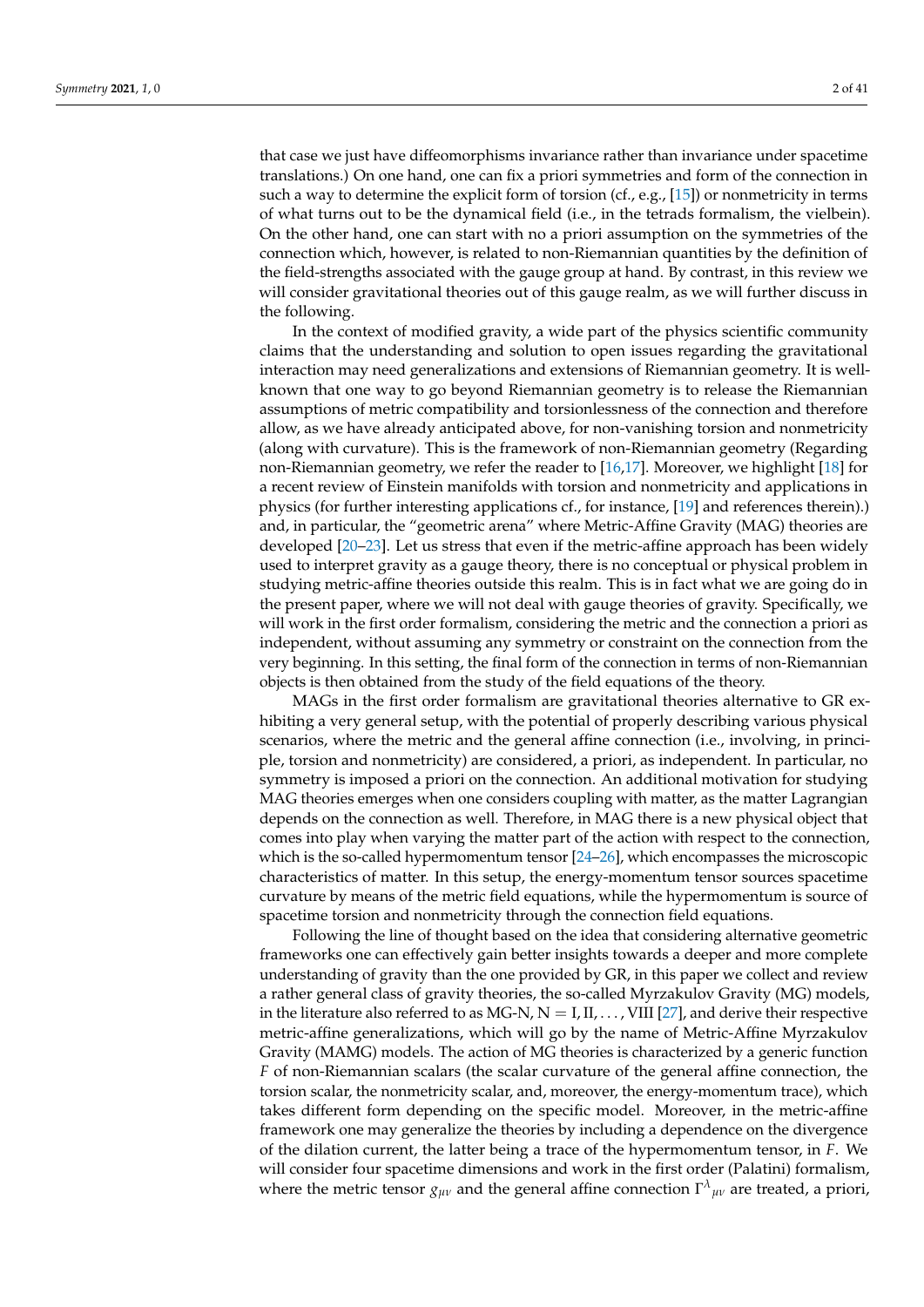that case we just have diffeomorphisms invariance rather than invariance under spacetime translations.) On one hand, one can fix a priori symmetries and form of the connection in such a way to determine the explicit form of torsion (cf., e.g., [15]) or nonmetricity in terms of what turns out to be the dynamical field (i.e., in the tetrads formalism, the vielbein). On the other hand, one can start with no a priori assumption on the symmetries of the connection which, however, is related to non-Riemannian quantities by the definition of the field-strengths associated with the gauge group at hand. By contrast, in this review we will consider gravitational theories out of this gauge realm, as we will further discuss in the following.

In the context of modified gravity, a wide part of the physics scientific community claims that the understanding and solution to open issues regarding the gravitational interaction may need generalizations and extensions of Riemannian geometry. It is well-known that one way to go beyond Riemannian geometry is to release the Riemannian assumptions of metric compatibility and torsionlessness of the connection and therefore allow, as we have already anticipated above, for non-vanishing torsion and nonmetricity (along with curvature). This is the framework of non-Riemannian geometry (Regarding non-Riemannian geometry, we refer the reader to [16,17]. Moreover, we highlight [18] for a recent review of Einstein manifolds with torsion and nonmetricity and applications in physics (for further interesting applications cf., for instance, [19] and references therein).) and, in particular, the "geometric arena" where Metric-Affine Gravity (MAG) theories are developed [20–23]. Let us stress that even if the metric-affine approach has been widely used to interpret gravity as a gauge theory, there is no conceptual or physical problem in studying metric-affine theories outside this realm. This is in fact what we are going do in the present paper, where we will not deal with gauge theories of gravity. Specifically, we will work in the first order formalism, considering the metric and the connection a priori as independent, without assuming any symmetry or constraint on the connection from the very beginning. In this setting, the final form of the connection in terms of non-Riemannian objects is then obtained from the study of the field equations of the theory.

MAGs in the first order formalism are gravitational theories alternative to GR exhibiting a very general setup, with the potential of properly describing various physical scenarios, where the metric and the general affine connection (i.e., involving, in principle, torsion and nonmetricity) are considered, a priori, as independent. In particular, no symmetry is imposed a priori on the connection. An additional motivation for studying MAG theories emerges when one considers coupling with matter, as the matter Lagrangian depends on the connection as well. Therefore, in MAG there is a new physical object that comes into play when varying the matter part of the action with respect to the connection, which is the so-called hypermomentum tensor [24–26], which encompasses the microscopic characteristics of matter. In this setup, the energy-momentum tensor sources spacetime curvature by means of the metric field equations, while the hypermomentum is source of spacetime torsion and nonmetricity through the connection field equations.

Following the line of thought based on the idea that considering alternative geometric frameworks one can effectively gain better insights towards a deeper and more complete understanding of gravity than the one provided by GR, in this paper we collect and review a rather general class of gravity theories, the so-called Myrzakulov Gravity (MG) models, in the literature also referred to as MG-N, $\mathrm{N} = \mathrm{I}, \mathrm{II}, \ldots, \mathrm{VIII}$ [27], and derive their respective metric-affine generalizations, which will go by the name of Metric-Affine Myrzakulov Gravity (MAMG) models. The action of MG theories is characterized by a generic function $F$ of non-Riemannian scalars (the scalar curvature of the general affine connection, the torsion scalar, the nonmetricity scalar, and, moreover, the energy-momentum trace), which takes different form depending on the specific model. Moreover, in the metric-affine framework one may generalize the theories by including a dependence on the divergence of the dilation current, the latter being a trace of the hypermomentum tensor, in $F$. We will consider four spacetime dimensions and work in the first order (Palatini) formalism, where the metric tensor $g_{\mu\nu}$ and the general affine connection $\Gamma^{\lambda}{}_{\mu\nu}$ are treated, a priori,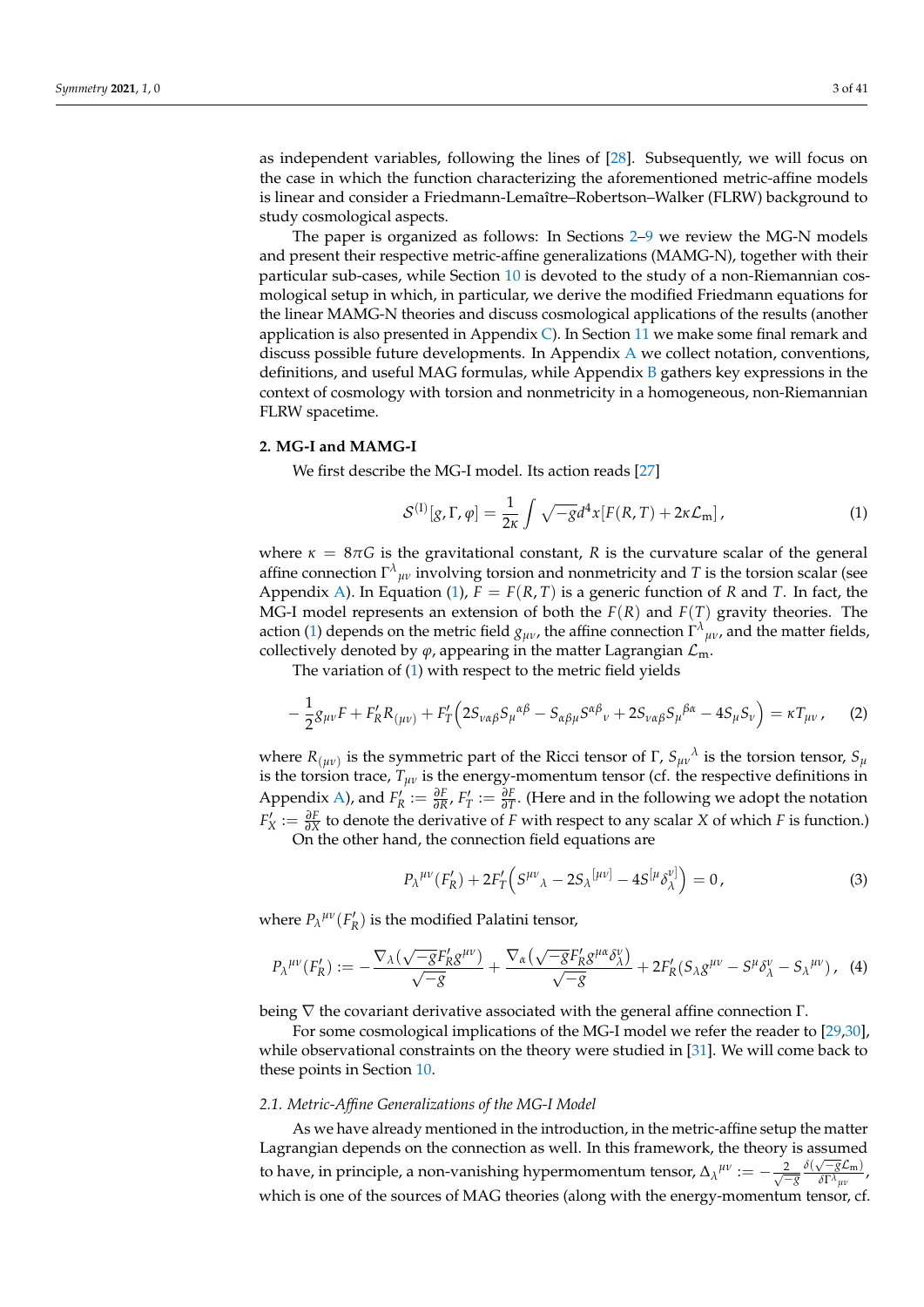as independent variables, following the lines of [28]. Subsequently, we will focus on the case in which the function characterizing the aforementioned metric-affine models is linear and consider a Friedmann-Lemaître–Robertson–Walker (FLRW) background to study cosmological aspects.

The paper is organized as follows: In Sections 2–9 we review the MG-N models and present their respective metric-affine generalizations (MAMG-N), together with their particular sub-cases, while Section 10 is devoted to the study of a non-Riemannian cosmological setup in which, in particular, we derive the modified Friedmann equations for the linear MAMG-N theories and discuss cosmological applications of the results (another application is also presented in Appendix C). In Section 11 we make some final remark and discuss possible future developments. In Appendix A we collect notation, conventions, definitions, and useful MAG formulas, while Appendix B gathers key expressions in the context of cosmology with torsion and nonmetricity in a homogeneous, non-Riemannian FLRW spacetime.

## 2. MG-I and MAMG-I

We first describe the MG-I model. Its action reads [27]

$$\mathcal{S}^{(\mathrm{I})}[g,\Gamma,\varphi]=\frac{1}{2\kappa}\int\sqrt{-g}d^4x[F(R,T)+2\kappa\mathcal{L}_{\mathrm{m}}]\,, \tag{1}$$

where $\kappa=8\pi G$ is the gravitational constant, $R$ is the curvature scalar of the general affine connection $\Gamma^{\lambda}{}_{\mu\nu}$ involving torsion and nonmetricity and $T$ is the torsion scalar (see Appendix A). In Equation (1), $F=F(R,T)$ is a generic function of $R$ and $T$. In fact, the MG-I model represents an extension of both the $F(R)$ and $F(T)$ gravity theories. The action (1) depends on the metric field $g_{\mu\nu}$, the affine connection $\Gamma^{\lambda}{}_{\mu\nu}$, and the matter fields, collectively denoted by $\varphi$, appearing in the matter Lagrangian $\mathcal{L}_{\mathrm{m}}$.

The variation of (1) with respect to the metric field yields

$$-\frac{1}{2}g_{\mu\nu}F+F'_R R_{(\mu\nu)}+F'_T\Big(2S_{\nu\alpha\beta}S_{\mu}{}^{\alpha\beta}-S_{\alpha\beta\mu}S^{\alpha\beta}{}_{\nu}+2S_{\nu\alpha\beta}S_{\mu}{}^{\beta\alpha}-4S_{\mu}S_{\nu}\Big)=\kappa T_{\mu\nu}\,, \tag{2}$$

where $R_{(\mu\nu)}$ is the symmetric part of the Ricci tensor of $\Gamma$, $S_{\mu\nu}{}^{\lambda}$ is the torsion tensor, $S_{\mu}$ is the torsion trace, $T_{\mu\nu}$ is the energy-momentum tensor (cf. the respective definitions in Appendix A), and $F'_R:=\frac{\partial F}{\partial R}$, $F'_T:=\frac{\partial F}{\partial T}$. (Here and in the following we adopt the notation $F'_X:=\frac{\partial F}{\partial X}$ to denote the derivative of $F$ with respect to any scalar $X$ of which $F$ is function.)

On the other hand, the connection field equations are

$$P_{\lambda}{}^{\mu\nu}(F'_R)+2F'_T\Big(S^{\mu\nu}{}_{\lambda}-2S_{\lambda}{}^{[\mu\nu]}-4S^{[\mu}\delta^{\nu]}_{\lambda}\Big)=0\,, \tag{3}$$

where $P_{\lambda}{}^{\mu\nu}(F'_R)$ is the modified Palatini tensor,

$$P_{\lambda}{}^{\mu\nu}(F'_R):=-\frac{\nabla_{\lambda}\big(\sqrt{-g}F'_R g^{\mu\nu}\big)}{\sqrt{-g}}+\frac{\nabla_{\alpha}\big(\sqrt{-g}F'_R g^{\mu\alpha}\delta^{\nu}_{\lambda}\big)}{\sqrt{-g}}+2F'_R(S_{\lambda}g^{\mu\nu}-S^{\mu}\delta^{\nu}_{\lambda}-S_{\lambda}{}^{\mu\nu})\,, \tag{4}$$

being $\nabla$ the covariant derivative associated with the general affine connection $\Gamma$.

For some cosmological implications of the MG-I model we refer the reader to [29,30], while observational constraints on the theory were studied in [31]. We will come back to these points in Section 10.

### 2.1. Metric-Affine Generalizations of the MG-I Model

As we have already mentioned in the introduction, in the metric-affine setup the matter Lagrangian depends on the connection as well. In this framework, the theory is assumed to have, in principle, a non-vanishing hypermomentum tensor, $\Delta_{\lambda}{}^{\mu\nu}:=-\frac{2}{\sqrt{-g}}\frac{\delta(\sqrt{-g}\mathcal{L}_{\mathrm{m}})}{\delta\Gamma^{\lambda}{}_{\mu\nu}}$, which is one of the sources of MAG theories (along with the energy-momentum tensor, cf.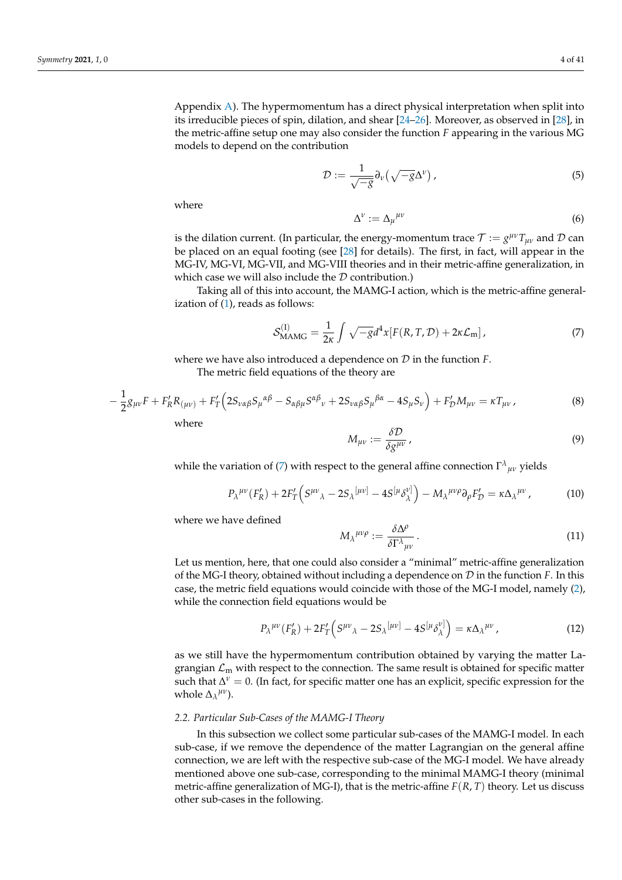Appendix A). The hypermomentum has a direct physical interpretation when split into its irreducible pieces of spin, dilation, and shear [24–26]. Moreover, as observed in [28], in the metric-affine setup one may also consider the function $F$ appearing in the various MG models to depend on the contribution

$$
\mathcal{D} := \frac{1}{\sqrt{-g}} \partial_\nu \left( \sqrt{-g} \Delta^\nu \right) , \tag{5}
$$

where

$$
\Delta^\nu := \Delta_\mu{}^{\mu\nu} \tag{6}
$$

is the dilation current. (In particular, the energy-momentum trace $\mathcal{T} := g^{\mu\nu} T_{\mu\nu}$ and $\mathcal{D}$ can be placed on an equal footing (see [28] for details). The first, in fact, will appear in the MG-IV, MG-VI, MG-VII, and MG-VIII theories and in their metric-affine generalization, in which case we will also include the $\mathcal{D}$ contribution.)

Taking all of this into account, the MAMG-I action, which is the metric-affine generalization of (1), reads as follows:

$$
\mathcal{S}^{(\mathrm{I})}_{\mathrm{MAMG}} = \frac{1}{2\kappa} \int \sqrt{-g} d^4 x [F(R, T, \mathcal{D}) + 2\kappa \mathcal{L}_{\mathrm{m}}] , \tag{7}
$$

where we have also introduced a dependence on $\mathcal{D}$ in the function $F$.

The metric field equations of the theory are

$$
-\frac{1}{2} g_{\mu\nu} F + F'_R R_{(\mu\nu)} + F'_T \left( 2S_{\nu\alpha\beta} S_\mu{}^{\alpha\beta} - S_{\alpha\beta\mu} S^{\alpha\beta}{}_\nu + 2S_{\nu\alpha\beta} S_\mu{}^{\beta\alpha} - 4S_\mu S_\nu \right) + F'_{\mathcal{D}} M_{\mu\nu} = \kappa T_{\mu\nu} , \tag{8}
$$

where

$$
M_{\mu\nu} := \frac{\delta \mathcal{D}}{\delta g^{\mu\nu}} , \tag{9}
$$

while the variation of (7) with respect to the general affine connection $\Gamma^\lambda{}_{\mu\nu}$ yields

$$
P_\lambda{}^{\mu\nu}(F'_R) + 2F'_T \left( S^{\mu\nu}{}_\lambda - 2S_\lambda{}^{[\mu\nu]} - 4S^{[\mu} \delta^{\nu]}_\lambda \right) - M_\lambda{}^{\mu\nu\rho} \partial_\rho F'_{\mathcal{D}} = \kappa \Delta_\lambda{}^{\mu\nu} , \tag{10}
$$

where we have defined

$$
M_\lambda{}^{\mu\nu\rho} := \frac{\delta \Delta^\rho}{\delta \Gamma^\lambda{}_{\mu\nu}} . \tag{11}
$$

Let us mention, here, that one could also consider a "minimal" metric-affine generalization of the MG-I theory, obtained without including a dependence on $\mathcal{D}$ in the function $F$. In this case, the metric field equations would coincide with those of the MG-I model, namely (2), while the connection field equations would be

$$
P_\lambda{}^{\mu\nu}(F'_R) + 2F'_T \left( S^{\mu\nu}{}_\lambda - 2S_\lambda{}^{[\mu\nu]} - 4S^{[\mu} \delta^{\nu]}_\lambda \right) = \kappa \Delta_\lambda{}^{\mu\nu} , \tag{12}
$$

as we still have the hypermomentum contribution obtained by varying the matter Lagrangian $\mathcal{L}_{\mathrm{m}}$ with respect to the connection. The same result is obtained for specific matter such that $\Delta^\nu = 0$. (In fact, for specific matter one has an explicit, specific expression for the whole $\Delta_\lambda{}^{\mu\nu}$).

### 2.2. Particular Sub-Cases of the MAMG-I Theory

In this subsection we collect some particular sub-cases of the MAMG-I model. In each sub-case, if we remove the dependence of the matter Lagrangian on the general affine connection, we are left with the respective sub-case of the MG-I model. We have already mentioned above one sub-case, corresponding to the minimal MAMG-I theory (minimal metric-affine generalization of MG-I), that is the metric-affine $F(R, T)$ theory. Let us discuss other sub-cases in the following.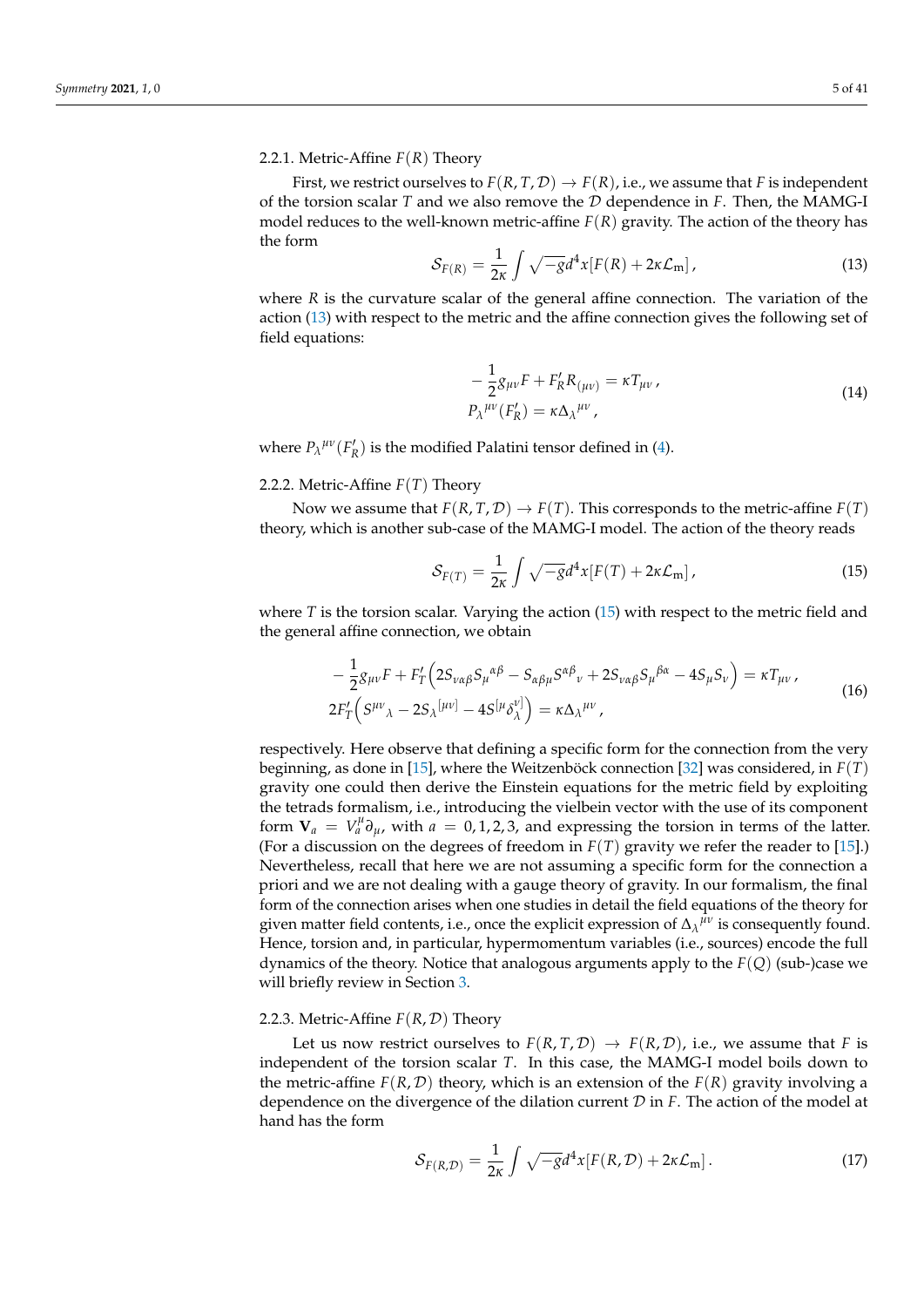#### 2.2.1. Metric-Affine $F(R)$ Theory

First, we restrict ourselves to $F(R, T, \mathcal{D}) \to F(R)$, i.e., we assume that $F$ is independent of the torsion scalar $T$ and we also remove the $\mathcal{D}$ dependence in $F$. Then, the MAMG-I model reduces to the well-known metric-affine $F(R)$ gravity. The action of the theory has the form

$$
\mathcal{S}_{F(R)} = \frac{1}{2\kappa} \int \sqrt{-g} d^4x [F(R) + 2\kappa \mathcal{L}_{\mathrm{m}}] \,, \tag{13}
$$

where $R$ is the curvature scalar of the general affine connection. The variation of the action (13) with respect to the metric and the affine connection gives the following set of field equations:

$$
\begin{aligned}
&-\frac{1}{2} g_{\mu\nu} F + F'_R R_{(\mu\nu)} = \kappa T_{\mu\nu} \,, \\
&P_\lambda{}^{\mu\nu}(F'_R) = \kappa \Delta_\lambda{}^{\mu\nu} \,,
\end{aligned} \tag{14}
$$

where $P_\lambda{}^{\mu\nu}(F'_R)$ is the modified Palatini tensor defined in (4).

#### 2.2.2. Metric-Affine $F(T)$ Theory

Now we assume that $F(R, T, \mathcal{D}) \to F(T)$. This corresponds to the metric-affine $F(T)$ theory, which is another sub-case of the MAMG-I model. The action of the theory reads

$$
\mathcal{S}_{F(T)} = \frac{1}{2\kappa} \int \sqrt{-g} d^4x [F(T) + 2\kappa \mathcal{L}_{\mathrm{m}}] \,, \tag{15}
$$

where $T$ is the torsion scalar. Varying the action (15) with respect to the metric field and the general affine connection, we obtain

$$
\begin{aligned}
&-\frac{1}{2} g_{\mu\nu} F + F'_T \Big( 2 S_{\nu\alpha\beta} S_\mu{}^{\alpha\beta} - S_{\alpha\beta\mu} S^{\alpha\beta}{}_\nu + 2 S_{\nu\alpha\beta} S_\mu{}^{\beta\alpha} - 4 S_\mu S_\nu \Big) = \kappa T_{\mu\nu} \,, \\
&2 F'_T \Big( S^{\mu\nu}{}_\lambda - 2 S_\lambda{}^{[\mu\nu]} - 4 S^{[\mu} \delta_\lambda^{\nu]} \Big) = \kappa \Delta_\lambda{}^{\mu\nu} \,,
\end{aligned} \tag{16}
$$

respectively. Here observe that defining a specific form for the connection from the very beginning, as done in [15], where the Weitzenböck connection [32] was considered, in $F(T)$ gravity one could then derive the Einstein equations for the metric field by exploiting the tetrads formalism, i.e., introducing the vielbein vector with the use of its component form $\mathbf{V}_a = V_a^\mu \partial_\mu$, with $a = 0, 1, 2, 3$, and expressing the torsion in terms of the latter. (For a discussion on the degrees of freedom in $F(T)$ gravity we refer the reader to [15].) Nevertheless, recall that here we are not assuming a specific form for the connection a priori and we are not dealing with a gauge theory of gravity. In our formalism, the final form of the connection arises when one studies in detail the field equations of the theory for given matter field contents, i.e., once the explicit expression of $\Delta_\lambda{}^{\mu\nu}$ is consequently found. Hence, torsion and, in particular, hypermomentum variables (i.e., sources) encode the full dynamics of the theory. Notice that analogous arguments apply to the $F(Q)$ (sub-)case we will briefly review in Section 3.

#### 2.2.3. Metric-Affine $F(R, \mathcal{D})$ Theory

Let us now restrict ourselves to $F(R, T, \mathcal{D}) \to F(R, \mathcal{D})$, i.e., we assume that $F$ is independent of the torsion scalar $T$. In this case, the MAMG-I model boils down to the metric-affine $F(R, \mathcal{D})$ theory, which is an extension of the $F(R)$ gravity involving a dependence on the divergence of the dilation current $\mathcal{D}$ in $F$. The action of the model at hand has the form

$$
\mathcal{S}_{F(R,\mathcal{D})} = \frac{1}{2\kappa} \int \sqrt{-g} d^4x [F(R, \mathcal{D}) + 2\kappa \mathcal{L}_{\mathrm{m}}] \,. \tag{17}
$$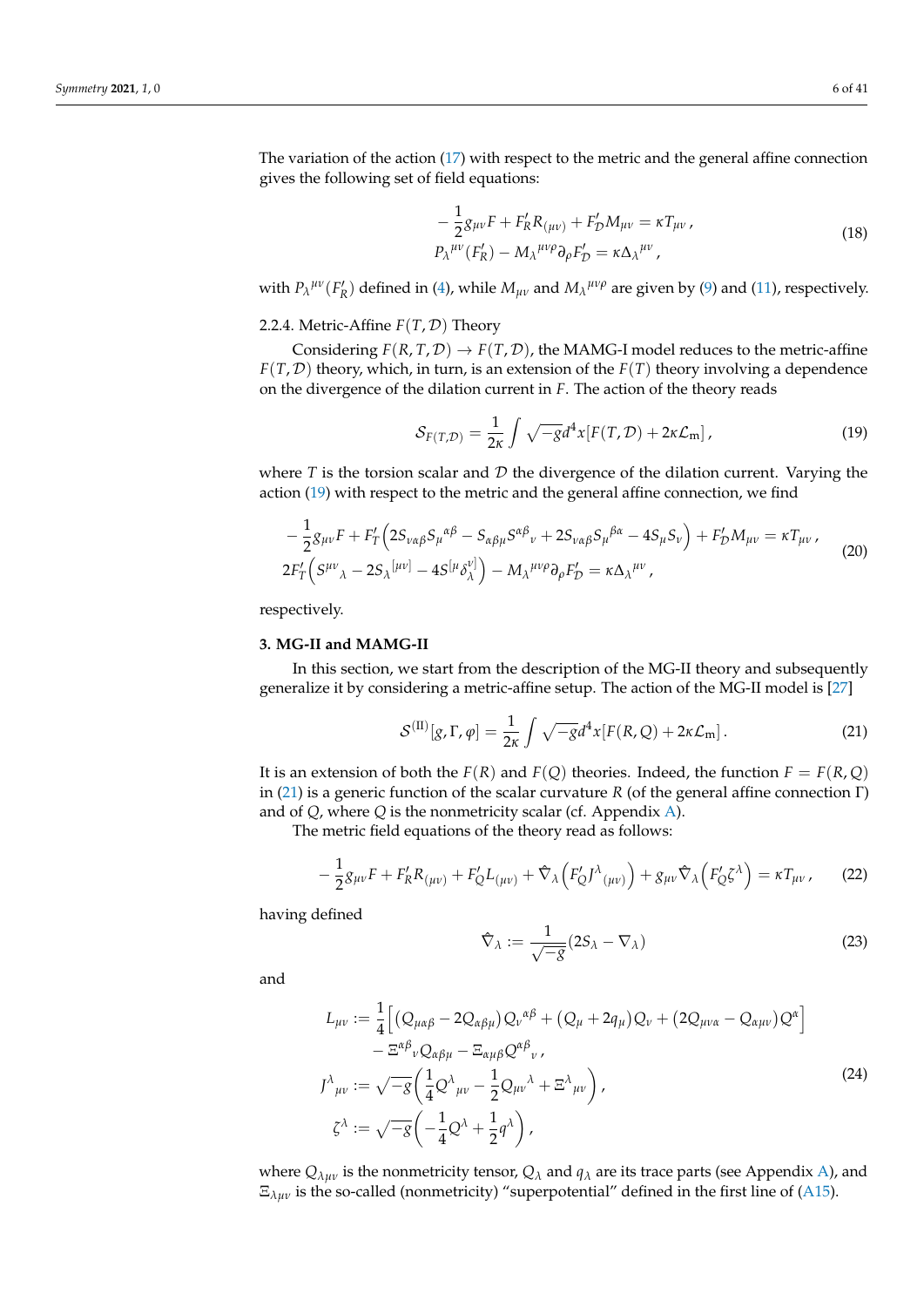The variation of the action (17) with respect to the metric and the general affine connection gives the following set of field equations:

$$
\begin{aligned}
&-\frac{1}{2}g_{\mu\nu}F + F'_R R_{(\mu\nu)} + F'_{\mathcal{D}} M_{\mu\nu} = \kappa T_{\mu\nu}\,, \\
&P_\lambda{}^{\mu\nu}(F'_R) - M_\lambda{}^{\mu\nu\rho}\partial_\rho F'_{\mathcal{D}} = \kappa \Delta_\lambda{}^{\mu\nu}\,,
\end{aligned}
\tag{18}
$$

with $P_\lambda{}^{\mu\nu}(F'_R)$ defined in (4), while $M_{\mu\nu}$ and $M_\lambda{}^{\mu\nu\rho}$ are given by (9) and (11), respectively.

#### 2.2.4. Metric-Affine $F(T, \mathcal{D})$ Theory

Considering $F(R, T, \mathcal{D}) \to F(T, \mathcal{D})$, the MAMG-I model reduces to the metric-affine $F(T, \mathcal{D})$ theory, which, in turn, is an extension of the $F(T)$ theory involving a dependence on the divergence of the dilation current in $F$. The action of the theory reads

$$
\mathcal{S}_{F(T,\mathcal{D})} = \frac{1}{2\kappa}\int \sqrt{-g}\,d^4x\,[F(T,\mathcal{D}) + 2\kappa\mathcal{L}_{\mathrm{m}}]\,,
\tag{19}
$$

where $T$ is the torsion scalar and $\mathcal{D}$ the divergence of the dilation current. Varying the action (19) with respect to the metric and the general affine connection, we find

$$
\begin{aligned}
&-\frac{1}{2}g_{\mu\nu}F + F'_T\Big(2S_{\nu\alpha\beta}S_\mu{}^{\alpha\beta} - S_{\alpha\beta\mu}S^{\alpha\beta}{}_\nu + 2S_{\nu\alpha\beta}S_\mu{}^{\beta\alpha} - 4S_\mu S_\nu\Big) + F'_{\mathcal{D}} M_{\mu\nu} = \kappa T_{\mu\nu}\,, \\
&2F'_T\Big(S^{\mu\nu}{}_\lambda - 2S_\lambda{}^{[\mu\nu]} - 4S^{[\mu}\delta^{\nu]}_\lambda\Big) - M_\lambda{}^{\mu\nu\rho}\partial_\rho F'_{\mathcal{D}} = \kappa\Delta_\lambda{}^{\mu\nu}\,,
\end{aligned}
\tag{20}
$$

respectively.

## 3. MG-II and MAMG-II

In this section, we start from the description of the MG-II theory and subsequently generalize it by considering a metric-affine setup. The action of the MG-II model is [27]

$$
\mathcal{S}^{(\mathrm{II})}[g,\Gamma,\varphi] = \frac{1}{2\kappa}\int \sqrt{-g}\,d^4x\,[F(R,Q) + 2\kappa\mathcal{L}_{\mathrm{m}}]\,.
\tag{21}
$$

It is an extension of both the $F(R)$ and $F(Q)$ theories. Indeed, the function $F = F(R, Q)$ in (21) is a generic function of the scalar curvature $R$ (of the general affine connection $\Gamma$) and of $Q$, where $Q$ is the nonmetricity scalar (cf. Appendix A).

The metric field equations of the theory read as follows:

$$
-\frac{1}{2}g_{\mu\nu}F + F'_R R_{(\mu\nu)} + F'_Q L_{(\mu\nu)} + \hat{\nabla}_\lambda\Big(F'_Q J^\lambda{}_{(\mu\nu)}\Big) + g_{\mu\nu}\hat{\nabla}_\lambda\Big(F'_Q\zeta^\lambda\Big) = \kappa T_{\mu\nu}\,,
\tag{22}
$$

having defined

$$
\hat{\nabla}_\lambda := \frac{1}{\sqrt{-g}}(2S_\lambda - \nabla_\lambda)
\tag{23}
$$

and

$$
\begin{aligned}
L_{\mu\nu} &:= \frac{1}{4}\Big[\big(Q_{\mu\alpha\beta} - 2Q_{\alpha\beta\mu}\big)Q_\nu{}^{\alpha\beta} + \big(Q_\mu + 2q_\mu\big)Q_\nu + \big(2Q_{\mu\nu\alpha} - Q_{\alpha\mu\nu}\big)Q^\alpha\Big] \\
&\quad - \Xi^{\alpha\beta}{}_\nu Q_{\alpha\beta\mu} - \Xi_{\alpha\mu\beta}Q^{\alpha\beta}{}_\nu\,, \\
J^\lambda{}_{\mu\nu} &:= \sqrt{-g}\left(\frac{1}{4}Q^\lambda{}_{\mu\nu} - \frac{1}{2}Q_{\mu\nu}{}^\lambda + \Xi^\lambda{}_{\mu\nu}\right), \\
\zeta^\lambda &:= \sqrt{-g}\left(-\frac{1}{4}Q^\lambda + \frac{1}{2}q^\lambda\right),
\end{aligned}
\tag{24}
$$

where $Q_{\lambda\mu\nu}$ is the nonmetricity tensor, $Q_\lambda$ and $q_\lambda$ are its trace parts (see Appendix A), and $\Xi_{\lambda\mu\nu}$ is the so-called (nonmetricity) "superpotential" defined in the first line of (A15).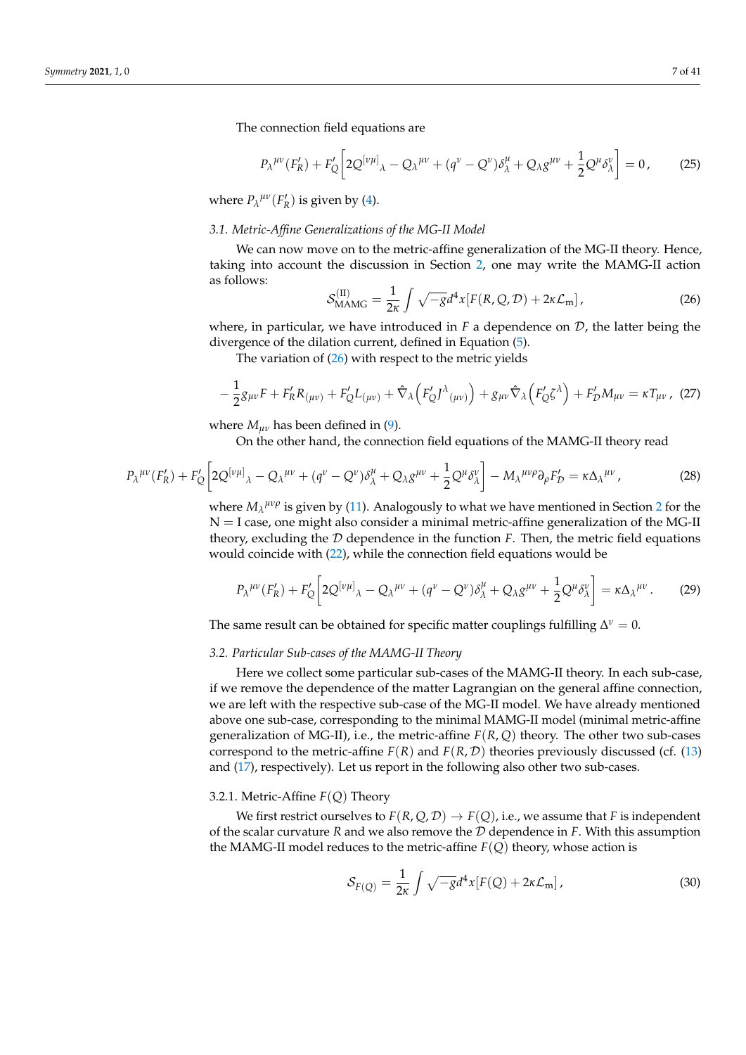The connection field equations are

$$P_{\lambda}{}^{\mu\nu}(F'_R) + F'_Q\left[2Q^{[\nu\mu]}{}_{\lambda} - Q_{\lambda}{}^{\mu\nu} + (q^{\nu} - Q^{\nu})\delta^{\mu}_{\lambda} + Q_{\lambda}g^{\mu\nu} + \frac{1}{2}Q^{\mu}\delta^{\nu}_{\lambda}\right] = 0\,, \tag{25}$$

where $P_{\lambda}{}^{\mu\nu}(F'_R)$ is given by (4).

### 3.1. Metric-Affine Generalizations of the MG-II Model

We can now move on to the metric-affine generalization of the MG-II theory. Hence, taking into account the discussion in Section 2, one may write the MAMG-II action as follows:

$$\mathcal{S}^{(\mathrm{II})}_{\mathrm{MAMG}} = \frac{1}{2\kappa}\int \sqrt{-g}d^4x[F(R,Q,\mathcal{D}) + 2\kappa\mathcal{L}_{\mathrm{m}}]\,, \tag{26}$$

where, in particular, we have introduced in $F$ a dependence on $\mathcal{D}$, the latter being the divergence of the dilation current, defined in Equation (5).

The variation of (26) with respect to the metric yields

$$-\frac{1}{2}g_{\mu\nu}F + F'_R R_{(\mu\nu)} + F'_Q L_{(\mu\nu)} + \hat{\nabla}_{\lambda}\left(F'_Q J^{\lambda}{}_{(\mu\nu)}\right) + g_{\mu\nu}\hat{\nabla}_{\lambda}\left(F'_Q\zeta^{\lambda}\right) + F'_{\mathcal{D}}M_{\mu\nu} = \kappa T_{\mu\nu}\,, \tag{27}$$

where $M_{\mu\nu}$ has been defined in (9).

On the other hand, the connection field equations of the MAMG-II theory read

$$P_{\lambda}{}^{\mu\nu}(F'_R) + F'_Q\left[2Q^{[\nu\mu]}{}_{\lambda} - Q_{\lambda}{}^{\mu\nu} + (q^{\nu} - Q^{\nu})\delta^{\mu}_{\lambda} + Q_{\lambda}g^{\mu\nu} + \frac{1}{2}Q^{\mu}\delta^{\nu}_{\lambda}\right] - M_{\lambda}{}^{\mu\nu\rho}\partial_{\rho}F'_{\mathcal{D}} = \kappa\Delta_{\lambda}{}^{\mu\nu}\,, \tag{28}$$

where $M_{\lambda}{}^{\mu\nu\rho}$ is given by (11). Analogously to what we have mentioned in Section 2 for the $\mathrm{N} = \mathrm{I}$ case, one might also consider a minimal metric-affine generalization of the MG-II theory, excluding the $\mathcal{D}$ dependence in the function $F$. Then, the metric field equations would coincide with (22), while the connection field equations would be

$$P_{\lambda}{}^{\mu\nu}(F'_R) + F'_Q\left[2Q^{[\nu\mu]}{}_{\lambda} - Q_{\lambda}{}^{\mu\nu} + (q^{\nu} - Q^{\nu})\delta^{\mu}_{\lambda} + Q_{\lambda}g^{\mu\nu} + \frac{1}{2}Q^{\mu}\delta^{\nu}_{\lambda}\right] = \kappa\Delta_{\lambda}{}^{\mu\nu}\,. \tag{29}$$

The same result can be obtained for specific matter couplings fulfilling $\Delta^{\nu} = 0$.

### 3.2. Particular Sub-cases of the MAMG-II Theory

Here we collect some particular sub-cases of the MAMG-II theory. In each sub-case, if we remove the dependence of the matter Lagrangian on the general affine connection, we are left with the respective sub-case of the MG-II model. We have already mentioned above one sub-case, corresponding to the minimal MAMG-II model (minimal metric-affine generalization of MG-II), i.e., the metric-affine $F(R,Q)$ theory. The other two sub-cases correspond to the metric-affine $F(R)$ and $F(R,\mathcal{D})$ theories previously discussed (cf. (13) and (17), respectively). Let us report in the following also other two sub-cases.

#### 3.2.1. Metric-Affine $F(Q)$ Theory

We first restrict ourselves to $F(R,Q,\mathcal{D}) \to F(Q)$, i.e., we assume that $F$ is independent of the scalar curvature $R$ and we also remove the $\mathcal{D}$ dependence in $F$. With this assumption the MAMG-II model reduces to the metric-affine $F(Q)$ theory, whose action is

$$\mathcal{S}_{F(Q)} = \frac{1}{2\kappa}\int \sqrt{-g}d^4x[F(Q) + 2\kappa\mathcal{L}_{\mathrm{m}}]\,, \tag{30}$$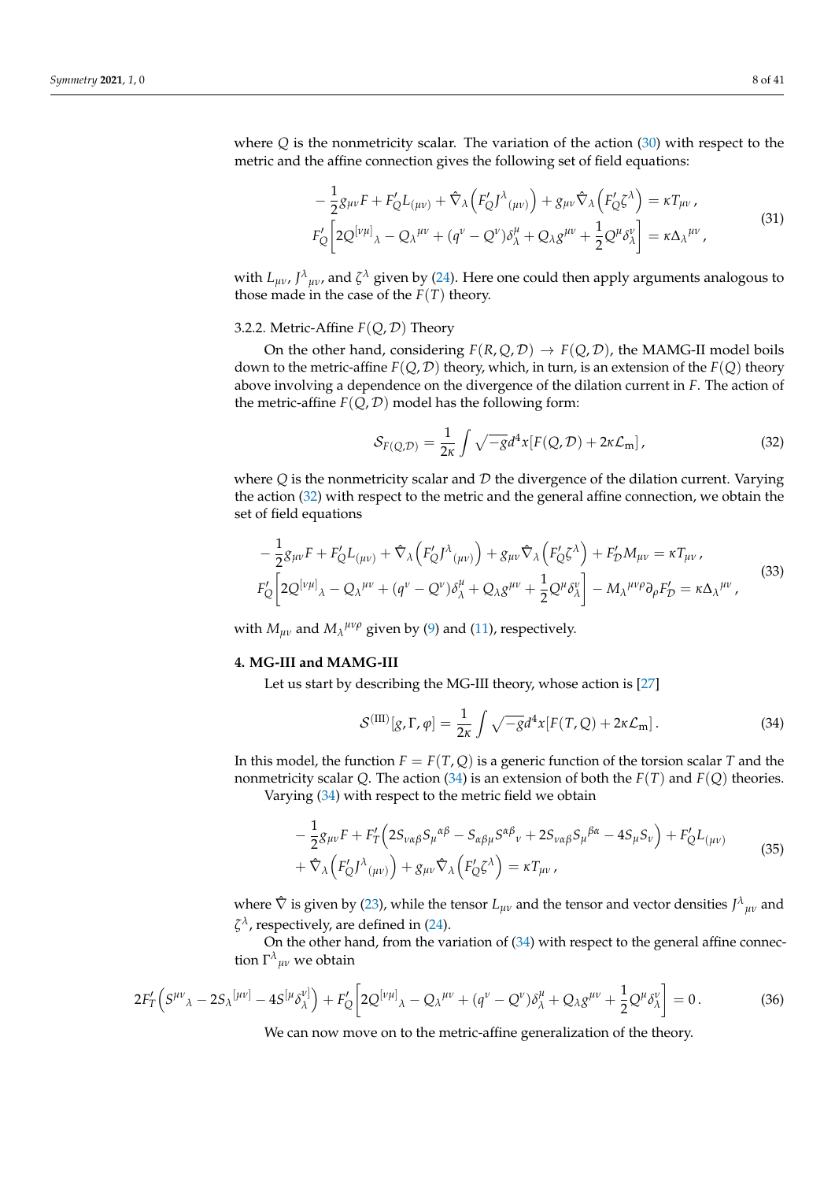where $Q$ is the nonmetricity scalar. The variation of the action (30) with respect to the metric and the affine connection gives the following set of field equations:

$$
\begin{aligned}
&-\frac{1}{2}g_{\mu\nu}F + F'_Q L_{(\mu\nu)} + \hat{\nabla}_\lambda\left(F'_Q J^\lambda{}_{(\mu\nu)}\right) + g_{\mu\nu}\hat{\nabla}_\lambda\left(F'_Q \zeta^\lambda\right) = \kappa T_{\mu\nu}\,,\\
&F'_Q\left[2Q^{[\nu\mu]}{}_\lambda - Q_\lambda{}^{\mu\nu} + (q^\nu - Q^\nu)\delta^\mu_\lambda + Q_\lambda g^{\mu\nu} + \frac{1}{2}Q^\mu\delta^\nu_\lambda\right] = \kappa\Delta_\lambda{}^{\mu\nu}\,,
\end{aligned}
\tag{31}
$$

with $L_{\mu\nu}$, $J^\lambda{}_{\mu\nu}$, and $\zeta^\lambda$ given by (24). Here one could then apply arguments analogous to those made in the case of the $F(T)$ theory.

### 3.2.2. Metric-Affine $F(Q,\mathcal{D})$ Theory

On the other hand, considering $F(R,Q,\mathcal{D}) \to F(Q,\mathcal{D})$, the MAMG-II model boils down to the metric-affine $F(Q,\mathcal{D})$ theory, which, in turn, is an extension of the $F(Q)$ theory above involving a dependence on the divergence of the dilation current in $F$. The action of the metric-affine $F(Q,\mathcal{D})$ model has the following form:

$$
\mathcal{S}_{F(Q,\mathcal{D})} = \frac{1}{2\kappa}\int\sqrt{-g}d^4x[F(Q,\mathcal{D}) + 2\kappa\mathcal{L}_{\text{m}}]\,,
\tag{32}
$$

where $Q$ is the nonmetricity scalar and $\mathcal{D}$ the divergence of the dilation current. Varying the action (32) with respect to the metric and the general affine connection, we obtain the set of field equations

$$
\begin{aligned}
&-\frac{1}{2}g_{\mu\nu}F + F'_Q L_{(\mu\nu)} + \hat{\nabla}_\lambda\left(F'_Q J^\lambda{}_{(\mu\nu)}\right) + g_{\mu\nu}\hat{\nabla}_\lambda\left(F'_Q \zeta^\lambda\right) + F'_{\mathcal{D}}M_{\mu\nu} = \kappa T_{\mu\nu}\,,\\
&F'_Q\left[2Q^{[\nu\mu]}{}_\lambda - Q_\lambda{}^{\mu\nu} + (q^\nu - Q^\nu)\delta^\mu_\lambda + Q_\lambda g^{\mu\nu} + \frac{1}{2}Q^\mu\delta^\nu_\lambda\right] - M_\lambda{}^{\mu\nu\rho}\partial_\rho F'_{\mathcal{D}} = \kappa\Delta_\lambda{}^{\mu\nu}\,,
\end{aligned}
\tag{33}
$$

with $M_{\mu\nu}$ and $M_\lambda{}^{\mu\nu\rho}$ given by (9) and (11), respectively.

## 4. MG-III and MAMG-III

Let us start by describing the MG-III theory, whose action is [27]

$$
\mathcal{S}^{(\text{III})}[g,\Gamma,\varphi] = \frac{1}{2\kappa}\int\sqrt{-g}d^4x[F(T,Q) + 2\kappa\mathcal{L}_{\text{m}}]\,.
\tag{34}
$$

In this model, the function $F = F(T,Q)$ is a generic function of the torsion scalar $T$ and the nonmetricity scalar $Q$. The action (34) is an extension of both the $F(T)$ and $F(Q)$ theories.

Varying (34) with respect to the metric field we obtain

$$
\begin{aligned}
&-\frac{1}{2}g_{\mu\nu}F + F'_T\left(2S_{\nu\alpha\beta}S_\mu{}^{\alpha\beta} - S_{\alpha\beta\mu}S^{\alpha\beta}{}_\nu + 2S_{\nu\alpha\beta}S_\mu{}^{\beta\alpha} - 4S_\mu S_\nu\right) + F'_Q L_{(\mu\nu)}\\
&+\hat{\nabla}_\lambda\left(F'_Q J^\lambda{}_{(\mu\nu)}\right) + g_{\mu\nu}\hat{\nabla}_\lambda\left(F'_Q\zeta^\lambda\right) = \kappa T_{\mu\nu}\,,
\end{aligned}
\tag{35}
$$

where $\hat{\nabla}$ is given by (23), while the tensor $L_{\mu\nu}$ and the tensor and vector densities $J^\lambda{}_{\mu\nu}$ and $\zeta^\lambda$, respectively, are defined in (24).

On the other hand, from the variation of (34) with respect to the general affine connection $\Gamma^\lambda{}_{\mu\nu}$ we obtain

$$
2F'_T\left(S^{\mu\nu}{}_\lambda - 2S_\lambda{}^{[\mu\nu]} - 4S^{[\mu}\delta^{\nu]}_\lambda\right) + F'_Q\left[2Q^{[\nu\mu]}{}_\lambda - Q_\lambda{}^{\mu\nu} + (q^\nu - Q^\nu)\delta^\mu_\lambda + Q_\lambda g^{\mu\nu} + \frac{1}{2}Q^\mu\delta^\nu_\lambda\right] = 0\,.
\tag{36}
$$

We can now move on to the metric-affine generalization of the theory.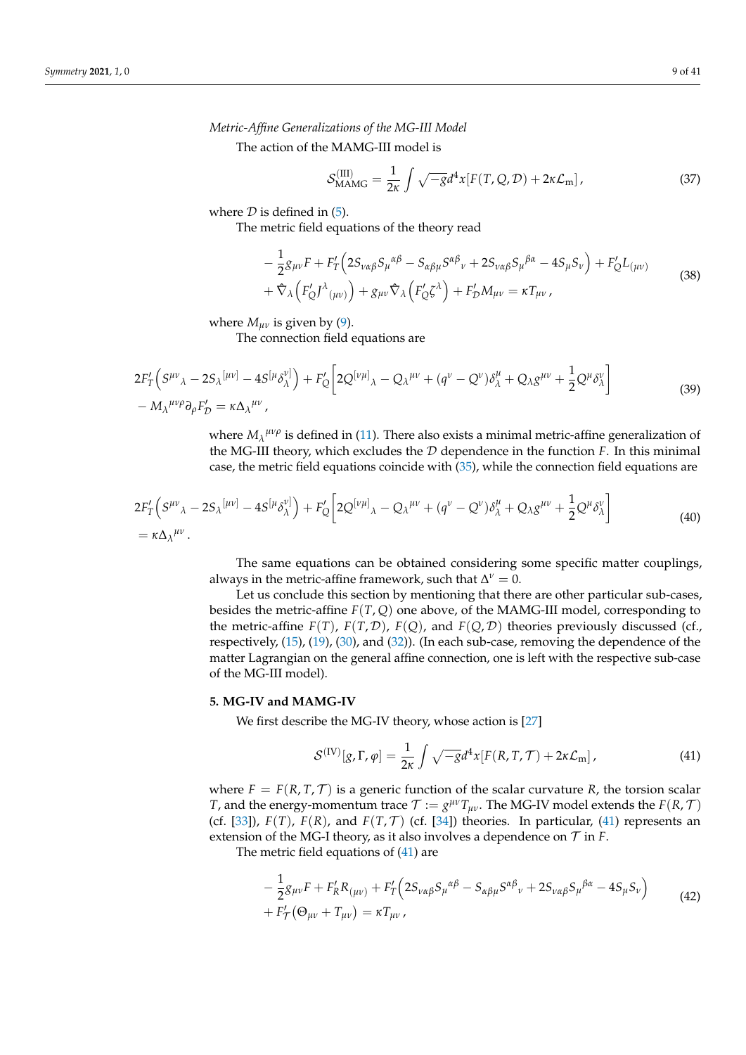*Metric-Affine Generalizations of the MG-III Model*

The action of the MAMG-III model is

$$\mathcal{S}^{(\mathrm{III})}_{\mathrm{MAMG}} = \frac{1}{2\kappa}\int \sqrt{-g}d^4x[F(T,Q,\mathcal{D}) + 2\kappa\mathcal{L}_{\mathrm{m}}]\,, \tag{37}$$

where $\mathcal{D}$ is defined in (5).

The metric field equations of the theory read

$$\begin{aligned}
&-\frac{1}{2}g_{\mu\nu}F + F'_T\Big(2S_{\nu\alpha\beta}S_{\mu}{}^{\alpha\beta} - S_{\alpha\beta\mu}S^{\alpha\beta}{}_{\nu} + 2S_{\nu\alpha\beta}S_{\mu}{}^{\beta\alpha} - 4S_{\mu}S_{\nu}\Big) + F'_Q L_{(\mu\nu)} \\
&+ \hat{\nabla}_{\lambda}\Big(F'_Q J^{\lambda}{}_{(\mu\nu)}\Big) + g_{\mu\nu}\hat{\nabla}_{\lambda}\Big(F'_Q\zeta^{\lambda}\Big) + F'_{\mathcal{D}}M_{\mu\nu} = \kappa T_{\mu\nu}\,,
\end{aligned} \tag{38}$$

where $M_{\mu\nu}$ is given by (9).

The connection field equations are

$$\begin{aligned}
&2F'_T\Big(S^{\mu\nu}{}_{\lambda} - 2S_{\lambda}{}^{[\mu\nu]} - 4S^{[\mu}\delta^{\nu]}_{\lambda}\Big) + F'_Q\bigg[2Q^{[\nu\mu]}{}_{\lambda} - Q_{\lambda}{}^{\mu\nu} + (q^{\nu} - Q^{\nu})\delta^{\mu}_{\lambda} + Q_{\lambda}g^{\mu\nu} + \frac{1}{2}Q^{\mu}\delta^{\nu}_{\lambda}\bigg] \\
&- M_{\lambda}{}^{\mu\nu\rho}\partial_{\rho}F'_{\mathcal{D}} = \kappa\Delta_{\lambda}{}^{\mu\nu}\,,
\end{aligned} \tag{39}$$

where $M_{\lambda}{}^{\mu\nu\rho}$ is defined in (11). There also exists a minimal metric-affine generalization of the MG-III theory, which excludes the $\mathcal{D}$ dependence in the function $F$. In this minimal case, the metric field equations coincide with (35), while the connection field equations are

$$\begin{aligned}
&2F'_T\Big(S^{\mu\nu}{}_{\lambda} - 2S_{\lambda}{}^{[\mu\nu]} - 4S^{[\mu}\delta^{\nu]}_{\lambda}\Big) + F'_Q\bigg[2Q^{[\nu\mu]}{}_{\lambda} - Q_{\lambda}{}^{\mu\nu} + (q^{\nu} - Q^{\nu})\delta^{\mu}_{\lambda} + Q_{\lambda}g^{\mu\nu} + \frac{1}{2}Q^{\mu}\delta^{\nu}_{\lambda}\bigg] \\
&= \kappa\Delta_{\lambda}{}^{\mu\nu}\,.
\end{aligned} \tag{40}$$

The same equations can be obtained considering some specific matter couplings, always in the metric-affine framework, such that $\Delta^{\nu} = 0$.

Let us conclude this section by mentioning that there are other particular sub-cases, besides the metric-affine $F(T,Q)$ one above, of the MAMG-III model, corresponding to the metric-affine $F(T)$, $F(T,\mathcal{D})$, $F(Q)$, and $F(Q,\mathcal{D})$ theories previously discussed (cf., respectively, (15), (19), (30), and (32)). (In each sub-case, removing the dependence of the matter Lagrangian on the general affine connection, one is left with the respective sub-case of the MG-III model).

## 5. MG-IV and MAMG-IV

We first describe the MG-IV theory, whose action is [27]

$$\mathcal{S}^{(\mathrm{IV})}[g,\Gamma,\varphi] = \frac{1}{2\kappa}\int \sqrt{-g}d^4x[F(R,T,\mathcal{T}) + 2\kappa\mathcal{L}_{\mathrm{m}}]\,, \tag{41}$$

where $F = F(R,T,\mathcal{T})$ is a generic function of the scalar curvature $R$, the torsion scalar $T$, and the energy-momentum trace $\mathcal{T} := g^{\mu\nu}T_{\mu\nu}$. The MG-IV model extends the $F(R,\mathcal{T})$ (cf. [33]), $F(T)$, $F(R)$, and $F(T,\mathcal{T})$ (cf. [34]) theories. In particular, (41) represents an extension of the MG-I theory, as it also involves a dependence on $\mathcal{T}$ in $F$.

The metric field equations of (41) are

$$\begin{aligned}
&-\frac{1}{2}g_{\mu\nu}F + F'_R R_{(\mu\nu)} + F'_T\Big(2S_{\nu\alpha\beta}S_{\mu}{}^{\alpha\beta} - S_{\alpha\beta\mu}S^{\alpha\beta}{}_{\nu} + 2S_{\nu\alpha\beta}S_{\mu}{}^{\beta\alpha} - 4S_{\mu}S_{\nu}\Big) \\
&+ F'_{\mathcal{T}}\big(\Theta_{\mu\nu} + T_{\mu\nu}\big) = \kappa T_{\mu\nu}\,,
\end{aligned} \tag{42}$$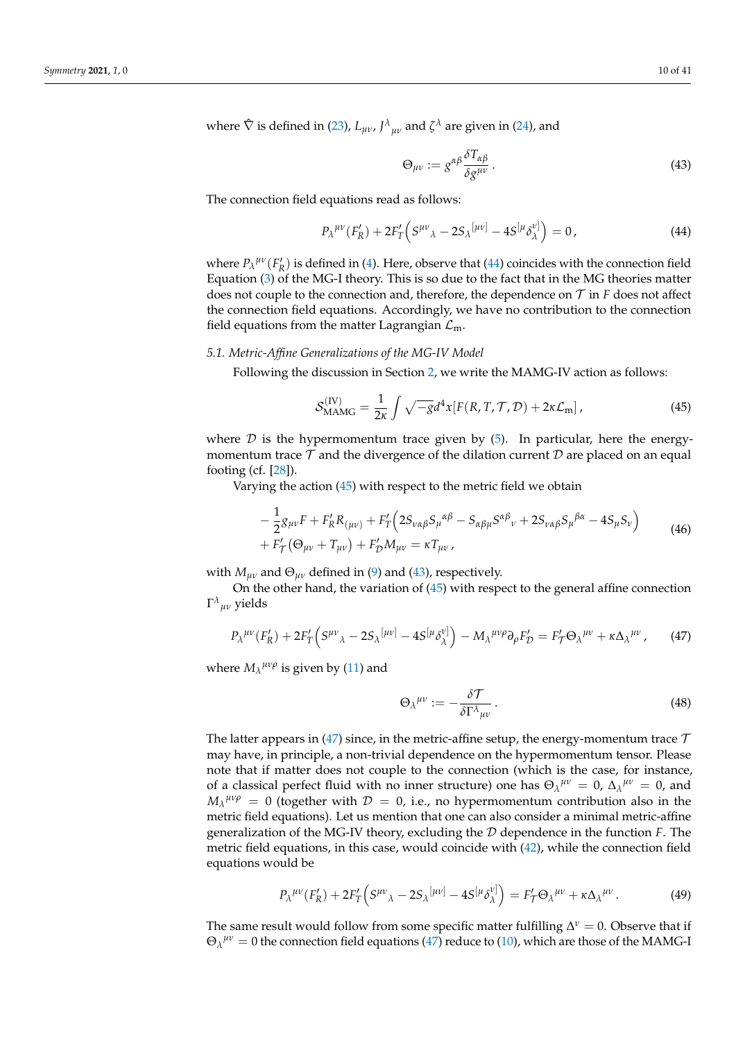where $\hat{\nabla}$ is defined in (23), $L_{\mu\nu}$, $J^{\lambda}{}_{\mu\nu}$ and $\zeta^{\lambda}$ are given in (24), and

$$\Theta_{\mu\nu} := g^{\alpha\beta}\frac{\delta T_{\alpha\beta}}{\delta g^{\mu\nu}}\,. \tag{43}$$

The connection field equations read as follows:

$$P_{\lambda}{}^{\mu\nu}(F'_R) + 2F'_T\left(S^{\mu\nu}{}_{\lambda} - 2S_{\lambda}{}^{[\mu\nu]} - 4S^{[\mu}\delta^{\nu]}_{\lambda}\right) = 0\,, \tag{44}$$

where $P_{\lambda}{}^{\mu\nu}(F'_R)$ is defined in (4). Here, observe that (44) coincides with the connection field Equation (3) of the MG-I theory. This is so due to the fact that in the MG theories matter does not couple to the connection and, therefore, the dependence on $\mathcal{T}$ in $F$ does not affect the connection field equations. Accordingly, we have no contribution to the connection field equations from the matter Lagrangian $\mathcal{L}_{\rm m}$.

### 5.1. Metric-Affine Generalizations of the MG-IV Model

Following the discussion in Section 2, we write the MAMG-IV action as follows:

$$\mathcal{S}^{\rm (IV)}_{\rm MAMG} = \frac{1}{2\kappa}\int \sqrt{-g}d^4x[F(R,T,\mathcal{T},\mathcal{D}) + 2\kappa\mathcal{L}_{\rm m}]\,, \tag{45}$$

where $\mathcal{D}$ is the hypermomentum trace given by (5). In particular, here the energy-momentum trace $\mathcal{T}$ and the divergence of the dilation current $\mathcal{D}$ are placed on an equal footing (cf. [28]).

Varying the action (45) with respect to the metric field we obtain

$$\begin{aligned}
&-\frac{1}{2}g_{\mu\nu}F + F'_R R_{(\mu\nu)} + F'_T\left(2S_{\nu\alpha\beta}S_{\mu}{}^{\alpha\beta} - S_{\alpha\beta\mu}S^{\alpha\beta}{}_{\nu} + 2S_{\nu\alpha\beta}S_{\mu}{}^{\beta\alpha} - 4S_{\mu}S_{\nu}\right)\\
&+F'_{\mathcal{T}}(\Theta_{\mu\nu} + T_{\mu\nu}) + F'_{\mathcal{D}}M_{\mu\nu} = \kappa T_{\mu\nu}\,,
\end{aligned} \tag{46}$$

with $M_{\mu\nu}$ and $\Theta_{\mu\nu}$ defined in (9) and (43), respectively.

On the other hand, the variation of (45) with respect to the general affine connection $\Gamma^{\lambda}{}_{\mu\nu}$ yields

$$P_{\lambda}{}^{\mu\nu}(F'_R) + 2F'_T\left(S^{\mu\nu}{}_{\lambda} - 2S_{\lambda}{}^{[\mu\nu]} - 4S^{[\mu}\delta^{\nu]}_{\lambda}\right) - M_{\lambda}{}^{\mu\nu\rho}\partial_{\rho}F'_{\mathcal{D}} = F'_{\mathcal{T}}\Theta_{\lambda}{}^{\mu\nu} + \kappa\Delta_{\lambda}{}^{\mu\nu}\,, \tag{47}$$

where $M_{\lambda}{}^{\mu\nu\rho}$ is given by (11) and

$$\Theta_{\lambda}{}^{\mu\nu} := -\frac{\delta\mathcal{T}}{\delta\Gamma^{\lambda}{}_{\mu\nu}}\,. \tag{48}$$

The latter appears in (47) since, in the metric-affine setup, the energy-momentum trace $\mathcal{T}$ may have, in principle, a non-trivial dependence on the hypermomentum tensor. Please note that if matter does not couple to the connection (which is the case, for instance, of a classical perfect fluid with no inner structure) one has $\Theta_{\lambda}{}^{\mu\nu} = 0$, $\Delta_{\lambda}{}^{\mu\nu} = 0$, and $M_{\lambda}{}^{\mu\nu\rho} = 0$ (together with $\mathcal{D} = 0$, i.e., no hypermomentum contribution also in the metric field equations). Let us mention that one can also consider a minimal metric-affine generalization of the MG-IV theory, excluding the $\mathcal{D}$ dependence in the function $F$. The metric field equations, in this case, would coincide with (42), while the connection field equations would be

$$P_{\lambda}{}^{\mu\nu}(F'_R) + 2F'_T\left(S^{\mu\nu}{}_{\lambda} - 2S_{\lambda}{}^{[\mu\nu]} - 4S^{[\mu}\delta^{\nu]}_{\lambda}\right) = F'_{\mathcal{T}}\Theta_{\lambda}{}^{\mu\nu} + \kappa\Delta_{\lambda}{}^{\mu\nu}\,. \tag{49}$$

The same result would follow from some specific matter fulfilling $\Delta^{\nu} = 0$. Observe that if $\Theta_{\lambda}{}^{\mu\nu} = 0$ the connection field equations (47) reduce to (10), which are those of the MAMG-I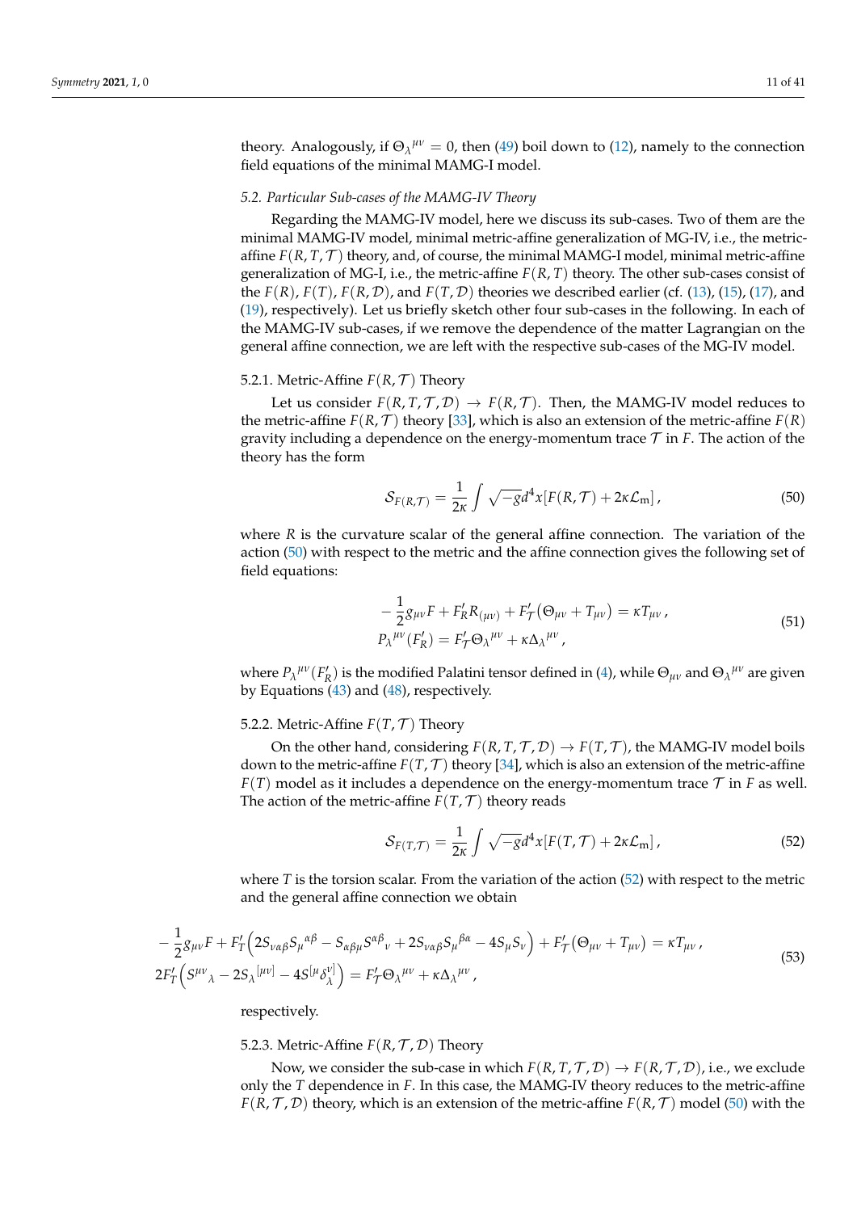theory. Analogously, if $\Theta_\lambda{}^{\mu\nu} = 0$, then (49) boil down to (12), namely to the connection field equations of the minimal MAMG-I model.

### 5.2. Particular Sub-cases of the MAMG-IV Theory

Regarding the MAMG-IV model, here we discuss its sub-cases. Two of them are the minimal MAMG-IV model, minimal metric-affine generalization of MG-IV, i.e., the metric-affine $F(R, T, \mathcal{T})$ theory, and, of course, the minimal MAMG-I model, minimal metric-affine generalization of MG-I, i.e., the metric-affine $F(R, T)$ theory. The other sub-cases consist of the $F(R)$, $F(T)$, $F(R, \mathcal{D})$, and $F(T, \mathcal{D})$ theories we described earlier (cf. (13), (15), (17), and (19), respectively). Let us briefly sketch other four sub-cases in the following. In each of the MAMG-IV sub-cases, if we remove the dependence of the matter Lagrangian on the general affine connection, we are left with the respective sub-cases of the MG-IV model.

#### 5.2.1. Metric-Affine $F(R, \mathcal{T})$ Theory

Let us consider $F(R, T, \mathcal{T}, \mathcal{D}) \to F(R, \mathcal{T})$. Then, the MAMG-IV model reduces to the metric-affine $F(R, \mathcal{T})$ theory [33], which is also an extension of the metric-affine $F(R)$ gravity including a dependence on the energy-momentum trace $\mathcal{T}$ in $F$. The action of the theory has the form

$$\mathcal{S}_{F(R,\mathcal{T})} = \frac{1}{2\kappa} \int \sqrt{-g} d^4x [F(R, \mathcal{T}) + 2\kappa \mathcal{L}_\mathrm{m}] \,, \tag{50}$$

where $R$ is the curvature scalar of the general affine connection. The variation of the action (50) with respect to the metric and the affine connection gives the following set of field equations:

$$\begin{aligned}
&-\frac{1}{2} g_{\mu\nu} F + F'_R R_{(\mu\nu)} + F'_{\mathcal{T}} \left( \Theta_{\mu\nu} + T_{\mu\nu} \right) = \kappa T_{\mu\nu} \,, \\
&P_\lambda{}^{\mu\nu}(F'_R) = F'_{\mathcal{T}} \Theta_\lambda{}^{\mu\nu} + \kappa \Delta_\lambda{}^{\mu\nu} \,,
\end{aligned} \tag{51}$$

where $P_\lambda{}^{\mu\nu}(F'_R)$ is the modified Palatini tensor defined in (4), while $\Theta_{\mu\nu}$ and $\Theta_\lambda{}^{\mu\nu}$ are given by Equations (43) and (48), respectively.

#### 5.2.2. Metric-Affine $F(T, \mathcal{T})$ Theory

On the other hand, considering $F(R, T, \mathcal{T}, \mathcal{D}) \to F(T, \mathcal{T})$, the MAMG-IV model boils down to the metric-affine $F(T, \mathcal{T})$ theory [34], which is also an extension of the metric-affine $F(T)$ model as it includes a dependence on the energy-momentum trace $\mathcal{T}$ in $F$ as well. The action of the metric-affine $F(T, \mathcal{T})$ theory reads

$$\mathcal{S}_{F(T,\mathcal{T})} = \frac{1}{2\kappa} \int \sqrt{-g} d^4x [F(T, \mathcal{T}) + 2\kappa \mathcal{L}_\mathrm{m}] \,, \tag{52}$$

where $T$ is the torsion scalar. From the variation of the action (52) with respect to the metric and the general affine connection we obtain

$$\begin{aligned}
&-\frac{1}{2} g_{\mu\nu} F + F'_T \left( 2 S_{\nu\alpha\beta} S_\mu{}^{\alpha\beta} - S_{\alpha\beta\mu} S^{\alpha\beta}{}_\nu + 2 S_{\nu\alpha\beta} S_\mu{}^{\beta\alpha} - 4 S_\mu S_\nu \right) + F'_{\mathcal{T}} \left( \Theta_{\mu\nu} + T_{\mu\nu} \right) = \kappa T_{\mu\nu} \,, \\
&2 F'_T \left( S^{\mu\nu}{}_\lambda - 2 S_\lambda{}^{[\mu\nu]} - 4 S^{[\mu} \delta^{\nu]}_\lambda \right) = F'_{\mathcal{T}} \Theta_\lambda{}^{\mu\nu} + \kappa \Delta_\lambda{}^{\mu\nu} \,,
\end{aligned} \tag{53}$$

respectively.

#### 5.2.3. Metric-Affine $F(R, \mathcal{T}, \mathcal{D})$ Theory

Now, we consider the sub-case in which $F(R, T, \mathcal{T}, \mathcal{D}) \to F(R, \mathcal{T}, \mathcal{D})$, i.e., we exclude only the $T$ dependence in $F$. In this case, the MAMG-IV theory reduces to the metric-affine $F(R, \mathcal{T}, \mathcal{D})$ theory, which is an extension of the metric-affine $F(R, \mathcal{T})$ model (50) with the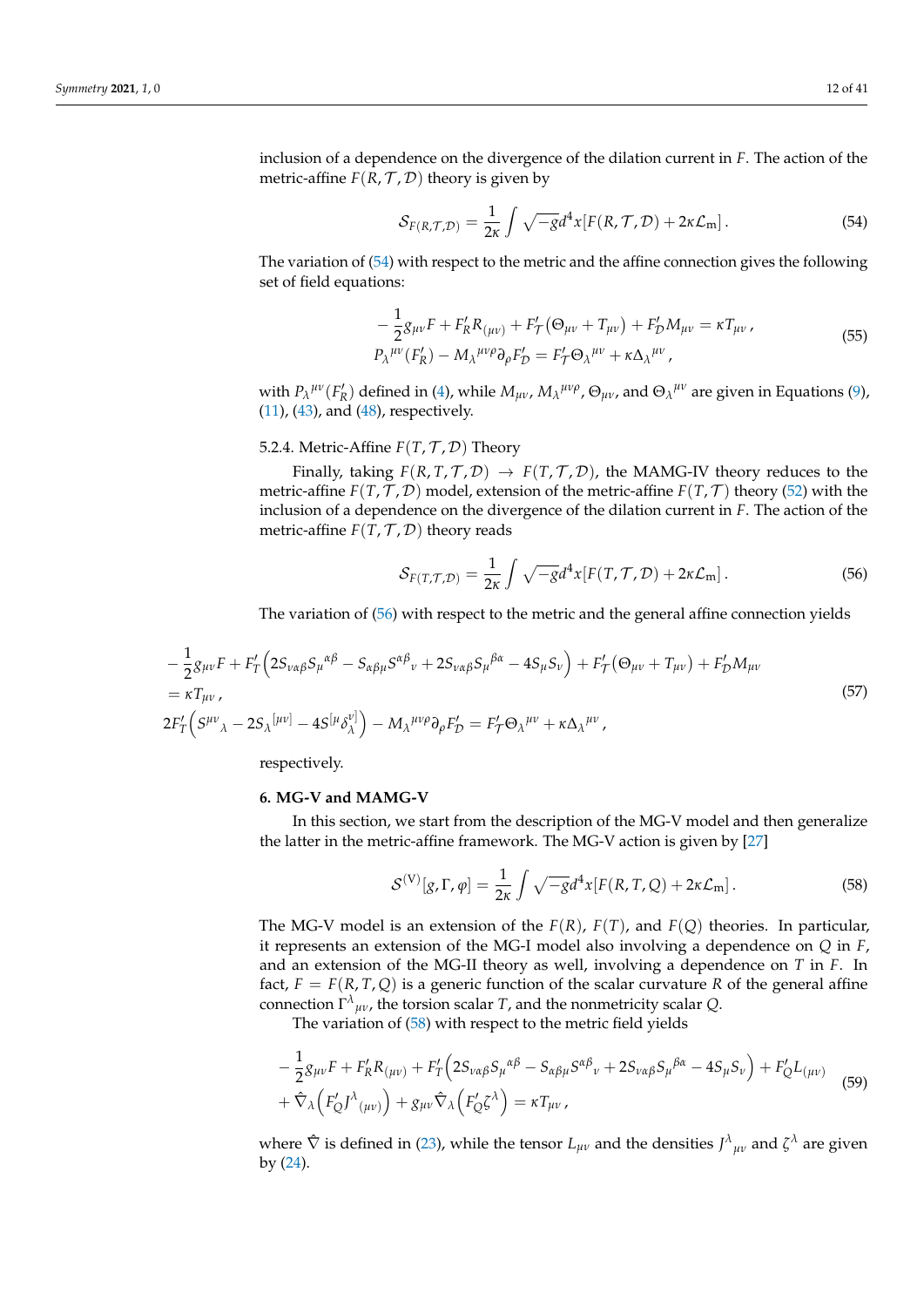inclusion of a dependence on the divergence of the dilation current in $F$. The action of the metric-affine $F(R, \mathcal{T}, \mathcal{D})$ theory is given by

$$\mathcal{S}_{F(R,\mathcal{T},\mathcal{D})} = \frac{1}{2\kappa} \int \sqrt{-g} d^4x [F(R, \mathcal{T}, \mathcal{D}) + 2\kappa \mathcal{L}_{\mathrm{m}}] \,. \tag{54}$$

The variation of (54) with respect to the metric and the affine connection gives the following set of field equations:

$$\begin{aligned}
&-\frac{1}{2} g_{\mu\nu} F + F'_R R_{(\mu\nu)} + F'_{\mathcal{T}} (\Theta_{\mu\nu} + T_{\mu\nu}) + F'_{\mathcal{D}} M_{\mu\nu} = \kappa T_{\mu\nu} \,, \\
&P_\lambda{}^{\mu\nu}(F'_R) - M_\lambda{}^{\mu\nu\rho} \partial_\rho F'_{\mathcal{D}} = F'_{\mathcal{T}} \Theta_\lambda{}^{\mu\nu} + \kappa \Delta_\lambda{}^{\mu\nu} \,,
\end{aligned} \tag{55}$$

with $P_\lambda{}^{\mu\nu}(F'_R)$ defined in (4), while $M_{\mu\nu}$, $M_\lambda{}^{\mu\nu\rho}$, $\Theta_{\mu\nu}$, and $\Theta_\lambda{}^{\mu\nu}$ are given in Equations (9), (11), (43), and (48), respectively.

#### 5.2.4. Metric-Affine $F(T, \mathcal{T}, \mathcal{D})$ Theory

Finally, taking $F(R, T, \mathcal{T}, \mathcal{D}) \rightarrow F(T, \mathcal{T}, \mathcal{D})$, the MAMG-IV theory reduces to the metric-affine $F(T, \mathcal{T}, \mathcal{D})$ model, extension of the metric-affine $F(T, \mathcal{T})$ theory (52) with the inclusion of a dependence on the divergence of the dilation current in $F$. The action of the metric-affine $F(T, \mathcal{T}, \mathcal{D})$ theory reads

$$\mathcal{S}_{F(T,\mathcal{T},\mathcal{D})} = \frac{1}{2\kappa} \int \sqrt{-g} d^4x [F(T, \mathcal{T}, \mathcal{D}) + 2\kappa \mathcal{L}_{\mathrm{m}}] \,. \tag{56}$$

The variation of (56) with respect to the metric and the general affine connection yields

$$\begin{aligned}
&-\frac{1}{2} g_{\mu\nu} F + F'_T \Big( 2 S_{\nu\alpha\beta} S_\mu{}^{\alpha\beta} - S_{\alpha\beta\mu} S^{\alpha\beta}{}_\nu + 2 S_{\nu\alpha\beta} S_\mu{}^{\beta\alpha} - 4 S_\mu S_\nu \Big) + F'_{\mathcal{T}} (\Theta_{\mu\nu} + T_{\mu\nu}) + F'_{\mathcal{D}} M_{\mu\nu} \\
&= \kappa T_{\mu\nu} \,, \\
&2 F'_T \Big( S^{\mu\nu}{}_\lambda - 2 S_\lambda{}^{[\mu\nu]} - 4 S^{[\mu} \delta^{\nu]}_\lambda \Big) - M_\lambda{}^{\mu\nu\rho} \partial_\rho F'_{\mathcal{D}} = F'_{\mathcal{T}} \Theta_\lambda{}^{\mu\nu} + \kappa \Delta_\lambda{}^{\mu\nu} \,,
\end{aligned} \tag{57}$$

respectively.

## 6. MG-V and MAMG-V

In this section, we start from the description of the MG-V model and then generalize the latter in the metric-affine framework. The MG-V action is given by [27]

$$\mathcal{S}^{(\mathrm{V})}[g, \Gamma, \varphi] = \frac{1}{2\kappa} \int \sqrt{-g} d^4x [F(R, T, Q) + 2\kappa \mathcal{L}_{\mathrm{m}}] \,. \tag{58}$$

The MG-V model is an extension of the $F(R)$, $F(T)$, and $F(Q)$ theories. In particular, it represents an extension of the MG-I model also involving a dependence on $Q$ in $F$, and an extension of the MG-II theory as well, involving a dependence on $T$ in $F$. In fact, $F = F(R, T, Q)$ is a generic function of the scalar curvature $R$ of the general affine connection $\Gamma^\lambda{}_{\mu\nu}$, the torsion scalar $T$, and the nonmetricity scalar $Q$.

The variation of (58) with respect to the metric field yields

$$\begin{aligned}
&-\frac{1}{2} g_{\mu\nu} F + F'_R R_{(\mu\nu)} + F'_T \Big( 2 S_{\nu\alpha\beta} S_\mu{}^{\alpha\beta} - S_{\alpha\beta\mu} S^{\alpha\beta}{}_\nu + 2 S_{\nu\alpha\beta} S_\mu{}^{\beta\alpha} - 4 S_\mu S_\nu \Big) + F'_Q L_{(\mu\nu)} \\
&+ \hat{\nabla}_\lambda \Big( F'_Q J^\lambda{}_{(\mu\nu)} \Big) + g_{\mu\nu} \hat{\nabla}_\lambda \Big( F'_Q \zeta^\lambda \Big) = \kappa T_{\mu\nu} \,,
\end{aligned} \tag{59}$$

where $\hat{\nabla}$ is defined in (23), while the tensor $L_{\mu\nu}$ and the densities $J^\lambda{}_{\mu\nu}$ and $\zeta^\lambda$ are given by (24).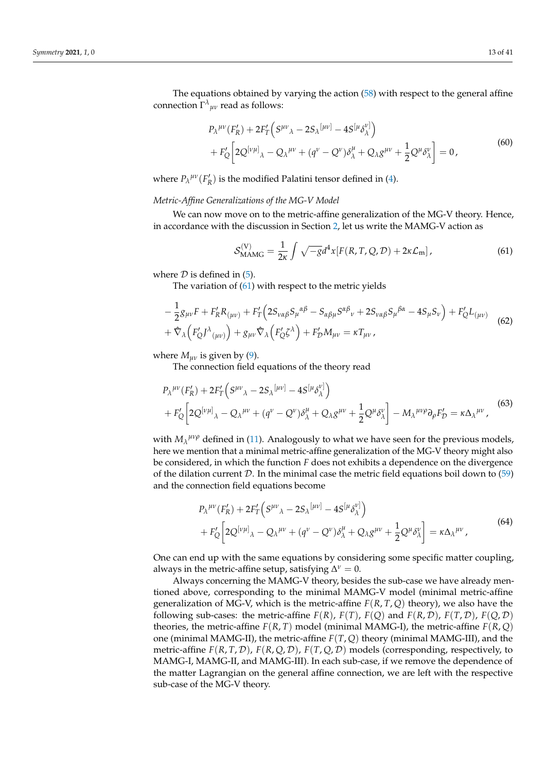The equations obtained by varying the action (58) with respect to the general affine connection $\Gamma^{\lambda}{}_{\mu\nu}$ read as follows:

$$
\begin{aligned}
& P_{\lambda}{}^{\mu\nu}(F_R') + 2F_T'\Big(S^{\mu\nu}{}_{\lambda} - 2S_{\lambda}{}^{[\mu\nu]} - 4S^{[\mu}\delta^{\nu]}_{\lambda}\Big) \\
& + F_Q'\bigg[2Q^{[\nu\mu]}{}_{\lambda} - Q_{\lambda}{}^{\mu\nu} + (q^{\nu} - Q^{\nu})\delta^{\mu}_{\lambda} + Q_{\lambda}g^{\mu\nu} + \frac{1}{2}Q^{\mu}\delta^{\nu}_{\lambda}\bigg] = 0\,,
\end{aligned}
\tag{60}
$$

where $P_{\lambda}{}^{\mu\nu}(F_R')$ is the modified Palatini tensor defined in (4).

*Metric-Affine Generalizations of the MG-V Model*

We can now move on to the metric-affine generalization of the MG-V theory. Hence, in accordance with the discussion in Section 2, let us write the MAMG-V action as

$$
\mathcal{S}^{(\text{V})}_{\text{MAMG}} = \frac{1}{2\kappa}\int \sqrt{-g}d^4x[F(R,T,Q,\mathcal{D}) + 2\kappa\mathcal{L}_{\text{m}}]\,,
\tag{61}
$$

where $\mathcal{D}$ is defined in (5).

The variation of (61) with respect to the metric yields

$$
\begin{aligned}
& -\frac{1}{2}g_{\mu\nu}F + F_R' R_{(\mu\nu)} + F_T'\Big(2S_{\nu\alpha\beta}S_{\mu}{}^{\alpha\beta} - S_{\alpha\beta\mu}S^{\alpha\beta}{}_{\nu} + 2S_{\nu\alpha\beta}S_{\mu}{}^{\beta\alpha} - 4S_{\mu}S_{\nu}\Big) + F_Q' L_{(\mu\nu)} \\
& + \hat{\nabla}_{\lambda}\Big(F_Q' J^{\lambda}{}_{(\mu\nu)}\Big) + g_{\mu\nu}\hat{\nabla}_{\lambda}\Big(F_Q'\zeta^{\lambda}\Big) + F_{\mathcal{D}}' M_{\mu\nu} = \kappa T_{\mu\nu}\,,
\end{aligned}
\tag{62}
$$

where $M_{\mu\nu}$ is given by (9).

The connection field equations of the theory read

$$
\begin{aligned}
& P_{\lambda}{}^{\mu\nu}(F_R') + 2F_T'\Big(S^{\mu\nu}{}_{\lambda} - 2S_{\lambda}{}^{[\mu\nu]} - 4S^{[\mu}\delta^{\nu]}_{\lambda}\Big) \\
& + F_Q'\bigg[2Q^{[\nu\mu]}{}_{\lambda} - Q_{\lambda}{}^{\mu\nu} + (q^{\nu} - Q^{\nu})\delta^{\mu}_{\lambda} + Q_{\lambda}g^{\mu\nu} + \frac{1}{2}Q^{\mu}\delta^{\nu}_{\lambda}\bigg] - M_{\lambda}{}^{\mu\nu\rho}\partial_{\rho}F_{\mathcal{D}}' = \kappa\Delta_{\lambda}{}^{\mu\nu}\,,
\end{aligned}
\tag{63}
$$

with $M_{\lambda}{}^{\mu\nu\rho}$ defined in (11). Analogously to what we have seen for the previous models, here we mention that a minimal metric-affine generalization of the MG-V theory might also be considered, in which the function $F$ does not exhibits a dependence on the divergence of the dilation current $\mathcal{D}$. In the minimal case the metric field equations boil down to (59) and the connection field equations become

$$
\begin{aligned}
& P_{\lambda}{}^{\mu\nu}(F_R') + 2F_T'\Big(S^{\mu\nu}{}_{\lambda} - 2S_{\lambda}{}^{[\mu\nu]} - 4S^{[\mu}\delta^{\nu]}_{\lambda}\Big) \\
& + F_Q'\bigg[2Q^{[\nu\mu]}{}_{\lambda} - Q_{\lambda}{}^{\mu\nu} + (q^{\nu} - Q^{\nu})\delta^{\mu}_{\lambda} + Q_{\lambda}g^{\mu\nu} + \frac{1}{2}Q^{\mu}\delta^{\nu}_{\lambda}\bigg] = \kappa\Delta_{\lambda}{}^{\mu\nu}\,,
\end{aligned}
\tag{64}
$$

One can end up with the same equations by considering some specific matter coupling, always in the metric-affine setup, satisfying $\Delta^{\nu} = 0$.

Always concerning the MAMG-V theory, besides the sub-case we have already mentioned above, corresponding to the minimal MAMG-V model (minimal metric-affine generalization of MG-V, which is the metric-affine $F(R,T,Q)$ theory), we also have the following sub-cases: the metric-affine $F(R)$, $F(T)$, $F(Q)$ and $F(R,\mathcal{D})$, $F(T,\mathcal{D})$, $F(Q,\mathcal{D})$ theories, the metric-affine $F(R,T)$ model (minimal MAMG-I), the metric-affine $F(R,Q)$ one (minimal MAMG-II), the metric-affine $F(T,Q)$ theory (minimal MAMG-III), and the metric-affine $F(R,T,\mathcal{D})$, $F(R,Q,\mathcal{D})$, $F(T,Q,\mathcal{D})$ models (corresponding, respectively, to MAMG-I, MAMG-II, and MAMG-III). In each sub-case, if we remove the dependence of the matter Lagrangian on the general affine connection, we are left with the respective sub-case of the MG-V theory.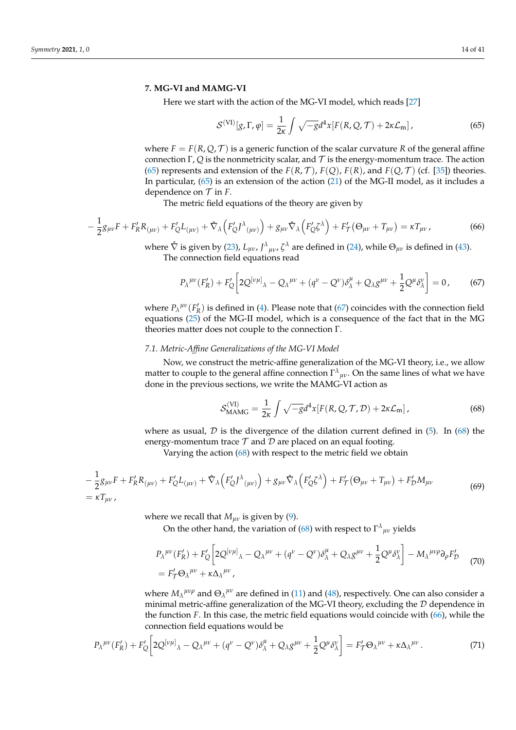## 7. MG-VI and MAMG-VI

Here we start with the action of the MG-VI model, which reads [27]

$$\mathcal{S}^{(\mathrm{VI})}[g,\Gamma,\varphi]=\frac{1}{2\kappa}\int\sqrt{-g}d^4x[F(R,Q,\mathcal{T})+2\kappa\mathcal{L}_{\mathrm{m}}]\,, \tag{65}$$

where $F=F(R,Q,\mathcal{T})$ is a generic function of the scalar curvature $R$ of the general affine connection $\Gamma$, $Q$ is the nonmetricity scalar, and $\mathcal{T}$ is the energy-momentum trace. The action (65) represents and extension of the $F(R,\mathcal{T})$, $F(Q)$, $F(R)$, and $F(Q,\mathcal{T})$ (cf. [35]) theories. In particular, (65) is an extension of the action (21) of the MG-II model, as it includes a dependence on $\mathcal{T}$ in $F$.

The metric field equations of the theory are given by

$$-\frac{1}{2}g_{\mu\nu}F+F'_R R_{(\mu\nu)}+F'_Q L_{(\mu\nu)}+\hat{\nabla}_\lambda\left(F'_Q J^\lambda{}_{(\mu\nu)}\right)+g_{\mu\nu}\hat{\nabla}_\lambda\left(F'_Q\zeta^\lambda\right)+F'_{\mathcal{T}}(\Theta_{\mu\nu}+T_{\mu\nu})=\kappa T_{\mu\nu}\,, \tag{66}$$

where $\hat{\nabla}$ is given by (23), $L_{\mu\nu}$, $J^\lambda{}_{\mu\nu}$, $\zeta^\lambda$ are defined in (24), while $\Theta_{\mu\nu}$ is defined in (43).

The connection field equations read

$$P_\lambda{}^{\mu\nu}(F'_R)+F'_Q\left[2Q^{[\nu\mu]}{}_\lambda-Q_\lambda{}^{\mu\nu}+(q^\nu-Q^\nu)\delta^\mu_\lambda+Q_\lambda g^{\mu\nu}+\frac{1}{2}Q^\mu\delta^\nu_\lambda\right]=0\,, \tag{67}$$

where $P_\lambda{}^{\mu\nu}(F'_R)$ is defined in (4). Please note that (67) coincides with the connection field equations (25) of the MG-II model, which is a consequence of the fact that in the MG theories matter does not couple to the connection $\Gamma$.

### 7.1. Metric-Affine Generalizations of the MG-VI Model

Now, we construct the metric-affine generalization of the MG-VI theory, i.e., we allow matter to couple to the general affine connection $\Gamma^\lambda{}_{\mu\nu}$. On the same lines of what we have done in the previous sections, we write the MAMG-VI action as

$$\mathcal{S}^{(\mathrm{VI})}_{\mathrm{MAMG}}=\frac{1}{2\kappa}\int\sqrt{-g}d^4x[F(R,Q,\mathcal{T},\mathcal{D})+2\kappa\mathcal{L}_{\mathrm{m}}]\,, \tag{68}$$

where as usual, $\mathcal{D}$ is the divergence of the dilation current defined in (5). In (68) the energy-momentum trace $\mathcal{T}$ and $\mathcal{D}$ are placed on an equal footing.

Varying the action (68) with respect to the metric field we obtain

$$\begin{aligned}&-\frac{1}{2}g_{\mu\nu}F+F'_R R_{(\mu\nu)}+F'_Q L_{(\mu\nu)}+\hat{\nabla}_\lambda\left(F'_Q J^\lambda{}_{(\mu\nu)}\right)+g_{\mu\nu}\hat{\nabla}_\lambda\left(F'_Q\zeta^\lambda\right)+F'_{\mathcal{T}}(\Theta_{\mu\nu}+T_{\mu\nu})+F'_{\mathcal{D}}M_{\mu\nu}\\&=\kappa T_{\mu\nu}\,,\end{aligned} \tag{69}$$

where we recall that $M_{\mu\nu}$ is given by (9).

On the other hand, the variation of (68) with respect to $\Gamma^\lambda{}_{\mu\nu}$ yields

$$\begin{aligned}&P_\lambda{}^{\mu\nu}(F'_R)+F'_Q\left[2Q^{[\nu\mu]}{}_\lambda-Q_\lambda{}^{\mu\nu}+(q^\nu-Q^\nu)\delta^\mu_\lambda+Q_\lambda g^{\mu\nu}+\frac{1}{2}Q^\mu\delta^\nu_\lambda\right]-M_\lambda{}^{\mu\nu\rho}\partial_\rho F'_{\mathcal{D}}\\&=F'_{\mathcal{T}}\Theta_\lambda{}^{\mu\nu}+\kappa\Delta_\lambda{}^{\mu\nu}\,,\end{aligned} \tag{70}$$

where $M_\lambda{}^{\mu\nu\rho}$ and $\Theta_\lambda{}^{\mu\nu}$ are defined in (11) and (48), respectively. One can also consider a minimal metric-affine generalization of the MG-VI theory, excluding the $\mathcal{D}$ dependence in the function $F$. In this case, the metric field equations would coincide with (66), while the connection field equations would be

$$P_\lambda{}^{\mu\nu}(F'_R)+F'_Q\left[2Q^{[\nu\mu]}{}_\lambda-Q_\lambda{}^{\mu\nu}+(q^\nu-Q^\nu)\delta^\mu_\lambda+Q_\lambda g^{\mu\nu}+\frac{1}{2}Q^\mu\delta^\nu_\lambda\right]=F'_{\mathcal{T}}\Theta_\lambda{}^{\mu\nu}+\kappa\Delta_\lambda{}^{\mu\nu}\,. \tag{71}$$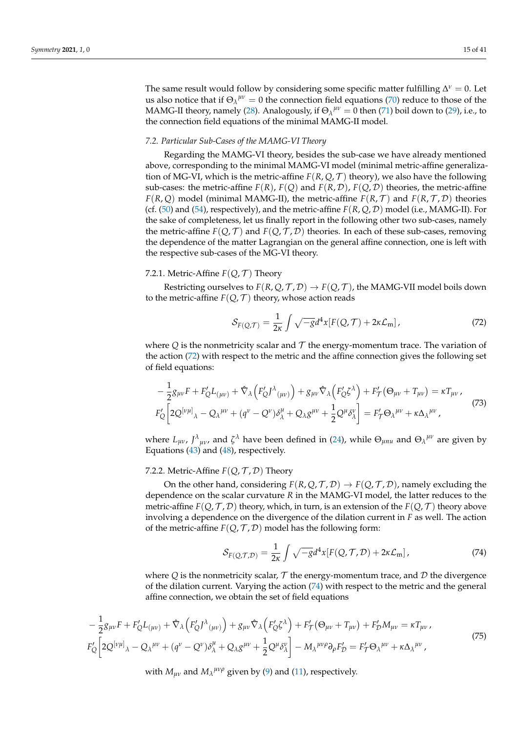The same result would follow by considering some specific matter fulfilling $\Delta^{\nu} = 0$. Let us also notice that if $\Theta_{\lambda}{}^{\mu\nu} = 0$ the connection field equations (70) reduce to those of the MAMG-II theory, namely (28). Analogously, if $\Theta_{\lambda}{}^{\mu\nu} = 0$ then (71) boil down to (29), i.e., to the connection field equations of the minimal MAMG-II model.

### *7.2. Particular Sub-Cases of the MAMG-VI Theory*

Regarding the MAMG-VI theory, besides the sub-case we have already mentioned above, corresponding to the minimal MAMG-VI model (minimal metric-affine generalization of MG-VI, which is the metric-affine $F(R, Q, \mathcal{T})$ theory), we also have the following sub-cases: the metric-affine $F(R)$, $F(Q)$ and $F(R, \mathcal{D})$, $F(Q, \mathcal{D})$ theories, the metric-affine $F(R, Q)$ model (minimal MAMG-II), the metric-affine $F(R, \mathcal{T})$ and $F(R, \mathcal{T}, \mathcal{D})$ theories (cf. (50) and (54), respectively), and the metric-affine $F(R, Q, \mathcal{D})$ model (i.e., MAMG-II). For the sake of completeness, let us finally report in the following other two sub-cases, namely the metric-affine $F(Q, \mathcal{T})$ and $F(Q, \mathcal{T}, \mathcal{D})$ theories. In each of these sub-cases, removing the dependence of the matter Lagrangian on the general affine connection, one is left with the respective sub-cases of the MG-VI theory.

#### 7.2.1. Metric-Affine $F(Q, \mathcal{T})$ Theory

Restricting ourselves to $F(R, Q, \mathcal{T}, \mathcal{D}) \to F(Q, \mathcal{T})$, the MAMG-VII model boils down to the metric-affine $F(Q, \mathcal{T})$ theory, whose action reads

$$
\mathcal{S}_{F(Q,\mathcal{T})} = \frac{1}{2\kappa} \int \sqrt{-g} d^4x [F(Q, \mathcal{T}) + 2\kappa \mathcal{L}_{\mathrm{m}}] \,, \tag{72}
$$

where $Q$ is the nonmetricity scalar and $\mathcal{T}$ the energy-momentum trace. The variation of the action (72) with respect to the metric and the affine connection gives the following set of field equations:

$$
\begin{aligned}
& -\frac{1}{2} g_{\mu\nu} F + F'_Q L_{(\mu\nu)} + \hat{\nabla}_{\lambda}\left(F'_Q J^{\lambda}{}_{(\mu\nu)}\right) + g_{\mu\nu} \hat{\nabla}_{\lambda}\left(F'_Q \zeta^{\lambda}\right) + F'_{\mathcal{T}}(\Theta_{\mu\nu} + T_{\mu\nu}) = \kappa T_{\mu\nu} \,, \\
& F'_Q \left[ 2 Q^{[\nu\mu]}{}_{\lambda} - Q_{\lambda}{}^{\mu\nu} + (q^{\nu} - Q^{\nu}) \delta^{\mu}_{\lambda} + Q_{\lambda} g^{\mu\nu} + \frac{1}{2} Q^{\mu} \delta^{\nu}_{\lambda} \right] = F'_{\mathcal{T}} \Theta_{\lambda}{}^{\mu\nu} + \kappa \Delta_{\lambda}{}^{\mu\nu} \,,
\end{aligned} \tag{73}
$$

where $L_{\mu\nu}$, $J^{\lambda}{}_{\mu\nu}$, and $\zeta^{\lambda}$ have been defined in (24), while $\Theta_{\mu nu}$ and $\Theta_{\lambda}{}^{\mu\nu}$ are given by Equations (43) and (48), respectively.

#### 7.2.2. Metric-Affine $F(Q, \mathcal{T}, \mathcal{D})$ Theory

On the other hand, considering $F(R, Q, \mathcal{T}, \mathcal{D}) \to F(Q, \mathcal{T}, \mathcal{D})$, namely excluding the dependence on the scalar curvature $R$ in the MAMG-VI model, the latter reduces to the metric-affine $F(Q, \mathcal{T}, \mathcal{D})$ theory, which, in turn, is an extension of the $F(Q, \mathcal{T})$ theory above involving a dependence on the divergence of the dilation current in $F$ as well. The action of the metric-affine $F(Q, \mathcal{T}, \mathcal{D})$ model has the following form:

$$
\mathcal{S}_{F(Q,\mathcal{T},\mathcal{D})} = \frac{1}{2\kappa} \int \sqrt{-g} d^4x [F(Q, \mathcal{T}, \mathcal{D}) + 2\kappa \mathcal{L}_{\mathrm{m}}] \,, \tag{74}
$$

where $Q$ is the nonmetricity scalar, $\mathcal{T}$ the energy-momentum trace, and $\mathcal{D}$ the divergence of the dilation current. Varying the action (74) with respect to the metric and the general affine connection, we obtain the set of field equations

$$
\begin{aligned}
& -\frac{1}{2} g_{\mu\nu} F + F'_Q L_{(\mu\nu)} + \hat{\nabla}_{\lambda}\left(F'_Q J^{\lambda}{}_{(\mu\nu)}\right) + g_{\mu\nu} \hat{\nabla}_{\lambda}\left(F'_Q \zeta^{\lambda}\right) + F'_{\mathcal{T}}(\Theta_{\mu\nu} + T_{\mu\nu}) + F'_{\mathcal{D}} M_{\mu\nu} = \kappa T_{\mu\nu} \,, \\
& F'_Q \left[ 2 Q^{[\nu\mu]}{}_{\lambda} - Q_{\lambda}{}^{\mu\nu} + (q^{\nu} - Q^{\nu}) \delta^{\mu}_{\lambda} + Q_{\lambda} g^{\mu\nu} + \frac{1}{2} Q^{\mu} \delta^{\nu}_{\lambda} \right] - M_{\lambda}{}^{\mu\nu\rho} \partial_{\rho} F'_{\mathcal{D}} = F'_{\mathcal{T}} \Theta_{\lambda}{}^{\mu\nu} + \kappa \Delta_{\lambda}{}^{\mu\nu} \,,
\end{aligned} \tag{75}
$$

with $M_{\mu\nu}$ and $M_{\lambda}{}^{\mu\nu\rho}$ given by (9) and (11), respectively.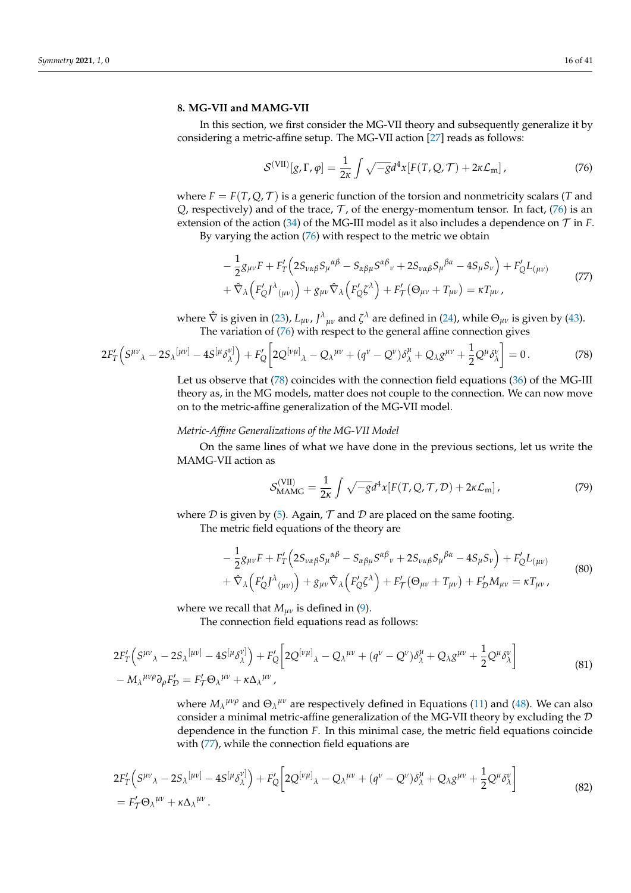## 8. MG-VII and MAMG-VII

In this section, we first consider the MG-VII theory and subsequently generalize it by considering a metric-affine setup. The MG-VII action [27] reads as follows:

$$\mathcal{S}^{(\mathrm{VII})}[g,\Gamma,\varphi] = \frac{1}{2\kappa}\int \sqrt{-g}d^4x[F(T,Q,\mathcal{T}) + 2\kappa\mathcal{L}_{\mathrm{m}}]\,, \tag{76}$$

where $F = F(T,Q,\mathcal{T})$ is a generic function of the torsion and nonmetricity scalars ($T$ and $Q$, respectively) and of the trace, $\mathcal{T}$, of the energy-momentum tensor. In fact, (76) is an extension of the action (34) of the MG-III model as it also includes a dependence on $\mathcal{T}$ in $F$.

By varying the action (76) with respect to the metric we obtain

$$\begin{aligned}
&-\frac{1}{2}g_{\mu\nu}F + F'_T\Big(2S_{\nu\alpha\beta}S_{\mu}{}^{\alpha\beta} - S_{\alpha\beta\mu}S^{\alpha\beta}{}_{\nu} + 2S_{\nu\alpha\beta}S_{\mu}{}^{\beta\alpha} - 4S_{\mu}S_{\nu}\Big) + F'_Q L_{(\mu\nu)} \\
&+ \hat{\nabla}_\lambda\Big(F'_Q J^{\lambda}{}_{(\mu\nu)}\Big) + g_{\mu\nu}\hat{\nabla}_\lambda\Big(F'_Q\zeta^\lambda\Big) + F'_{\mathcal{T}}(\Theta_{\mu\nu} + T_{\mu\nu}) = \kappa T_{\mu\nu}\,,
\end{aligned} \tag{77}$$

where $\hat{\nabla}$ is given in (23), $L_{\mu\nu}$, $J^{\lambda}{}_{\mu\nu}$ and $\zeta^\lambda$ are defined in (24), while $\Theta_{\mu\nu}$ is given by (43).

The variation of (76) with respect to the general affine connection gives

$$2F'_T\Big(S^{\mu\nu}{}_{\lambda} - 2S_{\lambda}{}^{[\mu\nu]} - 4S^{[\mu}\delta^{\nu]}_{\lambda}\Big) + F'_Q\Big[2Q^{[\nu\mu]}{}_{\lambda} - Q_{\lambda}{}^{\mu\nu} + (q^\nu - Q^\nu)\delta^\mu_\lambda + Q_\lambda g^{\mu\nu} + \frac{1}{2}Q^\mu\delta^\nu_\lambda\Big] = 0\,. \tag{78}$$

Let us observe that (78) coincides with the connection field equations (36) of the MG-III theory as, in the MG models, matter does not couple to the connection. We can now move on to the metric-affine generalization of the MG-VII model.

*Metric-Affine Generalizations of the MG-VII Model*

On the same lines of what we have done in the previous sections, let us write the MAMG-VII action as

$$\mathcal{S}^{(\mathrm{VII})}_{\mathrm{MAMG}} = \frac{1}{2\kappa}\int \sqrt{-g}d^4x[F(T,Q,\mathcal{T},\mathcal{D}) + 2\kappa\mathcal{L}_{\mathrm{m}}]\,, \tag{79}$$

where $\mathcal{D}$ is given by (5). Again, $\mathcal{T}$ and $\mathcal{D}$ are placed on the same footing.

The metric field equations of the theory are

$$\begin{aligned}
&-\frac{1}{2}g_{\mu\nu}F + F'_T\Big(2S_{\nu\alpha\beta}S_{\mu}{}^{\alpha\beta} - S_{\alpha\beta\mu}S^{\alpha\beta}{}_{\nu} + 2S_{\nu\alpha\beta}S_{\mu}{}^{\beta\alpha} - 4S_{\mu}S_{\nu}\Big) + F'_Q L_{(\mu\nu)} \\
&+ \hat{\nabla}_\lambda\Big(F'_Q J^{\lambda}{}_{(\mu\nu)}\Big) + g_{\mu\nu}\hat{\nabla}_\lambda\Big(F'_Q\zeta^\lambda\Big) + F'_{\mathcal{T}}(\Theta_{\mu\nu} + T_{\mu\nu}) + F'_{\mathcal{D}}M_{\mu\nu} = \kappa T_{\mu\nu}\,,
\end{aligned} \tag{80}$$

where we recall that $M_{\mu\nu}$ is defined in (9).

The connection field equations read as follows:

$$\begin{aligned}
&2F'_T\Big(S^{\mu\nu}{}_{\lambda} - 2S_{\lambda}{}^{[\mu\nu]} - 4S^{[\mu}\delta^{\nu]}_{\lambda}\Big) + F'_Q\Big[2Q^{[\nu\mu]}{}_{\lambda} - Q_{\lambda}{}^{\mu\nu} + (q^\nu - Q^\nu)\delta^\mu_\lambda + Q_\lambda g^{\mu\nu} + \frac{1}{2}Q^\mu\delta^\nu_\lambda\Big] \\
&- M_{\lambda}{}^{\mu\nu\rho}\partial_\rho F'_{\mathcal{D}} = F'_{\mathcal{T}}\Theta_{\lambda}{}^{\mu\nu} + \kappa\Delta_{\lambda}{}^{\mu\nu}\,,
\end{aligned} \tag{81}$$

where $M_{\lambda}{}^{\mu\nu\rho}$ and $\Theta_{\lambda}{}^{\mu\nu}$ are respectively defined in Equations (11) and (48). We can also consider a minimal metric-affine generalization of the MG-VII theory by excluding the $\mathcal{D}$ dependence in the function $F$. In this minimal case, the metric field equations coincide with (77), while the connection field equations are

$$\begin{aligned}
&2F'_T\Big(S^{\mu\nu}{}_{\lambda} - 2S_{\lambda}{}^{[\mu\nu]} - 4S^{[\mu}\delta^{\nu]}_{\lambda}\Big) + F'_Q\Big[2Q^{[\nu\mu]}{}_{\lambda} - Q_{\lambda}{}^{\mu\nu} + (q^\nu - Q^\nu)\delta^\mu_\lambda + Q_\lambda g^{\mu\nu} + \frac{1}{2}Q^\mu\delta^\nu_\lambda\Big] \\
&= F'_{\mathcal{T}}\Theta_{\lambda}{}^{\mu\nu} + \kappa\Delta_{\lambda}{}^{\mu\nu}\,.
\end{aligned} \tag{82}$$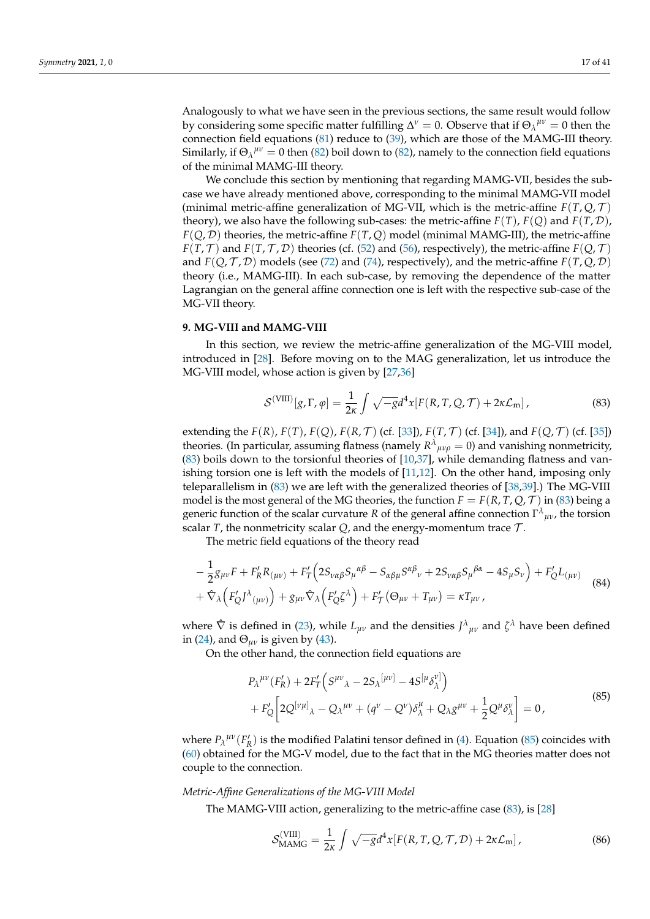Analogously to what we have seen in the previous sections, the same result would follow by considering some specific matter fulfilling $\Delta^{\nu} = 0$. Observe that if $\Theta_{\lambda}{}^{\mu\nu} = 0$ then the connection field equations (81) reduce to (39), which are those of the MAMG-III theory. Similarly, if $\Theta_{\lambda}{}^{\mu\nu} = 0$ then (82) boil down to (82), namely to the connection field equations of the minimal MAMG-III theory.

We conclude this section by mentioning that regarding MAMG-VII, besides the sub-case we have already mentioned above, corresponding to the minimal MAMG-VII model (minimal metric-affine generalization of MG-VII, which is the metric-affine $F(T, Q, \mathcal{T})$ theory), we also have the following sub-cases: the metric-affine $F(T)$, $F(Q)$ and $F(T, \mathcal{D})$, $F(Q, \mathcal{D})$ theories, the metric-affine $F(T, Q)$ model (minimal MAMG-III), the metric-affine $F(T, \mathcal{T})$ and $F(T, \mathcal{T}, \mathcal{D})$ theories (cf. (52) and (56), respectively), the metric-affine $F(Q, \mathcal{T})$ and $F(Q, \mathcal{T}, \mathcal{D})$ models (see (72) and (74), respectively), and the metric-affine $F(T, Q, \mathcal{D})$ theory (i.e., MAMG-III). In each sub-case, by removing the dependence of the matter Lagrangian on the general affine connection one is left with the respective sub-case of the MG-VII theory.

## 9. MG-VIII and MAMG-VIII

In this section, we review the metric-affine generalization of the MG-VIII model, introduced in [28]. Before moving on to the MAG generalization, let us introduce the MG-VIII model, whose action is given by [27,36]

$$\mathcal{S}^{(\mathrm{VIII})}[g, \Gamma, \varphi] = \frac{1}{2\kappa} \int \sqrt{-g} d^4x [F(R, T, Q, \mathcal{T}) + 2\kappa \mathcal{L}_{\mathrm{m}}] \,, \tag{83}$$

extending the $F(R)$, $F(T)$, $F(Q)$, $F(R, \mathcal{T})$ (cf. [33]), $F(T, \mathcal{T})$ (cf. [34]), and $F(Q, \mathcal{T})$ (cf. [35]) theories. (In particular, assuming flatness (namely $R^{\lambda}{}_{\mu\nu\rho} = 0$) and vanishing nonmetricity, (83) boils down to the torsionful theories of [10,37], while demanding flatness and vanishing torsion one is left with the models of [11,12]. On the other hand, imposing only teleparallelism in (83) we are left with the generalized theories of [38,39].) The MG-VIII model is the most general of the MG theories, the function $F = F(R, T, Q, \mathcal{T})$ in (83) being a generic function of the scalar curvature $R$ of the general affine connection $\Gamma^{\lambda}{}_{\mu\nu}$, the torsion scalar $T$, the nonmetricity scalar $Q$, and the energy-momentum trace $\mathcal{T}$.

The metric field equations of the theory read

$$\begin{aligned}
&-\frac{1}{2} g_{\mu\nu} F + F'_R R_{(\mu\nu)} + F'_T \Big( 2 S_{\nu\alpha\beta} S_{\mu}{}^{\alpha\beta} - S_{\alpha\beta\mu} S^{\alpha\beta}{}_{\nu} + 2 S_{\nu\alpha\beta} S_{\mu}{}^{\beta\alpha} - 4 S_{\mu} S_{\nu} \Big) + F'_Q L_{(\mu\nu)} \\
&+ \hat{\nabla}_{\lambda} \Big( F'_Q J^{\lambda}{}_{(\mu\nu)} \Big) + g_{\mu\nu} \hat{\nabla}_{\lambda} \Big( F'_Q \zeta^{\lambda} \Big) + F'_{\mathcal{T}} (\Theta_{\mu\nu} + T_{\mu\nu}) = \kappa T_{\mu\nu} \,,
\end{aligned} \tag{84}$$

where $\hat{\nabla}$ is defined in (23), while $L_{\mu\nu}$ and the densities $J^{\lambda}{}_{\mu\nu}$ and $\zeta^{\lambda}$ have been defined in (24), and $\Theta_{\mu\nu}$ is given by (43).

On the other hand, the connection field equations are

$$\begin{aligned}
&P_{\lambda}{}^{\mu\nu}(F'_R) + 2 F'_T \Big( S^{\mu\nu}{}_{\lambda} - 2 S_{\lambda}{}^{[\mu\nu]} - 4 S^{[\mu} \delta^{\nu]}_{\lambda} \Big) \\
&+ F'_Q \bigg[ 2 Q^{[\nu\mu]}{}_{\lambda} - Q_{\lambda}{}^{\mu\nu} + (q^{\nu} - Q^{\nu}) \delta^{\mu}_{\lambda} + Q_{\lambda} g^{\mu\nu} + \frac{1}{2} Q^{\mu} \delta^{\nu}_{\lambda} \bigg] = 0 \,,
\end{aligned} \tag{85}$$

where $P_{\lambda}{}^{\mu\nu}(F'_R)$ is the modified Palatini tensor defined in (4). Equation (85) coincides with (60) obtained for the MG-V model, due to the fact that in the MG theories matter does not couple to the connection.

*Metric-Affine Generalizations of the MG-VIII Model*

The MAMG-VIII action, generalizing to the metric-affine case (83), is [28]

$$\mathcal{S}^{(\mathrm{VIII})}_{\mathrm{MAMG}} = \frac{1}{2\kappa} \int \sqrt{-g} d^4x [F(R, T, Q, \mathcal{T}, \mathcal{D}) + 2\kappa \mathcal{L}_{\mathrm{m}}] \,, \tag{86}$$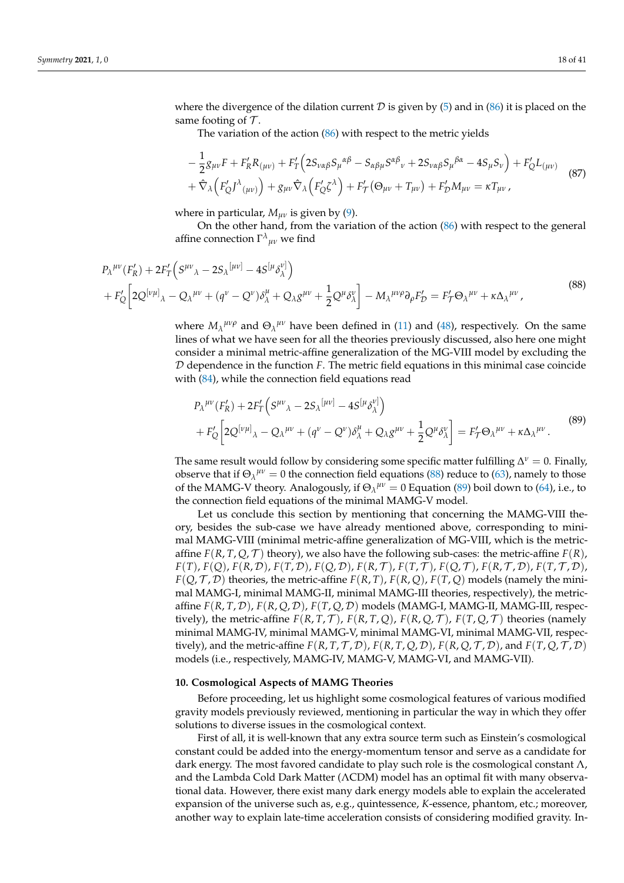where the divergence of the dilation current $\mathcal{D}$ is given by (5) and in (86) it is placed on the same footing of $\mathcal{T}$.

The variation of the action (86) with respect to the metric yields

$$
\begin{aligned}
&-\frac{1}{2}g_{\mu\nu}F + F'_R R_{(\mu\nu)} + F'_T\Big(2S_{\nu\alpha\beta}S_\mu{}^{\alpha\beta} - S_{\alpha\beta\mu}S^{\alpha\beta}{}_\nu + 2S_{\nu\alpha\beta}S_\mu{}^{\beta\alpha} - 4S_\mu S_\nu\Big) + F'_Q L_{(\mu\nu)} \\
&+ \hat{\nabla}_\lambda\Big(F'_Q J^\lambda{}_{(\mu\nu)}\Big) + g_{\mu\nu}\hat{\nabla}_\lambda\Big(F'_Q \zeta^\lambda\Big) + F'_{\mathcal{T}}(\Theta_{\mu\nu} + T_{\mu\nu}) + F'_{\mathcal{D}} M_{\mu\nu} = \kappa T_{\mu\nu}\,,
\end{aligned}
\tag{87}
$$

where in particular, $M_{\mu\nu}$ is given by (9).

On the other hand, from the variation of the action (86) with respect to the general affine connection $\Gamma^\lambda{}_{\mu\nu}$ we find

$$
\begin{aligned}
&P_\lambda{}^{\mu\nu}(F'_R) + 2F'_T\Big(S^{\mu\nu}{}_\lambda - 2S_\lambda{}^{[\mu\nu]} - 4S^{[\mu}\delta^{\nu]}_\lambda\Big) \\
&+ F'_Q\bigg[2Q^{[\nu\mu]}{}_\lambda - Q_\lambda{}^{\mu\nu} + (q^\nu - Q^\nu)\delta^\mu_\lambda + Q_\lambda g^{\mu\nu} + \frac{1}{2}Q^\mu\delta^\nu_\lambda\bigg] - M_\lambda{}^{\mu\nu\rho}\partial_\rho F'_{\mathcal{D}} = F'_{\mathcal{T}}\Theta_\lambda{}^{\mu\nu} + \kappa\Delta_\lambda{}^{\mu\nu}\,,
\end{aligned}
\tag{88}
$$

where $M_\lambda{}^{\mu\nu\rho}$ and $\Theta_\lambda{}^{\mu\nu}$ have been defined in (11) and (48), respectively. On the same lines of what we have seen for all the theories previously discussed, also here one might consider a minimal metric-affine generalization of the MG-VIII model by excluding the $\mathcal{D}$ dependence in the function $F$. The metric field equations in this minimal case coincide with (84), while the connection field equations read

$$
\begin{aligned}
&P_\lambda{}^{\mu\nu}(F'_R) + 2F'_T\Big(S^{\mu\nu}{}_\lambda - 2S_\lambda{}^{[\mu\nu]} - 4S^{[\mu}\delta^{\nu]}_\lambda\Big) \\
&+ F'_Q\bigg[2Q^{[\nu\mu]}{}_\lambda - Q_\lambda{}^{\mu\nu} + (q^\nu - Q^\nu)\delta^\mu_\lambda + Q_\lambda g^{\mu\nu} + \frac{1}{2}Q^\mu\delta^\nu_\lambda\bigg] = F'_{\mathcal{T}}\Theta_\lambda{}^{\mu\nu} + \kappa\Delta_\lambda{}^{\mu\nu}\,.
\end{aligned}
\tag{89}
$$

The same result would follow by considering some specific matter fulfilling $\Delta^\nu = 0$. Finally, observe that if $\Theta_\lambda{}^{\mu\nu} = 0$ the connection field equations (88) reduce to (63), namely to those of the MAMG-V theory. Analogously, if $\Theta_\lambda{}^{\mu\nu} = 0$ Equation (89) boil down to (64), i.e., to the connection field equations of the minimal MAMG-V model.

Let us conclude this section by mentioning that concerning the MAMG-VIII theory, besides the sub-case we have already mentioned above, corresponding to minimal MAMG-VIII (minimal metric-affine generalization of MG-VIII, which is the metric-affine $F(R,T,Q,\mathcal{T})$ theory), we also have the following sub-cases: the metric-affine $F(R)$, $F(T)$, $F(Q)$, $F(R,\mathcal{D})$, $F(T,\mathcal{D})$, $F(Q,\mathcal{D})$, $F(R,\mathcal{T})$, $F(T,\mathcal{T})$, $F(Q,\mathcal{T})$, $F(R,\mathcal{T},\mathcal{D})$, $F(T,\mathcal{T},\mathcal{D})$, $F(Q,\mathcal{T},\mathcal{D})$ theories, the metric-affine $F(R,T)$, $F(R,Q)$, $F(T,Q)$ models (namely the minimal MAMG-I, minimal MAMG-II, minimal MAMG-III theories, respectively), the metric-affine $F(R,T,\mathcal{D})$, $F(R,Q,\mathcal{D})$, $F(T,Q,\mathcal{D})$ models (MAMG-I, MAMG-II, MAMG-III, respectively), the metric-affine $F(R,T,\mathcal{T})$, $F(R,T,Q)$, $F(R,Q,\mathcal{T})$, $F(T,Q,\mathcal{T})$ theories (namely minimal MAMG-IV, minimal MAMG-V, minimal MAMG-VI, minimal MAMG-VII, respectively), and the metric-affine $F(R,T,\mathcal{T},\mathcal{D})$, $F(R,T,Q,\mathcal{D})$, $F(R,Q,\mathcal{T},\mathcal{D})$, and $F(T,Q,\mathcal{T},\mathcal{D})$ models (i.e., respectively, MAMG-IV, MAMG-V, MAMG-VI, and MAMG-VII).

## 10. Cosmological Aspects of MAMG Theories

Before proceeding, let us highlight some cosmological features of various modified gravity models previously reviewed, mentioning in particular the way in which they offer solutions to diverse issues in the cosmological context.

First of all, it is well-known that any extra source term such as Einstein's cosmological constant could be added into the energy-momentum tensor and serve as a candidate for dark energy. The most favored candidate to play such role is the cosmological constant $\Lambda$, and the Lambda Cold Dark Matter ($\Lambda$CDM) model has an optimal fit with many observational data. However, there exist many dark energy models able to explain the accelerated expansion of the universe such as, e.g., quintessence, $K$-essence, phantom, etc.; moreover, another way to explain late-time acceleration consists of considering modified gravity. In-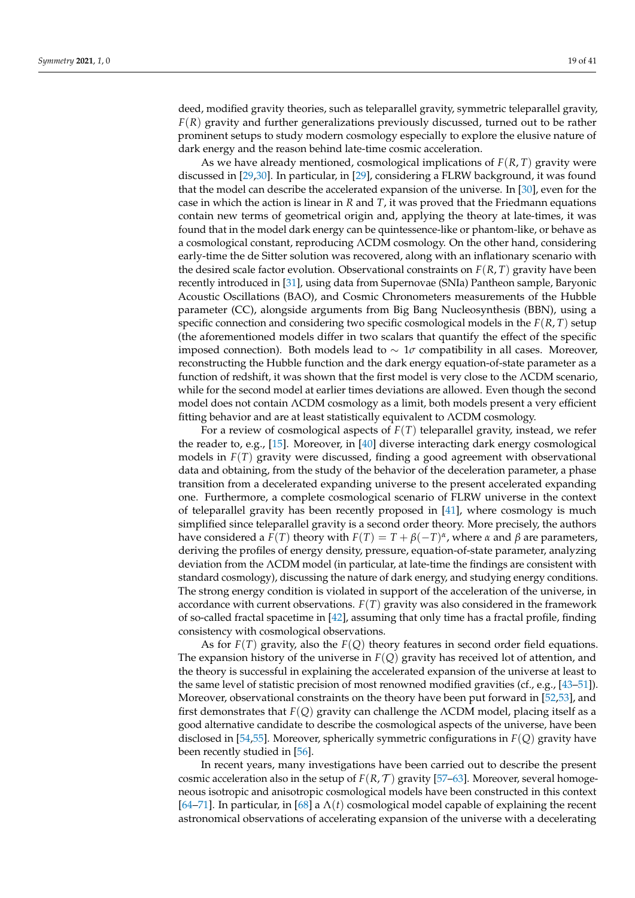deed, modified gravity theories, such as teleparallel gravity, symmetric teleparallel gravity, $F(R)$ gravity and further generalizations previously discussed, turned out to be rather prominent setups to study modern cosmology especially to explore the elusive nature of dark energy and the reason behind late-time cosmic acceleration.

As we have already mentioned, cosmological implications of $F(R,T)$ gravity were discussed in [29,30]. In particular, in [29], considering a FLRW background, it was found that the model can describe the accelerated expansion of the universe. In [30], even for the case in which the action is linear in $R$ and $T$, it was proved that the Friedmann equations contain new terms of geometrical origin and, applying the theory at late-times, it was found that in the model dark energy can be quintessence-like or phantom-like, or behave as a cosmological constant, reproducing $\Lambda$CDM cosmology. On the other hand, considering early-time the de Sitter solution was recovered, along with an inflationary scenario with the desired scale factor evolution. Observational constraints on $F(R,T)$ gravity have been recently introduced in [31], using data from Supernovae (SNIa) Pantheon sample, Baryonic Acoustic Oscillations (BAO), and Cosmic Chronometers measurements of the Hubble parameter (CC), alongside arguments from Big Bang Nucleosynthesis (BBN), using a specific connection and considering two specific cosmological models in the $F(R,T)$ setup (the aforementioned models differ in two scalars that quantify the effect of the specific imposed connection). Both models lead to $\sim 1\sigma$ compatibility in all cases. Moreover, reconstructing the Hubble function and the dark energy equation-of-state parameter as a function of redshift, it was shown that the first model is very close to the $\Lambda$CDM scenario, while for the second model at earlier times deviations are allowed. Even though the second model does not contain $\Lambda$CDM cosmology as a limit, both models present a very efficient fitting behavior and are at least statistically equivalent to $\Lambda$CDM cosmology.

For a review of cosmological aspects of $F(T)$ teleparallel gravity, instead, we refer the reader to, e.g., [15]. Moreover, in [40] diverse interacting dark energy cosmological models in $F(T)$ gravity were discussed, finding a good agreement with observational data and obtaining, from the study of the behavior of the deceleration parameter, a phase transition from a decelerated expanding universe to the present accelerated expanding one. Furthermore, a complete cosmological scenario of FLRW universe in the context of teleparallel gravity has been recently proposed in [41], where cosmology is much simplified since teleparallel gravity is a second order theory. More precisely, the authors have considered a $F(T)$ theory with $F(T) = T + \beta(-T)^{\alpha}$, where $\alpha$ and $\beta$ are parameters, deriving the profiles of energy density, pressure, equation-of-state parameter, analyzing deviation from the $\Lambda$CDM model (in particular, at late-time the findings are consistent with standard cosmology), discussing the nature of dark energy, and studying energy conditions. The strong energy condition is violated in support of the acceleration of the universe, in accordance with current observations. $F(T)$ gravity was also considered in the framework of so-called fractal spacetime in [42], assuming that only time has a fractal profile, finding consistency with cosmological observations.

As for $F(T)$ gravity, also the $F(Q)$ theory features in second order field equations. The expansion history of the universe in $F(Q)$ gravity has received lot of attention, and the theory is successful in explaining the accelerated expansion of the universe at least to the same level of statistic precision of most renowned modified gravities (cf., e.g., [43–51]). Moreover, observational constraints on the theory have been put forward in [52,53], and first demonstrates that $F(Q)$ gravity can challenge the $\Lambda$CDM model, placing itself as a good alternative candidate to describe the cosmological aspects of the universe, have been disclosed in [54,55]. Moreover, spherically symmetric configurations in $F(Q)$ gravity have been recently studied in [56].

In recent years, many investigations have been carried out to describe the present cosmic acceleration also in the setup of $F(R,\mathcal{T})$ gravity [57–63]. Moreover, several homogeneous isotropic and anisotropic cosmological models have been constructed in this context [64–71]. In particular, in [68] a $\Lambda(t)$ cosmological model capable of explaining the recent astronomical observations of accelerating expansion of the universe with a decelerating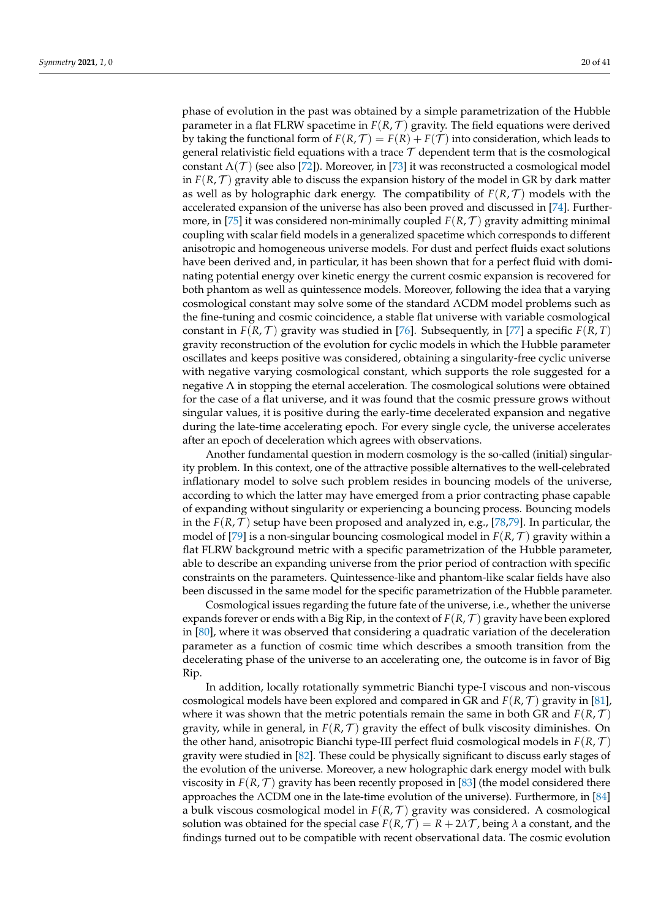phase of evolution in the past was obtained by a simple parametrization of the Hubble parameter in a flat FLRW spacetime in $F(R,\mathcal{T})$ gravity. The field equations were derived by taking the functional form of $F(R,\mathcal{T}) = F(R) + F(\mathcal{T})$ into consideration, which leads to general relativistic field equations with a trace $\mathcal{T}$ dependent term that is the cosmological constant $\Lambda(\mathcal{T})$ (see also [72]). Moreover, in [73] it was reconstructed a cosmological model in $F(R,\mathcal{T})$ gravity able to discuss the expansion history of the model in GR by dark matter as well as by holographic dark energy. The compatibility of $F(R,\mathcal{T})$ models with the accelerated expansion of the universe has also been proved and discussed in [74]. Furthermore, in [75] it was considered non-minimally coupled $F(R,\mathcal{T})$ gravity admitting minimal coupling with scalar field models in a generalized spacetime which corresponds to different anisotropic and homogeneous universe models. For dust and perfect fluids exact solutions have been derived and, in particular, it has been shown that for a perfect fluid with dominating potential energy over kinetic energy the current cosmic expansion is recovered for both phantom as well as quintessence models. Moreover, following the idea that a varying cosmological constant may solve some of the standard $\Lambda$CDM model problems such as the fine-tuning and cosmic coincidence, a stable flat universe with variable cosmological constant in $F(R,\mathcal{T})$ gravity was studied in [76]. Subsequently, in [77] a specific $F(R,T)$ gravity reconstruction of the evolution for cyclic models in which the Hubble parameter oscillates and keeps positive was considered, obtaining a singularity-free cyclic universe with negative varying cosmological constant, which supports the role suggested for a negative $\Lambda$ in stopping the eternal acceleration. The cosmological solutions were obtained for the case of a flat universe, and it was found that the cosmic pressure grows without singular values, it is positive during the early-time decelerated expansion and negative during the late-time accelerating epoch. For every single cycle, the universe accelerates after an epoch of deceleration which agrees with observations.

Another fundamental question in modern cosmology is the so-called (initial) singularity problem. In this context, one of the attractive possible alternatives to the well-celebrated inflationary model to solve such problem resides in bouncing models of the universe, according to which the latter may have emerged from a prior contracting phase capable of expanding without singularity or experiencing a bouncing process. Bouncing models in the $F(R,\mathcal{T})$ setup have been proposed and analyzed in, e.g., [78,79]. In particular, the model of [79] is a non-singular bouncing cosmological model in $F(R,\mathcal{T})$ gravity within a flat FLRW background metric with a specific parametrization of the Hubble parameter, able to describe an expanding universe from the prior period of contraction with specific constraints on the parameters. Quintessence-like and phantom-like scalar fields have also been discussed in the same model for the specific parametrization of the Hubble parameter.

Cosmological issues regarding the future fate of the universe, i.e., whether the universe expands forever or ends with a Big Rip, in the context of $F(R,\mathcal{T})$ gravity have been explored in [80], where it was observed that considering a quadratic variation of the deceleration parameter as a function of cosmic time which describes a smooth transition from the decelerating phase of the universe to an accelerating one, the outcome is in favor of Big Rip.

In addition, locally rotationally symmetric Bianchi type-I viscous and non-viscous cosmological models have been explored and compared in GR and $F(R,\mathcal{T})$ gravity in [81], where it was shown that the metric potentials remain the same in both GR and $F(R,\mathcal{T})$ gravity, while in general, in $F(R,\mathcal{T})$ gravity the effect of bulk viscosity diminishes. On the other hand, anisotropic Bianchi type-III perfect fluid cosmological models in $F(R,\mathcal{T})$ gravity were studied in [82]. These could be physically significant to discuss early stages of the evolution of the universe. Moreover, a new holographic dark energy model with bulk viscosity in $F(R,\mathcal{T})$ gravity has been recently proposed in [83] (the model considered there approaches the $\Lambda$CDM one in the late-time evolution of the universe). Furthermore, in [84] a bulk viscous cosmological model in $F(R,\mathcal{T})$ gravity was considered. A cosmological solution was obtained for the special case $F(R,\mathcal{T}) = R + 2\lambda\mathcal{T}$, being $\lambda$ a constant, and the findings turned out to be compatible with recent observational data. The cosmic evolution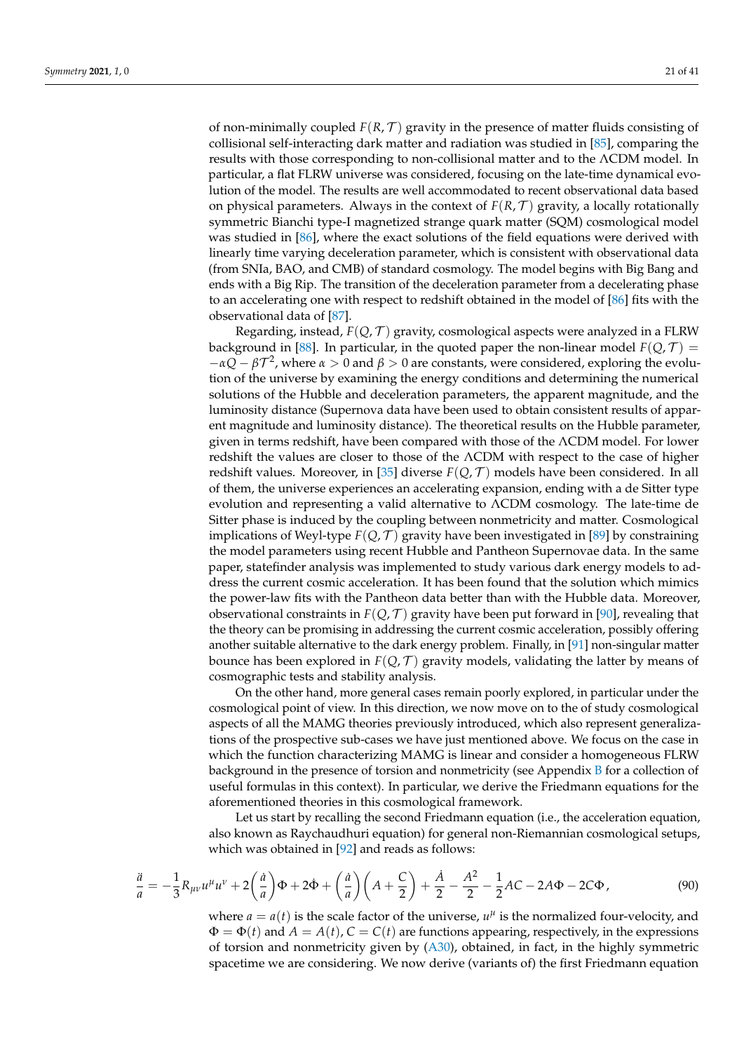of non-minimally coupled $F(R, \mathcal{T})$ gravity in the presence of matter fluids consisting of collisional self-interacting dark matter and radiation was studied in [85], comparing the results with those corresponding to non-collisional matter and to the ΛCDM model. In particular, a flat FLRW universe was considered, focusing on the late-time dynamical evolution of the model. The results are well accommodated to recent observational data based on physical parameters. Always in the context of $F(R, \mathcal{T})$ gravity, a locally rotationally symmetric Bianchi type-I magnetized strange quark matter (SQM) cosmological model was studied in [86], where the exact solutions of the field equations were derived with linearly time varying deceleration parameter, which is consistent with observational data (from SNIa, BAO, and CMB) of standard cosmology. The model begins with Big Bang and ends with a Big Rip. The transition of the deceleration parameter from a decelerating phase to an accelerating one with respect to redshift obtained in the model of [86] fits with the observational data of [87].

Regarding, instead, $F(Q, \mathcal{T})$ gravity, cosmological aspects were analyzed in a FLRW background in [88]. In particular, in the quoted paper the non-linear model $F(Q, \mathcal{T}) = -\alpha Q - \beta \mathcal{T}^2$, where $\alpha > 0$ and $\beta > 0$ are constants, were considered, exploring the evolution of the universe by examining the energy conditions and determining the numerical solutions of the Hubble and deceleration parameters, the apparent magnitude, and the luminosity distance (Supernova data have been used to obtain consistent results of apparent magnitude and luminosity distance). The theoretical results on the Hubble parameter, given in terms redshift, have been compared with those of the ΛCDM model. For lower redshift the values are closer to those of the ΛCDM with respect to the case of higher redshift values. Moreover, in [35] diverse $F(Q, \mathcal{T})$ models have been considered. In all of them, the universe experiences an accelerating expansion, ending with a de Sitter type evolution and representing a valid alternative to ΛCDM cosmology. The late-time de Sitter phase is induced by the coupling between nonmetricity and matter. Cosmological implications of Weyl-type $F(Q, \mathcal{T})$ gravity have been investigated in [89] by constraining the model parameters using recent Hubble and Pantheon Supernovae data. In the same paper, statefinder analysis was implemented to study various dark energy models to address the current cosmic acceleration. It has been found that the solution which mimics the power-law fits with the Pantheon data better than with the Hubble data. Moreover, observational constraints in $F(Q, \mathcal{T})$ gravity have been put forward in [90], revealing that the theory can be promising in addressing the current cosmic acceleration, possibly offering another suitable alternative to the dark energy problem. Finally, in [91] non-singular matter bounce has been explored in $F(Q, \mathcal{T})$ gravity models, validating the latter by means of cosmographic tests and stability analysis.

On the other hand, more general cases remain poorly explored, in particular under the cosmological point of view. In this direction, we now move on to the of study cosmological aspects of all the MAMG theories previously introduced, which also represent generalizations of the prospective sub-cases we have just mentioned above. We focus on the case in which the function characterizing MAMG is linear and consider a homogeneous FLRW background in the presence of torsion and nonmetricity (see Appendix B for a collection of useful formulas in this context). In particular, we derive the Friedmann equations for the aforementioned theories in this cosmological framework.

Let us start by recalling the second Friedmann equation (i.e., the acceleration equation, also known as Raychaudhuri equation) for general non-Riemannian cosmological setups, which was obtained in [92] and reads as follows:

$$\frac{\ddot{a}}{a} = -\frac{1}{3} R_{\mu\nu} u^\mu u^\nu + 2\left(\frac{\dot{a}}{a}\right)\Phi + 2\dot{\Phi} + \left(\frac{\dot{a}}{a}\right)\left(A + \frac{C}{2}\right) + \frac{\dot{A}}{2} - \frac{A^2}{2} - \frac{1}{2}AC - 2A\Phi - 2C\Phi \,, \tag{90}$$

where $a = a(t)$ is the scale factor of the universe, $u^\mu$ is the normalized four-velocity, and $\Phi = \Phi(t)$ and $A = A(t)$, $C = C(t)$ are functions appearing, respectively, in the expressions of torsion and nonmetricity given by (A30), obtained, in fact, in the highly symmetric spacetime we are considering. We now derive (variants of) the first Friedmann equation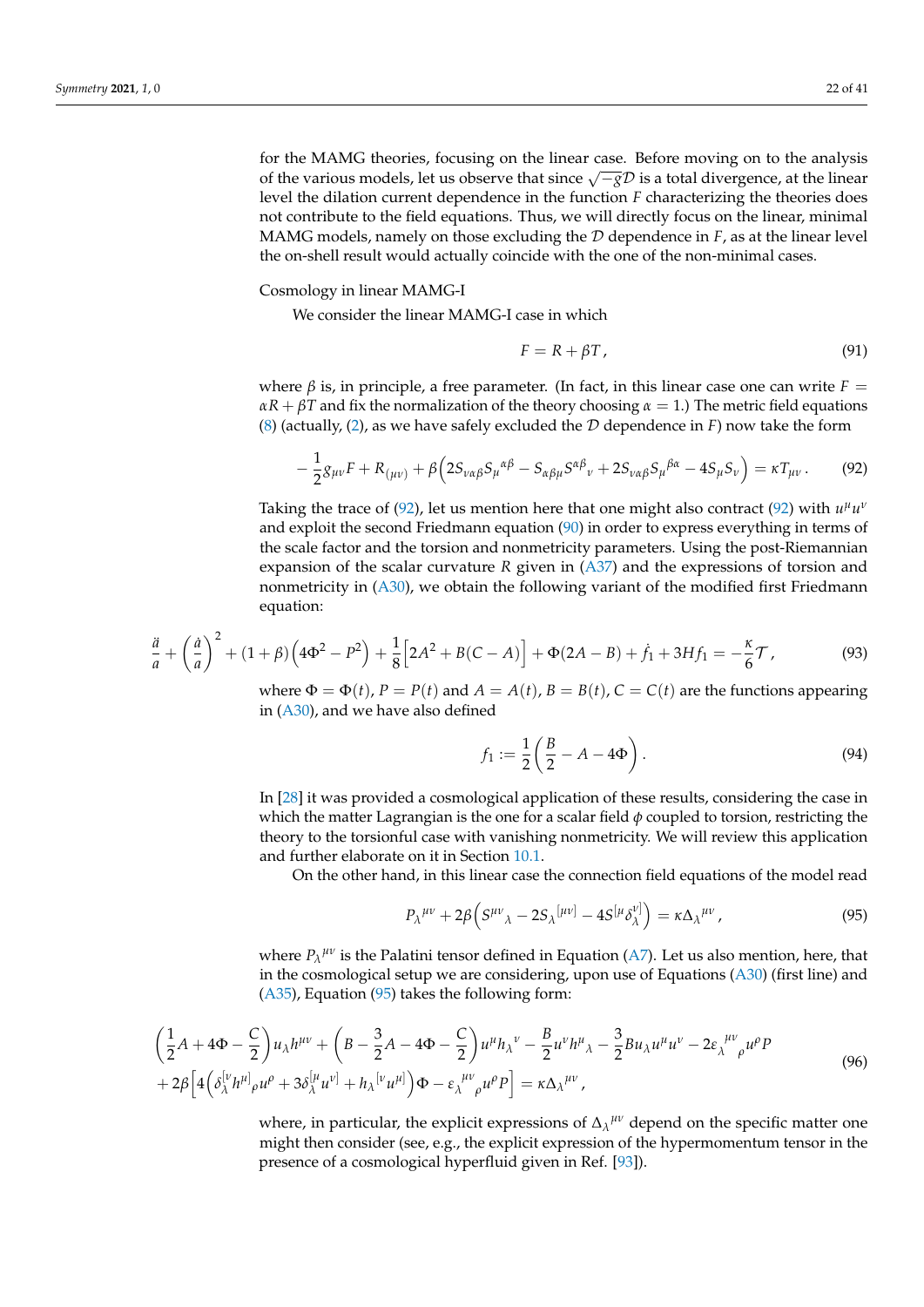for the MAMG theories, focusing on the linear case. Before moving on to the analysis of the various models, let us observe that since $\sqrt{-g}\mathcal{D}$ is a total divergence, at the linear level the dilation current dependence in the function $F$ characterizing the theories does not contribute to the field equations. Thus, we will directly focus on the linear, minimal MAMG models, namely on those excluding the $\mathcal{D}$ dependence in $F$, as at the linear level the on-shell result would actually coincide with the one of the non-minimal cases.

Cosmology in linear MAMG-I

We consider the linear MAMG-I case in which

$$F = R + \beta T \,, \tag{91}$$

where $\beta$ is, in principle, a free parameter. (In fact, in this linear case one can write $F = \alpha R + \beta T$ and fix the normalization of the theory choosing $\alpha = 1$.) The metric field equations (8) (actually, (2), as we have safely excluded the $\mathcal{D}$ dependence in $F$) now take the form

$$-\frac{1}{2}g_{\mu\nu}F + R_{(\mu\nu)} + \beta\Big(2S_{\nu\alpha\beta}S_{\mu}{}^{\alpha\beta} - S_{\alpha\beta\mu}S^{\alpha\beta}{}_{\nu} + 2S_{\nu\alpha\beta}S_{\mu}{}^{\beta\alpha} - 4S_{\mu}S_{\nu}\Big) = \kappa T_{\mu\nu} \,. \tag{92}$$

Taking the trace of (92), let us mention here that one might also contract (92) with $u^{\mu}u^{\nu}$ and exploit the second Friedmann equation (90) in order to express everything in terms of the scale factor and the torsion and nonmetricity parameters. Using the post-Riemannian expansion of the scalar curvature $R$ given in (A37) and the expressions of torsion and nonmetricity in (A30), we obtain the following variant of the modified first Friedmann equation:

$$\frac{\ddot{a}}{a} + \left(\frac{\dot{a}}{a}\right)^2 + (1+\beta)\Big(4\Phi^2 - P^2\Big) + \frac{1}{8}\Big[2A^2 + B(C-A)\Big] + \Phi(2A - B) + \dot{f}_1 + 3Hf_1 = -\frac{\kappa}{6}\mathcal{T} \,, \tag{93}$$

where $\Phi = \Phi(t)$, $P = P(t)$ and $A = A(t)$, $B = B(t)$, $C = C(t)$ are the functions appearing in (A30), and we have also defined

$$f_1 := \frac{1}{2}\left(\frac{B}{2} - A - 4\Phi\right). \tag{94}$$

In [28] it was provided a cosmological application of these results, considering the case in which the matter Lagrangian is the one for a scalar field $\phi$ coupled to torsion, restricting the theory to the torsionful case with vanishing nonmetricity. We will review this application and further elaborate on it in Section 10.1.

On the other hand, in this linear case the connection field equations of the model read

$$P_{\lambda}{}^{\mu\nu} + 2\beta\Big(S^{\mu\nu}{}_{\lambda} - 2S_{\lambda}{}^{[\mu\nu]} - 4S^{[\mu}\delta^{\nu]}_{\lambda}\Big) = \kappa\Delta_{\lambda}{}^{\mu\nu} \,, \tag{95}$$

where $P_{\lambda}{}^{\mu\nu}$ is the Palatini tensor defined in Equation (A7). Let us also mention, here, that in the cosmological setup we are considering, upon use of Equations (A30) (first line) and (A35), Equation (95) takes the following form:

$$\begin{aligned}
&\left(\frac{1}{2}A + 4\Phi - \frac{C}{2}\right)u_{\lambda}h^{\mu\nu} + \left(B - \frac{3}{2}A - 4\Phi - \frac{C}{2}\right)u^{\mu}h_{\lambda}{}^{\nu} - \frac{B}{2}u^{\nu}h^{\mu}{}_{\lambda} - \frac{3}{2}Bu_{\lambda}u^{\mu}u^{\nu} - 2\varepsilon_{\lambda}{}^{\mu\nu}{}_{\rho}u^{\rho}P \\
&+ 2\beta\Big[4\Big(\delta^{[\nu}_{\lambda}h^{\mu]}{}_{\rho}u^{\rho} + 3\delta^{[\mu}_{\lambda}u^{\nu]} + h_{\lambda}{}^{[\nu}u^{\mu]}\Big)\Phi - \varepsilon_{\lambda}{}^{\mu\nu}{}_{\rho}u^{\rho}P\Big] = \kappa\Delta_{\lambda}{}^{\mu\nu} \,,
\end{aligned} \tag{96}$$

where, in particular, the explicit expressions of $\Delta_{\lambda}{}^{\mu\nu}$ depend on the specific matter one might then consider (see, e.g., the explicit expression of the hypermomentum tensor in the presence of a cosmological hyperfluid given in Ref. [93]).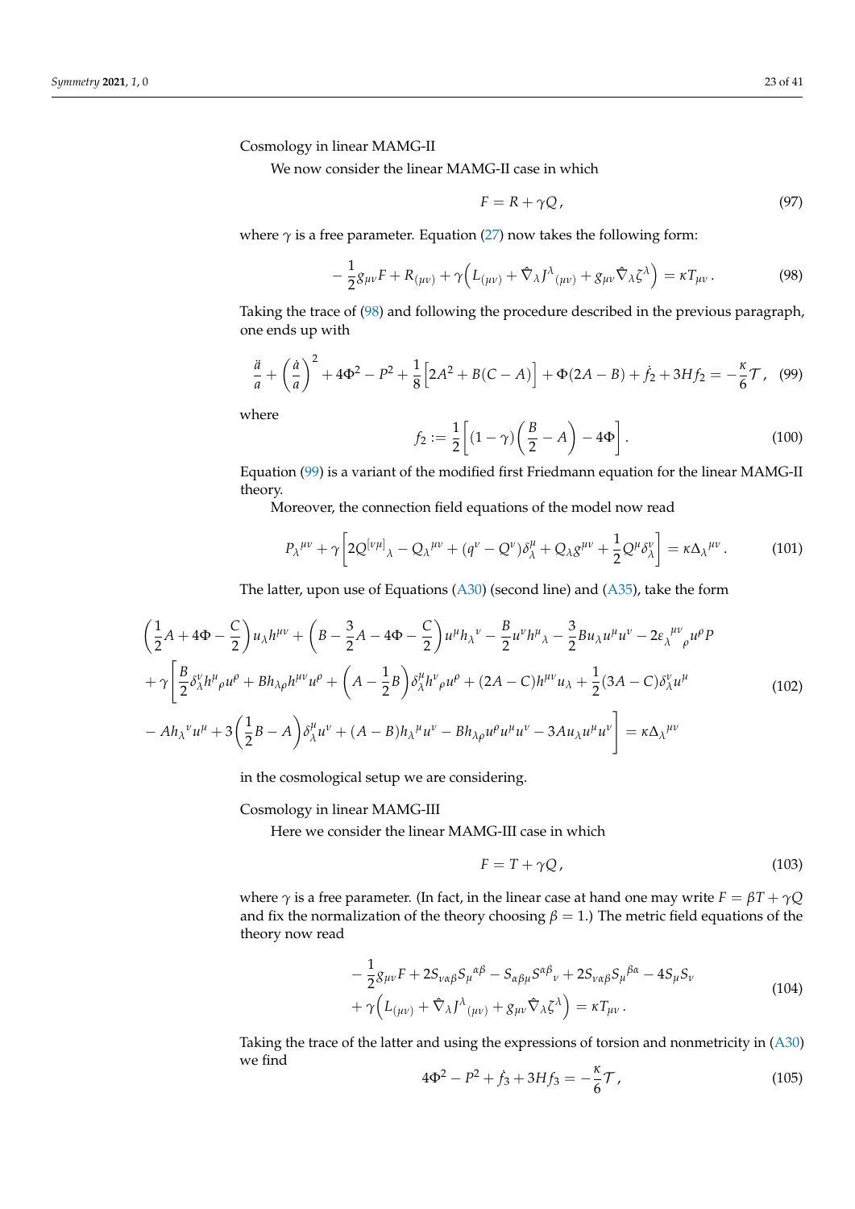Cosmology in linear MAMG-II

We now consider the linear MAMG-II case in which

$$F = R + \gamma Q \,, \tag{97}$$

where $\gamma$ is a free parameter. Equation (27) now takes the following form:

$$-\frac{1}{2}g_{\mu\nu}F + R_{(\mu\nu)} + \gamma\Big(L_{(\mu\nu)} + \hat{\nabla}_\lambda J^\lambda{}_{(\mu\nu)} + g_{\mu\nu}\hat{\nabla}_\lambda \zeta^\lambda\Big) = \kappa T_{\mu\nu} \,. \tag{98}$$

Taking the trace of (98) and following the procedure described in the previous paragraph, one ends up with

$$\frac{\ddot{a}}{a} + \left(\frac{\dot{a}}{a}\right)^2 + 4\Phi^2 - P^2 + \frac{1}{8}\Big[2A^2 + B(C-A)\Big] + \Phi(2A-B) + \dot{f}_2 + 3Hf_2 = -\frac{\kappa}{6}\mathcal{T} \,, \tag{99}$$

where

$$f_2 := \frac{1}{2}\left[(1-\gamma)\left(\frac{B}{2} - A\right) - 4\Phi\right] . \tag{100}$$

Equation (99) is a variant of the modified first Friedmann equation for the linear MAMG-II theory.

Moreover, the connection field equations of the model now read

$$P_\lambda{}^{\mu\nu} + \gamma\left[2Q^{[\nu\mu]}{}_\lambda - Q_\lambda{}^{\mu\nu} + (q^\nu - Q^\nu)\delta^\mu_\lambda + Q_\lambda g^{\mu\nu} + \frac{1}{2}Q^\mu \delta^\nu_\lambda\right] = \kappa \Delta_\lambda{}^{\mu\nu} \,. \tag{101}$$

The latter, upon use of Equations (A30) (second line) and (A35), take the form

$$\begin{aligned}
&\left(\frac{1}{2}A + 4\Phi - \frac{C}{2}\right)u_\lambda h^{\mu\nu} + \left(B - \frac{3}{2}A - 4\Phi - \frac{C}{2}\right)u^\mu h_\lambda{}^\nu - \frac{B}{2}u^\nu h^\mu{}_\lambda - \frac{3}{2}Bu_\lambda u^\mu u^\nu - 2\varepsilon_\lambda{}^{\mu\nu}{}_\rho u^\rho P \\
&+ \gamma\bigg[\frac{B}{2}\delta^\nu_\lambda h^\mu{}_\rho u^\rho + Bh_{\lambda\rho}h^{\mu\nu}u^\rho + \left(A - \frac{1}{2}B\right)\delta^\mu_\lambda h^\nu{}_\rho u^\rho + (2A-C)h^{\mu\nu}u_\lambda + \frac{1}{2}(3A-C)\delta^\nu_\lambda u^\mu \\
&- Ah_\lambda{}^\nu u^\mu + 3\left(\frac{1}{2}B - A\right)\delta^\mu_\lambda u^\nu + (A-B)h_\lambda{}^\mu u^\nu - Bh_{\lambda\rho}u^\rho u^\mu u^\nu - 3Au_\lambda u^\mu u^\nu\bigg] = \kappa\Delta_\lambda{}^{\mu\nu}
\end{aligned} \tag{102}$$

in the cosmological setup we are considering.

Cosmology in linear MAMG-III

Here we consider the linear MAMG-III case in which

$$F = T + \gamma Q \,, \tag{103}$$

where $\gamma$ is a free parameter. (In fact, in the linear case at hand one may write $F = \beta T + \gamma Q$ and fix the normalization of the theory choosing $\beta = 1$.) The metric field equations of the theory now read

$$\begin{aligned}
&-\frac{1}{2}g_{\mu\nu}F + 2S_{\nu\alpha\beta}S_\mu{}^{\alpha\beta} - S_{\alpha\beta\mu}S^{\alpha\beta}{}_\nu + 2S_{\nu\alpha\beta}S_\mu{}^{\beta\alpha} - 4S_\mu S_\nu \\
&+ \gamma\Big(L_{(\mu\nu)} + \hat{\nabla}_\lambda J^\lambda{}_{(\mu\nu)} + g_{\mu\nu}\hat{\nabla}_\lambda\zeta^\lambda\Big) = \kappa T_{\mu\nu} \,.
\end{aligned} \tag{104}$$

Taking the trace of the latter and using the expressions of torsion and nonmetricity in (A30) we find

$$4\Phi^2 - P^2 + \dot{f}_3 + 3Hf_3 = -\frac{\kappa}{6}\mathcal{T} \,, \tag{105}$$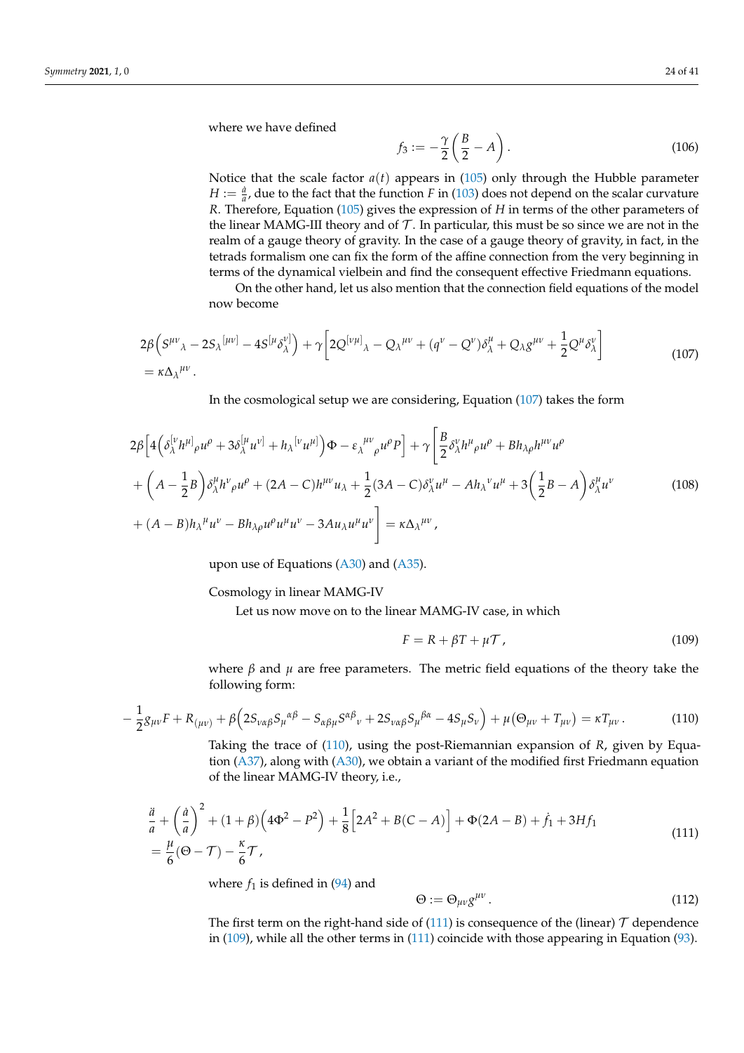where we have defined

$$f_3 := -\frac{\gamma}{2}\left(\frac{B}{2} - A\right). \tag{106}$$

Notice that the scale factor $a(t)$ appears in (105) only through the Hubble parameter $H := \frac{\dot{a}}{a}$, due to the fact that the function $F$ in (103) does not depend on the scalar curvature $R$. Therefore, Equation (105) gives the expression of $H$ in terms of the other parameters of the linear MAMG-III theory and of $\mathcal{T}$. In particular, this must be so since we are not in the realm of a gauge theory of gravity. In the case of a gauge theory of gravity, in fact, in the tetrads formalism one can fix the form of the affine connection from the very beginning in terms of the dynamical vielbein and find the consequent effective Friedmann equations.

On the other hand, let us also mention that the connection field equations of the model now become

$$\begin{aligned}
&2\beta\left(S^{\mu\nu}{}_{\lambda} - 2S_{\lambda}{}^{[\mu\nu]} - 4S^{[\mu}\delta_{\lambda}^{\nu]}\right) + \gamma\left[2Q^{[\nu\mu]}{}_{\lambda} - Q_{\lambda}{}^{\mu\nu} + (q^{\nu} - Q^{\nu})\delta_{\lambda}^{\mu} + Q_{\lambda}g^{\mu\nu} + \frac{1}{2}Q^{\mu}\delta_{\lambda}^{\nu}\right] \\
&= \kappa\Delta_{\lambda}{}^{\mu\nu}\,.
\end{aligned} \tag{107}$$

In the cosmological setup we are considering, Equation (107) takes the form

$$\begin{aligned}
&2\beta\left[4\left(\delta_{\lambda}^{[\nu}h^{\mu]}{}_{\rho}u^{\rho} + 3\delta_{\lambda}^{[\mu}u^{\nu]} + h_{\lambda}{}^{[\nu}u^{\mu]}\right)\Phi - \varepsilon_{\lambda}{}^{\mu\nu}{}_{\rho}u^{\rho}P\right] + \gamma\left[\frac{B}{2}\delta_{\lambda}^{\nu}h^{\mu}{}_{\rho}u^{\rho} + Bh_{\lambda\rho}h^{\mu\nu}u^{\rho}\right. \\
&+ \left(A - \frac{1}{2}B\right)\delta_{\lambda}^{\mu}h^{\nu}{}_{\rho}u^{\rho} + (2A - C)h^{\mu\nu}u_{\lambda} + \frac{1}{2}(3A - C)\delta_{\lambda}^{\nu}u^{\mu} - Ah_{\lambda}{}^{\nu}u^{\mu} + 3\left(\frac{1}{2}B - A\right)\delta_{\lambda}^{\mu}u^{\nu} \\
&\left.+ (A - B)h_{\lambda}{}^{\mu}u^{\nu} - Bh_{\lambda\rho}u^{\rho}u^{\mu}u^{\nu} - 3Au_{\lambda}u^{\mu}u^{\nu}\right] = \kappa\Delta_{\lambda}{}^{\mu\nu}\,,
\end{aligned} \tag{108}$$

upon use of Equations (A30) and (A35).

Cosmology in linear MAMG-IV

Let us now move on to the linear MAMG-IV case, in which

$$F = R + \beta T + \mu\mathcal{T}\,, \tag{109}$$

where $\beta$ and $\mu$ are free parameters. The metric field equations of the theory take the following form:

$$-\frac{1}{2}g_{\mu\nu}F + R_{(\mu\nu)} + \beta\left(2S_{\nu\alpha\beta}S_{\mu}{}^{\alpha\beta} - S_{\alpha\beta\mu}S^{\alpha\beta}{}_{\nu} + 2S_{\nu\alpha\beta}S_{\mu}{}^{\beta\alpha} - 4S_{\mu}S_{\nu}\right) + \mu\left(\Theta_{\mu\nu} + T_{\mu\nu}\right) = \kappa T_{\mu\nu}\,. \tag{110}$$

Taking the trace of (110), using the post-Riemannian expansion of $R$, given by Equation (A37), along with (A30), we obtain a variant of the modified first Friedmann equation of the linear MAMG-IV theory, i.e.,

$$\begin{aligned}
&\frac{\ddot{a}}{a} + \left(\frac{\dot{a}}{a}\right)^2 + (1+\beta)\left(4\Phi^2 - P^2\right) + \frac{1}{8}\left[2A^2 + B(C - A)\right] + \Phi(2A - B) + \dot{f}_1 + 3Hf_1 \\
&= \frac{\mu}{6}(\Theta - \mathcal{T}) - \frac{\kappa}{6}\mathcal{T}\,,
\end{aligned} \tag{111}$$

where $f_1$ is defined in (94) and

$$\Theta := \Theta_{\mu\nu}g^{\mu\nu}\,. \tag{112}$$

The first term on the right-hand side of (111) is consequence of the (linear) $\mathcal{T}$ dependence in (109), while all the other terms in (111) coincide with those appearing in Equation (93).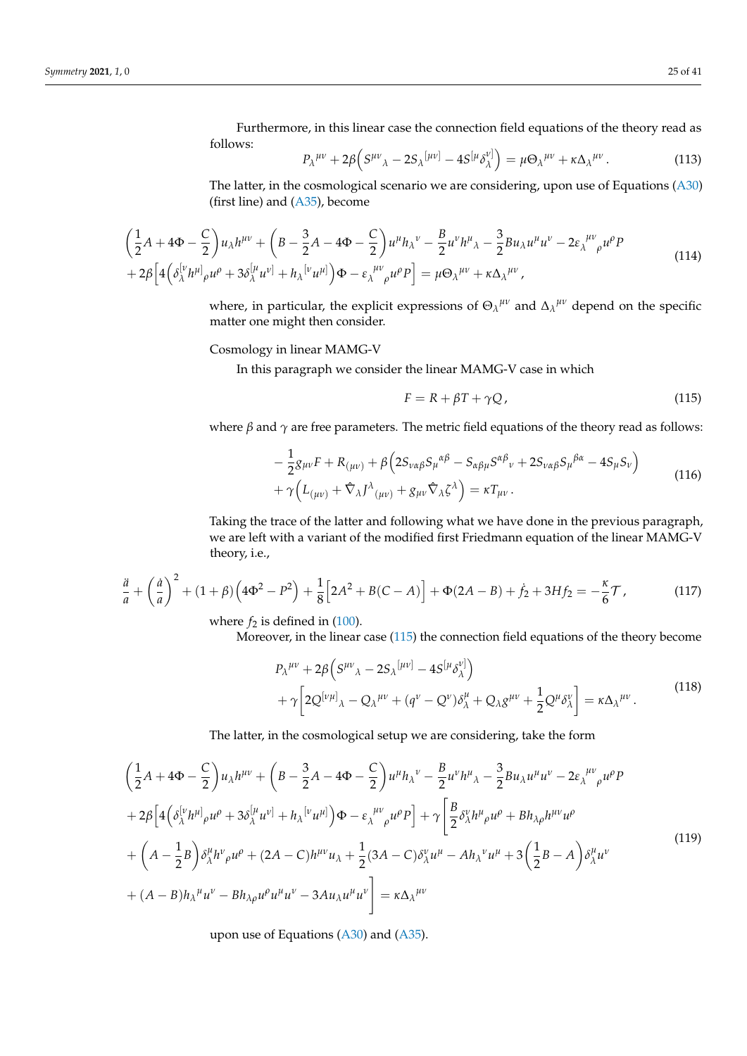Furthermore, in this linear case the connection field equations of the theory read as follows:

$$
P_{\lambda}{}^{\mu\nu} + 2\beta\Big(S^{\mu\nu}{}_{\lambda} - 2S_{\lambda}{}^{[\mu\nu]} - 4S^{[\mu}\delta^{\nu]}_{\lambda}\Big) = \mu\Theta_{\lambda}{}^{\mu\nu} + \kappa\Delta_{\lambda}{}^{\mu\nu}\,. \tag{113}
$$

The latter, in the cosmological scenario we are considering, upon use of Equations (A30) (first line) and (A35), become

$$
\begin{aligned}
&\left(\frac{1}{2}A + 4\Phi - \frac{C}{2}\right)u_{\lambda}h^{\mu\nu} + \left(B - \frac{3}{2}A - 4\Phi - \frac{C}{2}\right)u^{\mu}h_{\lambda}{}^{\nu} - \frac{B}{2}u^{\nu}h^{\mu}{}_{\lambda} - \frac{3}{2}Bu_{\lambda}u^{\mu}u^{\nu} - 2\varepsilon_{\lambda}{}^{\mu\nu}{}_{\rho}u^{\rho}P \\
&+ 2\beta\Big[4\Big(\delta^{[\nu}_{\lambda}h^{\mu]}{}_{\rho}u^{\rho} + 3\delta^{[\mu}_{\lambda}u^{\nu]} + h_{\lambda}{}^{[\nu}u^{\mu]}\Big)\Phi - \varepsilon_{\lambda}{}^{\mu\nu}{}_{\rho}u^{\rho}P\Big] = \mu\Theta_{\lambda}{}^{\mu\nu} + \kappa\Delta_{\lambda}{}^{\mu\nu}\,,
\end{aligned} \tag{114}
$$

where, in particular, the explicit expressions of $\Theta_{\lambda}{}^{\mu\nu}$ and $\Delta_{\lambda}{}^{\mu\nu}$ depend on the specific matter one might then consider.

Cosmology in linear MAMG-V

In this paragraph we consider the linear MAMG-V case in which

$$
F = R + \beta T + \gamma Q\,, \tag{115}
$$

where $\beta$ and $\gamma$ are free parameters. The metric field equations of the theory read as follows:

$$
\begin{aligned}
&-\frac{1}{2}g_{\mu\nu}F + R_{(\mu\nu)} + \beta\Big(2S_{\nu\alpha\beta}S_{\mu}{}^{\alpha\beta} - S_{\alpha\beta\mu}S^{\alpha\beta}{}_{\nu} + 2S_{\nu\alpha\beta}S_{\mu}{}^{\beta\alpha} - 4S_{\mu}S_{\nu}\Big) \\
&+ \gamma\Big(L_{(\mu\nu)} + \hat{\nabla}_{\lambda}J^{\lambda}{}_{(\mu\nu)} + g_{\mu\nu}\hat{\nabla}_{\lambda}\zeta^{\lambda}\Big) = \kappa T_{\mu\nu}\,.
\end{aligned} \tag{116}
$$

Taking the trace of the latter and following what we have done in the previous paragraph, we are left with a variant of the modified first Friedmann equation of the linear MAMG-V theory, i.e.,

$$
\frac{\ddot{a}}{a} + \left(\frac{\dot{a}}{a}\right)^{2} + (1+\beta)\Big(4\Phi^{2} - P^{2}\Big) + \frac{1}{8}\Big[2A^{2} + B(C-A)\Big] + \Phi(2A - B) + \dot{f}_{2} + 3Hf_{2} = -\frac{\kappa}{6}\mathcal{T}\,, \tag{117}
$$

where $f_2$ is defined in (100).

Moreover, in the linear case (115) the connection field equations of the theory become

$$
\begin{aligned}
&P_{\lambda}{}^{\mu\nu} + 2\beta\Big(S^{\mu\nu}{}_{\lambda} - 2S_{\lambda}{}^{[\mu\nu]} - 4S^{[\mu}\delta^{\nu]}_{\lambda}\Big) \\
&+ \gamma\Big[2Q^{[\nu\mu]}{}_{\lambda} - Q_{\lambda}{}^{\mu\nu} + (q^{\nu} - Q^{\nu})\delta^{\mu}_{\lambda} + Q_{\lambda}g^{\mu\nu} + \frac{1}{2}Q^{\mu}\delta^{\nu}_{\lambda}\Big] = \kappa\Delta_{\lambda}{}^{\mu\nu}\,.
\end{aligned} \tag{118}
$$

The latter, in the cosmological setup we are considering, take the form

$$
\begin{aligned}
&\left(\frac{1}{2}A + 4\Phi - \frac{C}{2}\right)u_{\lambda}h^{\mu\nu} + \left(B - \frac{3}{2}A - 4\Phi - \frac{C}{2}\right)u^{\mu}h_{\lambda}{}^{\nu} - \frac{B}{2}u^{\nu}h^{\mu}{}_{\lambda} - \frac{3}{2}Bu_{\lambda}u^{\mu}u^{\nu} - 2\varepsilon_{\lambda}{}^{\mu\nu}{}_{\rho}u^{\rho}P \\
&+ 2\beta\Big[4\Big(\delta^{[\nu}_{\lambda}h^{\mu]}{}_{\rho}u^{\rho} + 3\delta^{[\mu}_{\lambda}u^{\nu]} + h_{\lambda}{}^{[\nu}u^{\mu]}\Big)\Phi - \varepsilon_{\lambda}{}^{\mu\nu}{}_{\rho}u^{\rho}P\Big] + \gamma\Bigg[\frac{B}{2}\delta^{\nu}_{\lambda}h^{\mu}{}_{\rho}u^{\rho} + Bh_{\lambda\rho}h^{\mu\nu}u^{\rho} \\
&+ \left(A - \frac{1}{2}B\right)\delta^{\mu}_{\lambda}h^{\nu}{}_{\rho}u^{\rho} + (2A - C)h^{\mu\nu}u_{\lambda} + \frac{1}{2}(3A - C)\delta^{\nu}_{\lambda}u^{\mu} - Ah_{\lambda}{}^{\nu}u^{\mu} + 3\left(\frac{1}{2}B - A\right)\delta^{\mu}_{\lambda}u^{\nu} \\
&+ (A - B)h_{\lambda}{}^{\mu}u^{\nu} - Bh_{\lambda\rho}u^{\rho}u^{\mu}u^{\nu} - 3Au_{\lambda}u^{\mu}u^{\nu}\Bigg] = \kappa\Delta_{\lambda}{}^{\mu\nu}
\end{aligned} \tag{119}
$$

upon use of Equations (A30) and (A35).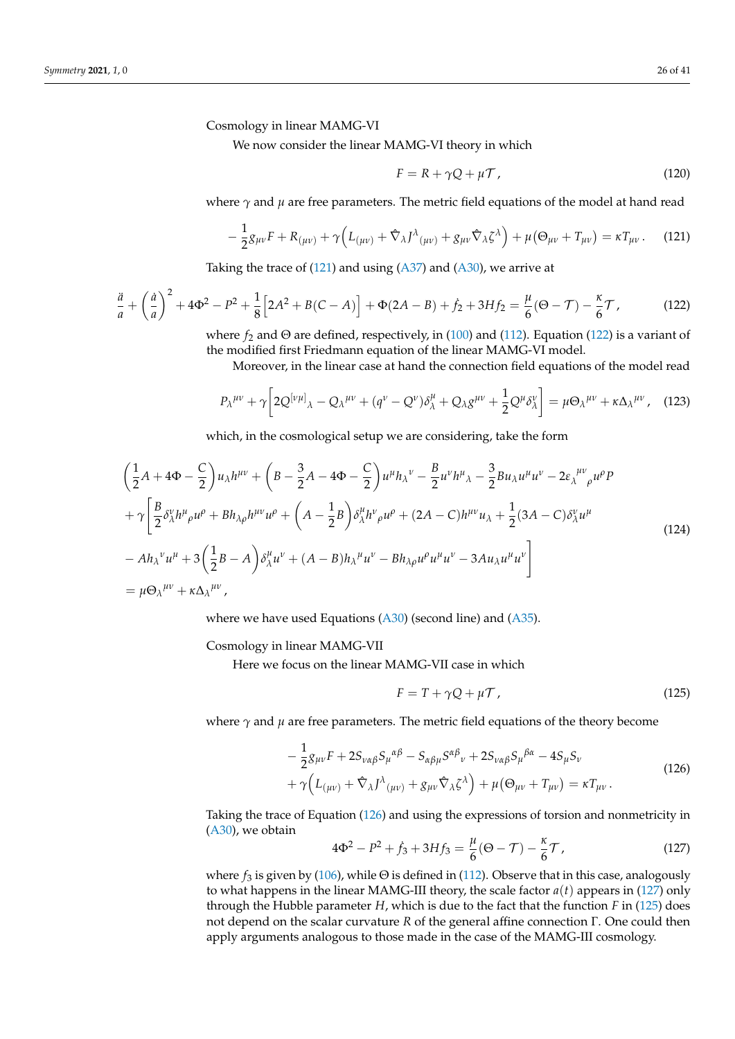Cosmology in linear MAMG-VI

We now consider the linear MAMG-VI theory in which

$$F = R + \gamma Q + \mu \mathcal{T} \,, \tag{120}$$

where $\gamma$ and $\mu$ are free parameters. The metric field equations of the model at hand read

$$-\frac{1}{2} g_{\mu\nu} F + R_{(\mu\nu)} + \gamma \Big( L_{(\mu\nu)} + \hat{\nabla}_\lambda J^\lambda{}_{(\mu\nu)} + g_{\mu\nu} \hat{\nabla}_\lambda \zeta^\lambda \Big) + \mu \big( \Theta_{\mu\nu} + T_{\mu\nu} \big) = \kappa T_{\mu\nu} \,. \tag{121}$$

Taking the trace of (121) and using (A37) and (A30), we arrive at

$$\frac{\ddot{a}}{a} + \left(\frac{\dot{a}}{a}\right)^2 + 4\Phi^2 - P^2 + \frac{1}{8}\Big[2A^2 + B(C-A)\Big] + \Phi(2A - B) + \dot{f}_2 + 3Hf_2 = \frac{\mu}{6}(\Theta - \mathcal{T}) - \frac{\kappa}{6}\mathcal{T} \,, \tag{122}$$

where $f_2$ and $\Theta$ are defined, respectively, in (100) and (112). Equation (122) is a variant of the modified first Friedmann equation of the linear MAMG-VI model.

Moreover, in the linear case at hand the connection field equations of the model read

$$P_\lambda{}^{\mu\nu} + \gamma \left[ 2Q^{[\nu\mu]}{}_\lambda - Q_\lambda{}^{\mu\nu} + (q^\nu - Q^\nu)\delta^\mu_\lambda + Q_\lambda g^{\mu\nu} + \frac{1}{2} Q^\mu \delta^\nu_\lambda \right] = \mu \Theta_\lambda{}^{\mu\nu} + \kappa \Delta_\lambda{}^{\mu\nu} \,, \tag{123}$$

which, in the cosmological setup we are considering, take the form

$$\begin{aligned}
&\left(\frac{1}{2}A + 4\Phi - \frac{C}{2}\right) u_\lambda h^{\mu\nu} + \left(B - \frac{3}{2}A - 4\Phi - \frac{C}{2}\right) u^\mu h_\lambda{}^\nu - \frac{B}{2} u^\nu h^\mu{}_\lambda - \frac{3}{2} B u_\lambda u^\mu u^\nu - 2\varepsilon_\lambda{}^{\mu\nu}{}_\rho u^\rho P \\
&+ \gamma \Bigg[ \frac{B}{2} \delta^\nu_\lambda h^\mu{}_\rho u^\rho + B h_{\lambda\rho} h^{\mu\nu} u^\rho + \left(A - \frac{1}{2}B\right) \delta^\mu_\lambda h^\nu{}_\rho u^\rho + (2A - C) h^{\mu\nu} u_\lambda + \frac{1}{2}(3A - C)\delta^\nu_\lambda u^\mu \\
&- A h_\lambda{}^\nu u^\mu + 3\left(\frac{1}{2}B - A\right)\delta^\mu_\lambda u^\nu + (A - B) h_\lambda{}^\mu u^\nu - B h_{\lambda\rho} u^\rho u^\mu u^\nu - 3A u_\lambda u^\mu u^\nu \Bigg] \\
&= \mu \Theta_\lambda{}^{\mu\nu} + \kappa \Delta_\lambda{}^{\mu\nu} \,,
\end{aligned} \tag{124}$$

where we have used Equations (A30) (second line) and (A35).

Cosmology in linear MAMG-VII

Here we focus on the linear MAMG-VII case in which

$$F = T + \gamma Q + \mu \mathcal{T} \,, \tag{125}$$

where $\gamma$ and $\mu$ are free parameters. The metric field equations of the theory become

$$\begin{aligned}
&-\frac{1}{2} g_{\mu\nu} F + 2S_{\nu\alpha\beta} S_\mu{}^{\alpha\beta} - S_{\alpha\beta\mu} S^{\alpha\beta}{}_\nu + 2S_{\nu\alpha\beta} S_\mu{}^{\beta\alpha} - 4S_\mu S_\nu \\
&+ \gamma \Big( L_{(\mu\nu)} + \hat{\nabla}_\lambda J^\lambda{}_{(\mu\nu)} + g_{\mu\nu} \hat{\nabla}_\lambda \zeta^\lambda \Big) + \mu \big( \Theta_{\mu\nu} + T_{\mu\nu} \big) = \kappa T_{\mu\nu} \,.
\end{aligned} \tag{126}$$

Taking the trace of Equation (126) and using the expressions of torsion and nonmetricity in (A30), we obtain

$$4\Phi^2 - P^2 + \dot{f}_3 + 3Hf_3 = \frac{\mu}{6}(\Theta - \mathcal{T}) - \frac{\kappa}{6}\mathcal{T} \,, \tag{127}$$

where $f_3$ is given by (106), while $\Theta$ is defined in (112). Observe that in this case, analogously to what happens in the linear MAMG-III theory, the scale factor $a(t)$ appears in (127) only through the Hubble parameter $H$, which is due to the fact that the function $F$ in (125) does not depend on the scalar curvature $R$ of the general affine connection $\Gamma$. One could then apply arguments analogous to those made in the case of the MAMG-III cosmology.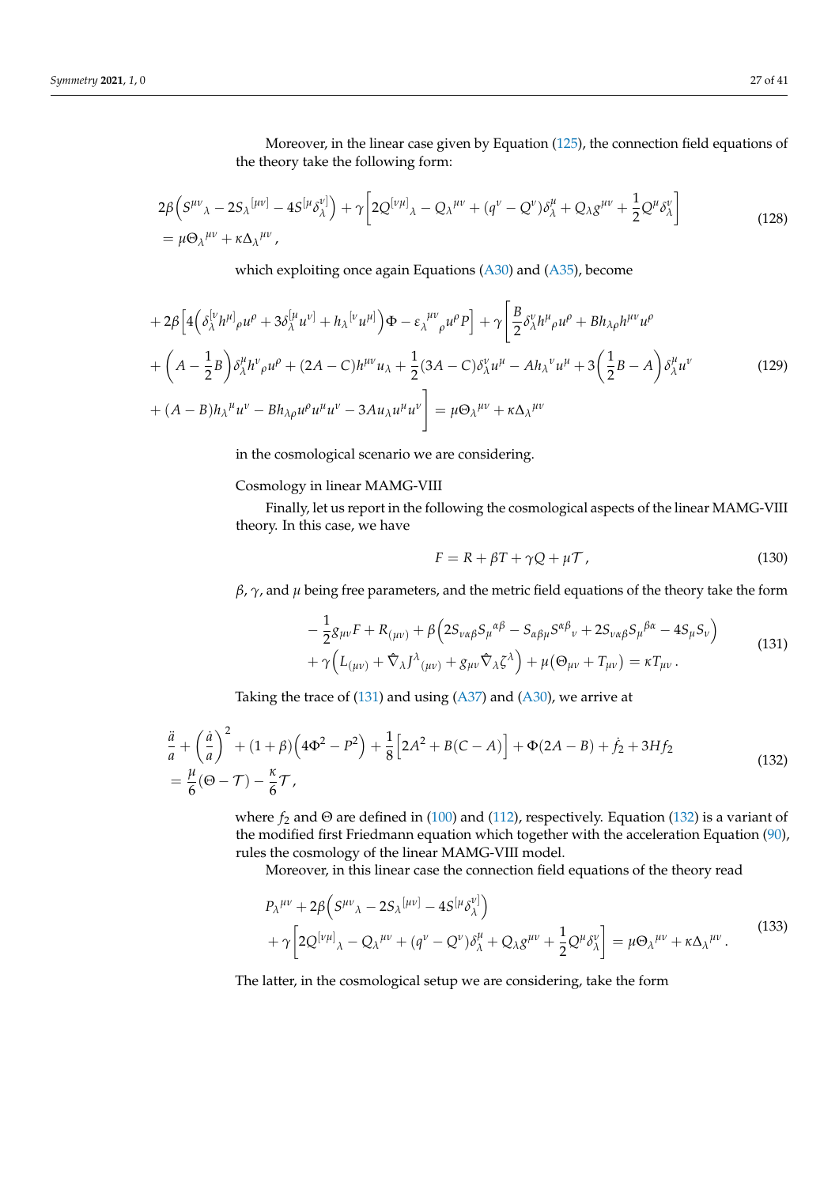Moreover, in the linear case given by Equation (125), the connection field equations of the theory take the following form:

$$
\begin{aligned}
&2\beta\Big(S^{\mu\nu}{}_{\lambda}-2S_{\lambda}{}^{[\mu\nu]}-4S^{[\mu}\delta^{\nu]}_{\lambda}\Big)+\gamma\Big[2Q^{[\nu\mu]}{}_{\lambda}-Q_{\lambda}{}^{\mu\nu}+(q^{\nu}-Q^{\nu})\delta^{\mu}_{\lambda}+Q_{\lambda}g^{\mu\nu}+\frac{1}{2}Q^{\mu}\delta^{\nu}_{\lambda}\Big] \\
&=\mu\Theta_{\lambda}{}^{\mu\nu}+\kappa\Delta_{\lambda}{}^{\mu\nu}\,,
\end{aligned}
\tag{128}
$$

which exploiting once again Equations (A30) and (A35), become

$$
\begin{aligned}
&+2\beta\Big[4\Big(\delta^{[\nu}_{\lambda}h^{\mu]}{}_{\rho}u^{\rho}+3\delta^{[\mu}_{\lambda}u^{\nu]}+h_{\lambda}{}^{[\nu}u^{\mu]}\Big)\Phi-\varepsilon_{\lambda}{}^{\mu\nu}{}_{\rho}u^{\rho}P\Big]+\gamma\Bigg[\frac{B}{2}\delta^{\nu}_{\lambda}h^{\mu}{}_{\rho}u^{\rho}+Bh_{\lambda\rho}h^{\mu\nu}u^{\rho} \\
&+\Big(A-\frac{1}{2}B\Big)\delta^{\mu}_{\lambda}h^{\nu}{}_{\rho}u^{\rho}+(2A-C)h^{\mu\nu}u_{\lambda}+\frac{1}{2}(3A-C)\delta^{\nu}_{\lambda}u^{\mu}-Ah_{\lambda}{}^{\nu}u^{\mu}+3\Big(\frac{1}{2}B-A\Big)\delta^{\mu}_{\lambda}u^{\nu} \\
&+(A-B)h_{\lambda}{}^{\mu}u^{\nu}-Bh_{\lambda\rho}u^{\rho}u^{\mu}u^{\nu}-3Au_{\lambda}u^{\mu}u^{\nu}\Bigg]=\mu\Theta_{\lambda}{}^{\mu\nu}+\kappa\Delta_{\lambda}{}^{\mu\nu}
\end{aligned}
\tag{129}
$$

in the cosmological scenario we are considering.

Cosmology in linear MAMG-VIII

Finally, let us report in the following the cosmological aspects of the linear MAMG-VIII theory. In this case, we have

$$
F=R+\beta T+\gamma Q+\mu\mathcal{T}\,,
\tag{130}
$$

$\beta$, $\gamma$, and $\mu$ being free parameters, and the metric field equations of the theory take the form

$$
\begin{aligned}
&-\frac{1}{2}g_{\mu\nu}F+R_{(\mu\nu)}+\beta\Big(2S_{\nu\alpha\beta}S_{\mu}{}^{\alpha\beta}-S_{\alpha\beta\mu}S^{\alpha\beta}{}_{\nu}+2S_{\nu\alpha\beta}S_{\mu}{}^{\beta\alpha}-4S_{\mu}S_{\nu}\Big) \\
&+\gamma\Big(L_{(\mu\nu)}+\hat{\nabla}_{\lambda}J^{\lambda}{}_{(\mu\nu)}+g_{\mu\nu}\hat{\nabla}_{\lambda}\zeta^{\lambda}\Big)+\mu(\Theta_{\mu\nu}+T_{\mu\nu})=\kappa T_{\mu\nu}\,.
\end{aligned}
\tag{131}
$$

Taking the trace of (131) and using (A37) and (A30), we arrive at

$$
\begin{aligned}
&\frac{\ddot{a}}{a}+\Big(\frac{\dot{a}}{a}\Big)^2+(1+\beta)\Big(4\Phi^2-P^2\Big)+\frac{1}{8}\Big[2A^2+B(C-A)\Big]+\Phi(2A-B)+\dot{f}_2+3Hf_2 \\
&=\frac{\mu}{6}(\Theta-\mathcal{T})-\frac{\kappa}{6}\mathcal{T}\,,
\end{aligned}
\tag{132}
$$

where $f_2$ and $\Theta$ are defined in (100) and (112), respectively. Equation (132) is a variant of the modified first Friedmann equation which together with the acceleration Equation (90), rules the cosmology of the linear MAMG-VIII model.

Moreover, in this linear case the connection field equations of the theory read

$$
\begin{aligned}
&P_{\lambda}{}^{\mu\nu}+2\beta\Big(S^{\mu\nu}{}_{\lambda}-2S_{\lambda}{}^{[\mu\nu]}-4S^{[\mu}\delta^{\nu]}_{\lambda}\Big) \\
&+\gamma\Big[2Q^{[\nu\mu]}{}_{\lambda}-Q_{\lambda}{}^{\mu\nu}+(q^{\nu}-Q^{\nu})\delta^{\mu}_{\lambda}+Q_{\lambda}g^{\mu\nu}+\frac{1}{2}Q^{\mu}\delta^{\nu}_{\lambda}\Big]=\mu\Theta_{\lambda}{}^{\mu\nu}+\kappa\Delta_{\lambda}{}^{\mu\nu}\,.
\end{aligned}
\tag{133}
$$

The latter, in the cosmological setup we are considering, take the form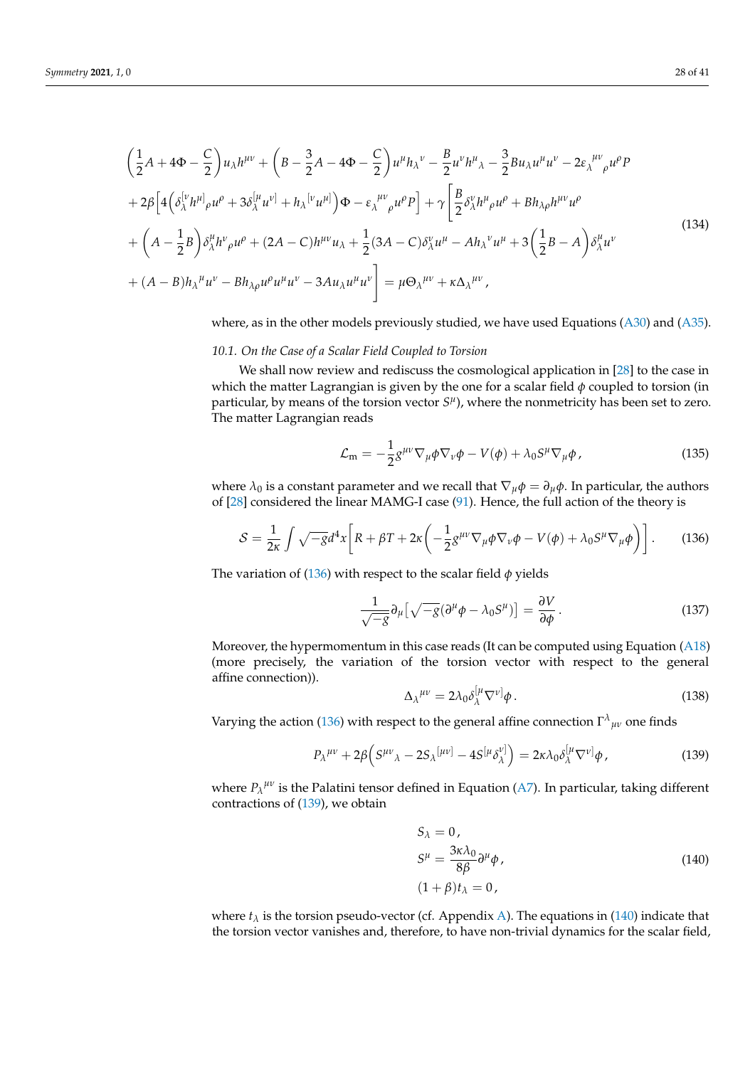$$
\begin{aligned}
&\left(\frac{1}{2}A+4\Phi-\frac{C}{2}\right)u_\lambda h^{\mu\nu}+\left(B-\frac{3}{2}A-4\Phi-\frac{C}{2}\right)u^\mu h_\lambda{}^\nu-\frac{B}{2}u^\nu h^\mu{}_\lambda-\frac{3}{2}Bu_\lambda u^\mu u^\nu-2\varepsilon_\lambda{}^{\mu\nu}{}_\rho u^\rho P\\
&+2\beta\left[4\left(\delta_\lambda^{[\nu}h^{\mu]}{}_\rho u^\rho+3\delta_\lambda^{[\mu}u^{\nu]}+h_\lambda{}^{[\nu}u^{\mu]}\right)\Phi-\varepsilon_\lambda{}^{\mu\nu}{}_\rho u^\rho P\right]+\gamma\left[\frac{B}{2}\delta_\lambda^\nu h^\mu{}_\rho u^\rho+Bh_{\lambda\rho}h^{\mu\nu}u^\rho\right.\\
&+\left(A-\frac{1}{2}B\right)\delta_\lambda^\mu h^\nu{}_\rho u^\rho+(2A-C)h^{\mu\nu}u_\lambda+\frac{1}{2}(3A-C)\delta_\lambda^\nu u^\mu-Ah_\lambda{}^\nu u^\mu+3\left(\frac{1}{2}B-A\right)\delta_\lambda^\mu u^\nu\\
&\left.+(A-B)h_\lambda{}^\mu u^\nu-Bh_{\lambda\rho}u^\rho u^\mu u^\nu-3Au_\lambda u^\mu u^\nu\right]=\mu\Theta_\lambda{}^{\mu\nu}+\kappa\Delta_\lambda{}^{\mu\nu}\,,
\end{aligned}
\tag{134}
$$

where, as in the other models previously studied, we have used Equations (A30) and (A35).

### 10.1. On the Case of a Scalar Field Coupled to Torsion

We shall now review and rediscuss the cosmological application in [28] to the case in which the matter Lagrangian is given by the one for a scalar field $\phi$ coupled to torsion (in particular, by means of the torsion vector $S^\mu$), where the nonmetricity has been set to zero. The matter Lagrangian reads

$$
\mathcal{L}_{\rm m}=-\frac{1}{2}g^{\mu\nu}\nabla_\mu\phi\nabla_\nu\phi-V(\phi)+\lambda_0 S^\mu\nabla_\mu\phi\,,
\tag{135}
$$

where $\lambda_0$ is a constant parameter and we recall that $\nabla_\mu\phi=\partial_\mu\phi$. In particular, the authors of [28] considered the linear MAMG-I case (91). Hence, the full action of the theory is

$$
\mathcal{S}=\frac{1}{2\kappa}\int\sqrt{-g}d^4x\left[R+\beta T+2\kappa\left(-\frac{1}{2}g^{\mu\nu}\nabla_\mu\phi\nabla_\nu\phi-V(\phi)+\lambda_0 S^\mu\nabla_\mu\phi\right)\right].
\tag{136}
$$

The variation of (136) with respect to the scalar field $\phi$ yields

$$
\frac{1}{\sqrt{-g}}\partial_\mu\left[\sqrt{-g}(\partial^\mu\phi-\lambda_0 S^\mu)\right]=\frac{\partial V}{\partial\phi}\,.
\tag{137}
$$

Moreover, the hypermomentum in this case reads (It can be computed using Equation (A18) (more precisely, the variation of the torsion vector with respect to the general affine connection)).

$$
\Delta_\lambda{}^{\mu\nu}=2\lambda_0\delta_\lambda^{[\mu}\nabla^{\nu]}\phi\,.
\tag{138}
$$

Varying the action (136) with respect to the general affine connection $\Gamma^\lambda{}_{\mu\nu}$ one finds

$$
P_\lambda{}^{\mu\nu}+2\beta\left(S^{\mu\nu}{}_\lambda-2S_\lambda{}^{[\mu\nu]}-4S^{[\mu}\delta_\lambda^{\nu]}\right)=2\kappa\lambda_0\delta_\lambda^{[\mu}\nabla^{\nu]}\phi\,,
\tag{139}
$$

where $P_\lambda{}^{\mu\nu}$ is the Palatini tensor defined in Equation (A7). In particular, taking different contractions of (139), we obtain

$$
\begin{aligned}
&S_\lambda=0\,,\\
&S^\mu=\frac{3\kappa\lambda_0}{8\beta}\partial^\mu\phi\,,\\
&(1+\beta)t_\lambda=0\,,
\end{aligned}
\tag{140}
$$

where $t_\lambda$ is the torsion pseudo-vector (cf. Appendix A). The equations in (140) indicate that the torsion vector vanishes and, therefore, to have non-trivial dynamics for the scalar field,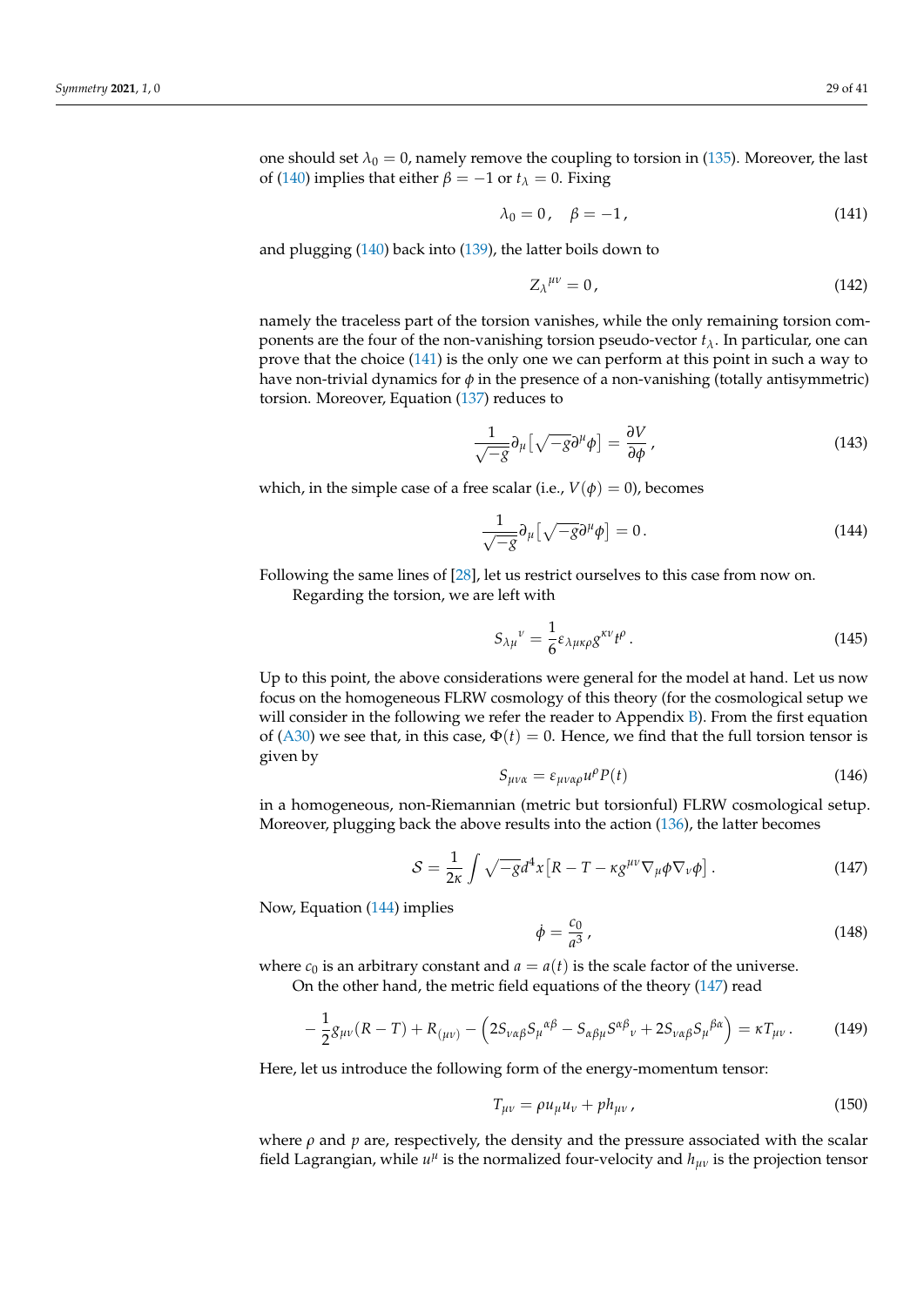one should set $\lambda_0 = 0$, namely remove the coupling to torsion in (135). Moreover, the last of (140) implies that either $\beta = -1$ or $t_\lambda = 0$. Fixing

$$\lambda_0 = 0\,, \quad \beta = -1\,, \tag{141}$$

and plugging (140) back into (139), the latter boils down to

$$Z_\lambda{}^{\mu\nu} = 0\,, \tag{142}$$

namely the traceless part of the torsion vanishes, while the only remaining torsion components are the four of the non-vanishing torsion pseudo-vector $t_\lambda$. In particular, one can prove that the choice (141) is the only one we can perform at this point in such a way to have non-trivial dynamics for $\phi$ in the presence of a non-vanishing (totally antisymmetric) torsion. Moreover, Equation (137) reduces to

$$\frac{1}{\sqrt{-g}}\partial_\mu\left[\sqrt{-g}\partial^\mu\phi\right] = \frac{\partial V}{\partial\phi}\,, \tag{143}$$

which, in the simple case of a free scalar (i.e., $V(\phi) = 0$), becomes

$$\frac{1}{\sqrt{-g}}\partial_\mu\left[\sqrt{-g}\partial^\mu\phi\right] = 0\,. \tag{144}$$

Following the same lines of [28], let us restrict ourselves to this case from now on.

Regarding the torsion, we are left with

$$S_{\lambda\mu}{}^{\nu} = \frac{1}{6}\varepsilon_{\lambda\mu\kappa\rho}g^{\kappa\nu}t^\rho\,. \tag{145}$$

Up to this point, the above considerations were general for the model at hand. Let us now focus on the homogeneous FLRW cosmology of this theory (for the cosmological setup we will consider in the following we refer the reader to Appendix B). From the first equation of (A30) we see that, in this case, $\Phi(t) = 0$. Hence, we find that the full torsion tensor is given by

$$S_{\mu\nu\alpha} = \varepsilon_{\mu\nu\alpha\rho}u^\rho P(t) \tag{146}$$

in a homogeneous, non-Riemannian (metric but torsionful) FLRW cosmological setup. Moreover, plugging back the above results into the action (136), the latter becomes

$$\mathcal{S} = \frac{1}{2\kappa}\int\sqrt{-g}d^4x\left[R - T - \kappa g^{\mu\nu}\nabla_\mu\phi\nabla_\nu\phi\right]. \tag{147}$$

Now, Equation (144) implies

$$\dot{\phi} = \frac{c_0}{a^3}\,, \tag{148}$$

where $c_0$ is an arbitrary constant and $a = a(t)$ is the scale factor of the universe.

On the other hand, the metric field equations of the theory (147) read

$$-\frac{1}{2}g_{\mu\nu}(R-T) + R_{(\mu\nu)} - \left(2S_{\nu\alpha\beta}S_\mu{}^{\alpha\beta} - S_{\alpha\beta\mu}S^{\alpha\beta}{}_\nu + 2S_{\nu\alpha\beta}S_\mu{}^{\beta\alpha}\right) = \kappa T_{\mu\nu}\,. \tag{149}$$

Here, let us introduce the following form of the energy-momentum tensor:

$$T_{\mu\nu} = \rho u_\mu u_\nu + p h_{\mu\nu}\,, \tag{150}$$

where $\rho$ and $p$ are, respectively, the density and the pressure associated with the scalar field Lagrangian, while $u^\mu$ is the normalized four-velocity and $h_{\mu\nu}$ is the projection tensor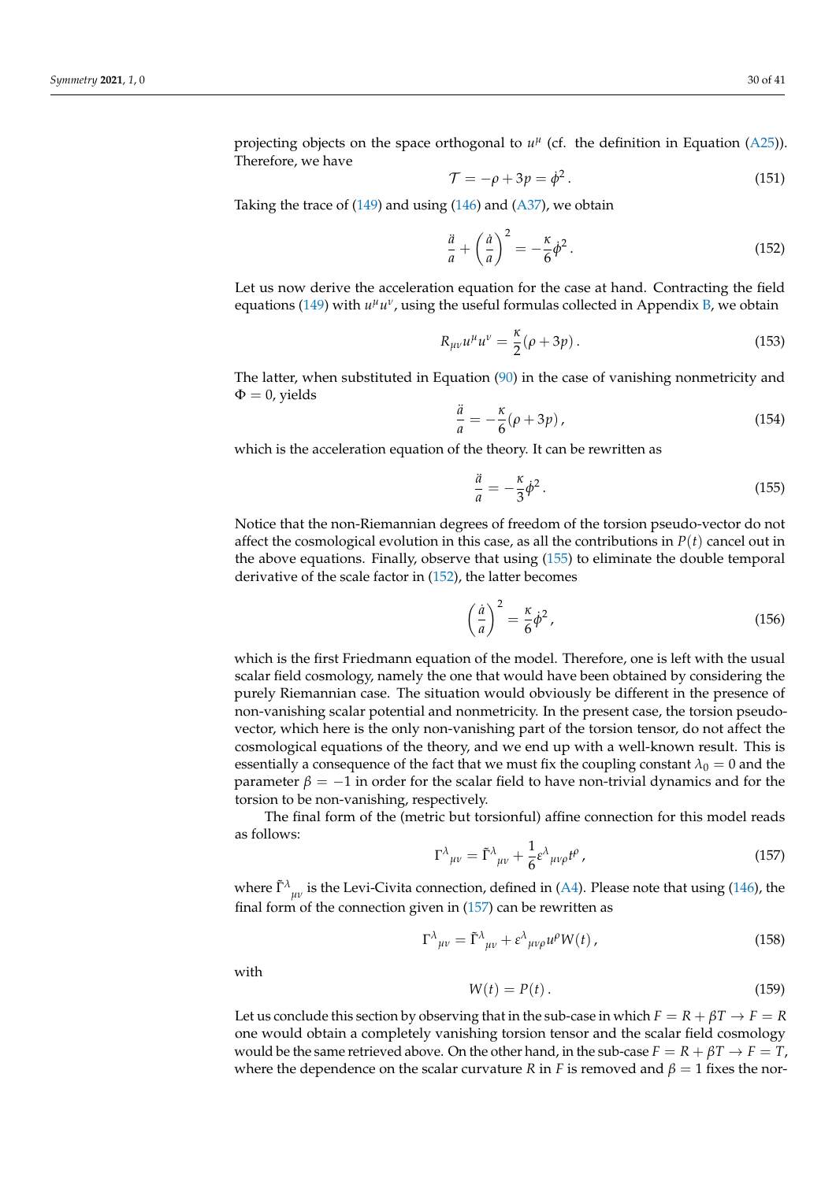projecting objects on the space orthogonal to $u^\mu$ (cf. the definition in Equation (A25)). Therefore, we have

$$\mathcal{T} = -\rho + 3p = \dot{\phi}^2 . \tag{151}$$

Taking the trace of (149) and using (146) and (A37), we obtain

$$\frac{\ddot{a}}{a} + \left(\frac{\dot{a}}{a}\right)^2 = -\frac{\kappa}{6}\dot{\phi}^2 . \tag{152}$$

Let us now derive the acceleration equation for the case at hand. Contracting the field equations (149) with $u^\mu u^\nu$, using the useful formulas collected in Appendix B, we obtain

$$R_{\mu\nu}u^\mu u^\nu = \frac{\kappa}{2}(\rho + 3p) . \tag{153}$$

The latter, when substituted in Equation (90) in the case of vanishing nonmetricity and $\Phi = 0$, yields

$$\frac{\ddot{a}}{a} = -\frac{\kappa}{6}(\rho + 3p) , \tag{154}$$

which is the acceleration equation of the theory. It can be rewritten as

$$\frac{\ddot{a}}{a} = -\frac{\kappa}{3}\dot{\phi}^2 . \tag{155}$$

Notice that the non-Riemannian degrees of freedom of the torsion pseudo-vector do not affect the cosmological evolution in this case, as all the contributions in $P(t)$ cancel out in the above equations. Finally, observe that using (155) to eliminate the double temporal derivative of the scale factor in (152), the latter becomes

$$\left(\frac{\dot{a}}{a}\right)^2 = \frac{\kappa}{6}\dot{\phi}^2 , \tag{156}$$

which is the first Friedmann equation of the model. Therefore, one is left with the usual scalar field cosmology, namely the one that would have been obtained by considering the purely Riemannian case. The situation would obviously be different in the presence of non-vanishing scalar potential and nonmetricity. In the present case, the torsion pseudo-vector, which here is the only non-vanishing part of the torsion tensor, do not affect the cosmological equations of the theory, and we end up with a well-known result. This is essentially a consequence of the fact that we must fix the coupling constant $\lambda_0 = 0$ and the parameter $\beta = -1$ in order for the scalar field to have non-trivial dynamics and for the torsion to be non-vanishing, respectively.

The final form of the (metric but torsionful) affine connection for this model reads as follows:

$$\Gamma^\lambda{}_{\mu\nu} = \tilde{\Gamma}^\lambda{}_{\mu\nu} + \frac{1}{6}\varepsilon^\lambda{}_{\mu\nu\rho}t^\rho , \tag{157}$$

where $\tilde{\Gamma}^\lambda{}_{\mu\nu}$ is the Levi-Civita connection, defined in (A4). Please note that using (146), the final form of the connection given in (157) can be rewritten as

$$\Gamma^\lambda{}_{\mu\nu} = \tilde{\Gamma}^\lambda{}_{\mu\nu} + \varepsilon^\lambda{}_{\mu\nu\rho}u^\rho W(t) , \tag{158}$$

with

$$W(t) = P(t) . \tag{159}$$

Let us conclude this section by observing that in the sub-case in which $F = R + \beta T \to F = R$ one would obtain a completely vanishing torsion tensor and the scalar field cosmology would be the same retrieved above. On the other hand, in the sub-case $F = R + \beta T \to F = T$, where the dependence on the scalar curvature $R$ in $F$ is removed and $\beta = 1$ fixes the nor-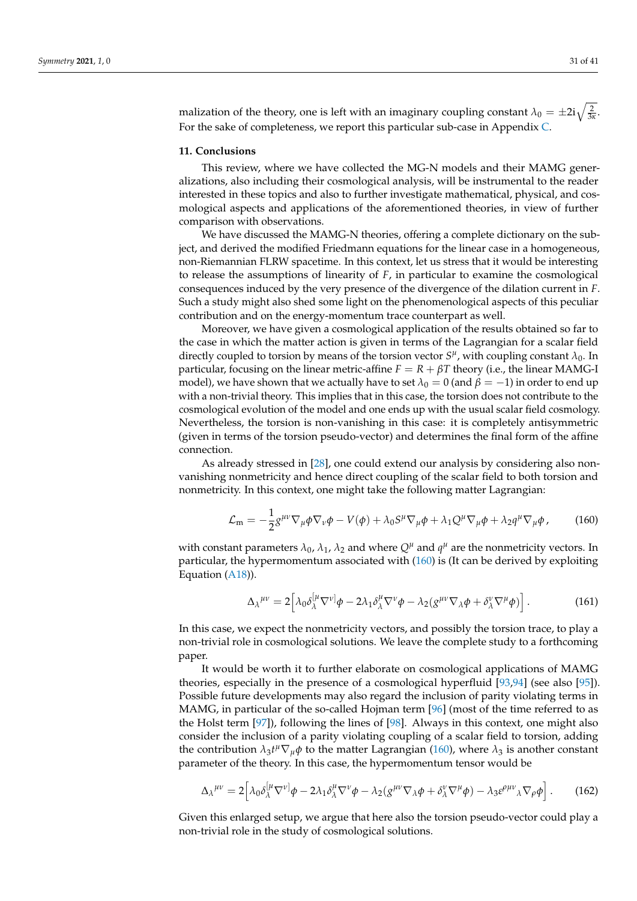malization of the theory, one is left with an imaginary coupling constant $\lambda_0 = \pm 2\mathrm{i}\sqrt{\frac{2}{3\kappa}}$. For the sake of completeness, we report this particular sub-case in Appendix C.

## 11. Conclusions

This review, where we have collected the MG-N models and their MAMG generalizations, also including their cosmological analysis, will be instrumental to the reader interested in these topics and also to further investigate mathematical, physical, and cosmological aspects and applications of the aforementioned theories, in view of further comparison with observations.

We have discussed the MAMG-N theories, offering a complete dictionary on the subject, and derived the modified Friedmann equations for the linear case in a homogeneous, non-Riemannian FLRW spacetime. In this context, let us stress that it would be interesting to release the assumptions of linearity of $F$, in particular to examine the cosmological consequences induced by the very presence of the divergence of the dilation current in $F$. Such a study might also shed some light on the phenomenological aspects of this peculiar contribution and on the energy-momentum trace counterpart as well.

Moreover, we have given a cosmological application of the results obtained so far to the case in which the matter action is given in terms of the Lagrangian for a scalar field directly coupled to torsion by means of the torsion vector $S^\mu$, with coupling constant $\lambda_0$. In particular, focusing on the linear metric-affine $F = R + \beta T$ theory (i.e., the linear MAMG-I model), we have shown that we actually have to set $\lambda_0 = 0$ (and $\beta = -1$) in order to end up with a non-trivial theory. This implies that in this case, the torsion does not contribute to the cosmological evolution of the model and one ends up with the usual scalar field cosmology. Nevertheless, the torsion is non-vanishing in this case: it is completely antisymmetric (given in terms of the torsion pseudo-vector) and determines the final form of the affine connection.

As already stressed in [28], one could extend our analysis by considering also non-vanishing nonmetricity and hence direct coupling of the scalar field to both torsion and nonmetricity. In this context, one might take the following matter Lagrangian:

$$\mathcal{L}_\mathrm{m} = -\frac{1}{2}g^{\mu\nu}\nabla_\mu\phi\nabla_\nu\phi - V(\phi) + \lambda_0 S^\mu \nabla_\mu \phi + \lambda_1 Q^\mu \nabla_\mu \phi + \lambda_2 q^\mu \nabla_\mu \phi\,, \tag{160}$$

with constant parameters $\lambda_0$, $\lambda_1$, $\lambda_2$ and where $Q^\mu$ and $q^\mu$ are the nonmetricity vectors. In particular, the hypermomentum associated with (160) is (It can be derived by exploiting Equation (A18)).

$$\Delta_\lambda{}^{\mu\nu} = 2\Big[\lambda_0 \delta_\lambda^{[\mu}\nabla^{\nu]}\phi - 2\lambda_1 \delta_\lambda^\mu \nabla^\nu \phi - \lambda_2 (g^{\mu\nu}\nabla_\lambda\phi + \delta_\lambda^\nu \nabla^\mu \phi)\Big]\,. \tag{161}$$

In this case, we expect the nonmetricity vectors, and possibly the torsion trace, to play a non-trivial role in cosmological solutions. We leave the complete study to a forthcoming paper.

It would be worth it to further elaborate on cosmological applications of MAMG theories, especially in the presence of a cosmological hyperfluid [93,94] (see also [95]). Possible future developments may also regard the inclusion of parity violating terms in MAMG, in particular of the so-called Hojman term [96] (most of the time referred to as the Holst term [97]), following the lines of [98]. Always in this context, one might also consider the inclusion of a parity violating coupling of a scalar field to torsion, adding the contribution $\lambda_3 t^\mu \nabla_\mu \phi$ to the matter Lagrangian (160), where $\lambda_3$ is another constant parameter of the theory. In this case, the hypermomentum tensor would be

$$\Delta_\lambda{}^{\mu\nu} = 2\Big[\lambda_0 \delta_\lambda^{[\mu}\nabla^{\nu]}\phi - 2\lambda_1 \delta_\lambda^\mu \nabla^\nu \phi - \lambda_2 (g^{\mu\nu}\nabla_\lambda\phi + \delta_\lambda^\nu \nabla^\mu \phi) - \lambda_3 \varepsilon^{\rho\mu\nu}{}_\lambda \nabla_\rho \phi\Big]\,. \tag{162}$$

Given this enlarged setup, we argue that here also the torsion pseudo-vector could play a non-trivial role in the study of cosmological solutions.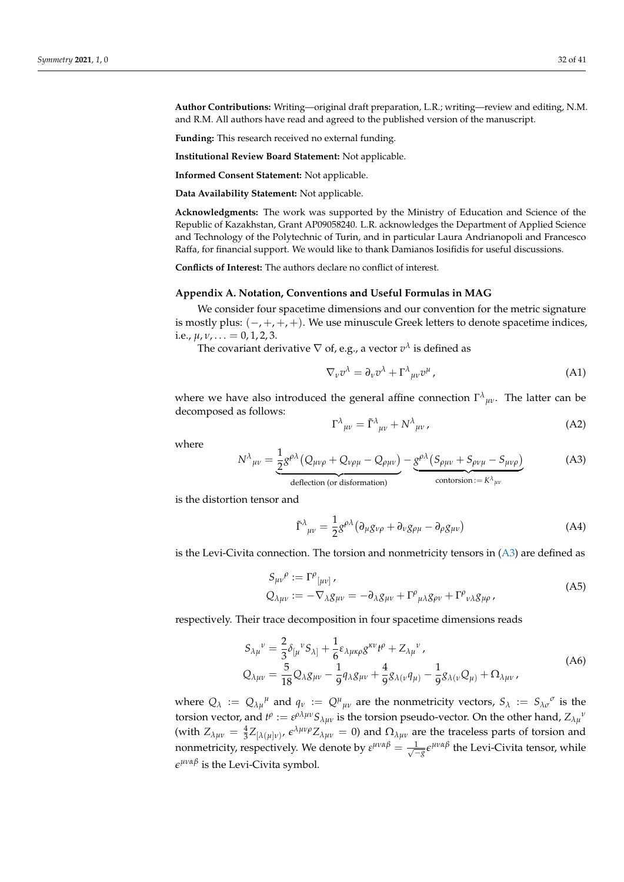**Author Contributions:** Writing—original draft preparation, L.R.; writing—review and editing, N.M. and R.M. All authors have read and agreed to the published version of the manuscript.

**Funding:** This research received no external funding.

**Institutional Review Board Statement:** Not applicable.

**Informed Consent Statement:** Not applicable.

**Data Availability Statement:** Not applicable.

**Acknowledgments:** The work was supported by the Ministry of Education and Science of the Republic of Kazakhstan, Grant AP09058240. L.R. acknowledges the Department of Applied Science and Technology of the Polytechnic of Turin, and in particular Laura Andrianopoli and Francesco Raffa, for financial support. We would like to thank Damianos Iosifidis for useful discussions.

**Conflicts of Interest:** The authors declare no conflict of interest.

## Appendix A. Notation, Conventions and Useful Formulas in MAG

We consider four spacetime dimensions and our convention for the metric signature is mostly plus: $(-,+,+,+)$. We use minuscule Greek letters to denote spacetime indices, i.e., $\mu,\nu,\ldots = 0,1,2,3$.

The covariant derivative $\nabla$ of, e.g., a vector $v^\lambda$ is defined as

$$\nabla_\nu v^\lambda = \partial_\nu v^\lambda + \Gamma^\lambda{}_{\mu\nu} v^\mu \,, \tag{A1}$$

where we have also introduced the general affine connection $\Gamma^\lambda{}_{\mu\nu}$. The latter can be decomposed as follows:

$$\Gamma^\lambda{}_{\mu\nu} = \tilde{\Gamma}^\lambda{}_{\mu\nu} + N^\lambda{}_{\mu\nu} \,, \tag{A2}$$

where

$$N^\lambda{}_{\mu\nu} = \underbrace{\frac{1}{2} g^{\rho\lambda}\left(Q_{\mu\nu\rho} + Q_{\nu\rho\mu} - Q_{\rho\mu\nu}\right)}_{\text{deflection (or disformation)}} - \underbrace{g^{\rho\lambda}\left(S_{\rho\mu\nu} + S_{\rho\nu\mu} - S_{\mu\nu\rho}\right)}_{\text{contorsion} := K^\lambda{}_{\mu\nu}} \tag{A3}$$

is the distortion tensor and

$$\tilde{\Gamma}^\lambda{}_{\mu\nu} = \frac{1}{2} g^{\rho\lambda}\left(\partial_\mu g_{\nu\rho} + \partial_\nu g_{\rho\mu} - \partial_\rho g_{\mu\nu}\right) \tag{A4}$$

is the Levi-Civita connection. The torsion and nonmetricity tensors in (A3) are defined as

$$\begin{aligned} S_{\mu\nu}{}^\rho &:= \Gamma^\rho{}_{[\mu\nu]} \,, \\ Q_{\lambda\mu\nu} &:= -\nabla_\lambda g_{\mu\nu} = -\partial_\lambda g_{\mu\nu} + \Gamma^\rho{}_{\mu\lambda} g_{\rho\nu} + \Gamma^\rho{}_{\nu\lambda} g_{\mu\rho} \,, \end{aligned} \tag{A5}$$

respectively. Their trace decomposition in four spacetime dimensions reads

$$\begin{aligned} S_{\lambda\mu}{}^\nu &= \frac{2}{3}\delta_{[\mu}{}^\nu S_{\lambda]} + \frac{1}{6}\varepsilon_{\lambda\mu\kappa\rho} g^{\kappa\nu} t^\rho + Z_{\lambda\mu}{}^\nu \,, \\ Q_{\lambda\mu\nu} &= \frac{5}{18} Q_\lambda g_{\mu\nu} - \frac{1}{9} q_\lambda g_{\mu\nu} + \frac{4}{9} g_{\lambda(\nu} q_{\mu)} - \frac{1}{9} g_{\lambda(\nu} Q_{\mu)} + \Omega_{\lambda\mu\nu} \,, \end{aligned} \tag{A6}$$

where $Q_\lambda := Q_{\lambda\mu}{}^\mu$ and $q_\nu := Q^\mu{}_{\mu\nu}$ are the nonmetricity vectors, $S_\lambda := S_{\lambda\sigma}{}^\sigma$ is the torsion vector, and $t^\rho := \varepsilon^{\rho\lambda\mu\nu} S_{\lambda\mu\nu}$ is the torsion pseudo-vector. On the other hand, $Z_{\lambda\mu}{}^\nu$ (with $Z_{\lambda\mu\nu} = \frac{4}{3} Z_{[\lambda(\mu]\nu)}$, $\epsilon^{\lambda\mu\nu\rho} Z_{\lambda\mu\nu} = 0$) and $\Omega_{\lambda\mu\nu}$ are the traceless parts of torsion and nonmetricity, respectively. We denote by $\varepsilon^{\mu\nu\alpha\beta} = \frac{1}{\sqrt{-g}} \epsilon^{\mu\nu\alpha\beta}$ the Levi-Civita tensor, while $\epsilon^{\mu\nu\alpha\beta}$ is the Levi-Civita symbol.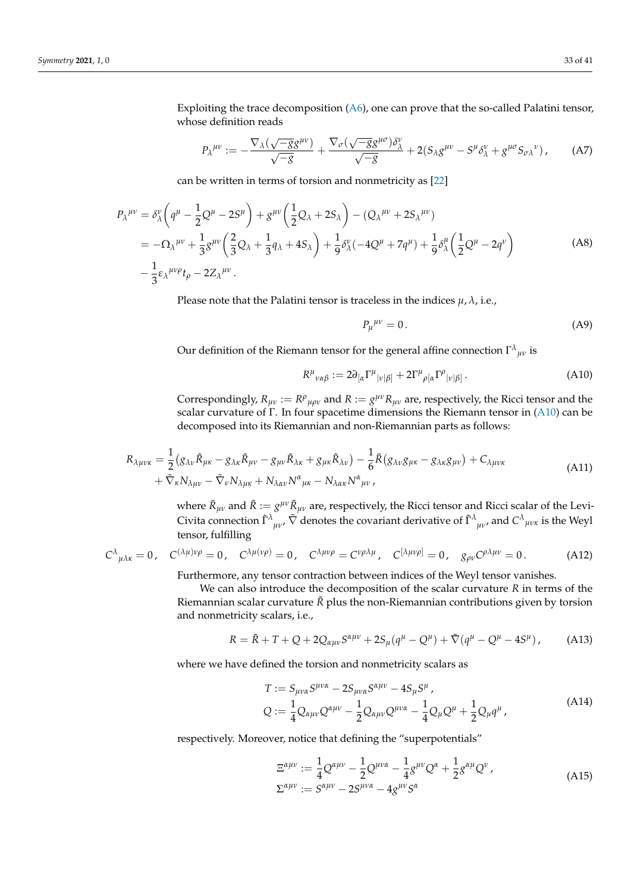Exploiting the trace decomposition (A6), one can prove that the so-called Palatini tensor, whose definition reads

$$
P_\lambda{}^{\mu\nu} := -\frac{\nabla_\lambda(\sqrt{-g}g^{\mu\nu})}{\sqrt{-g}} + \frac{\nabla_\sigma(\sqrt{-g}g^{\mu\sigma})\delta^\nu_\lambda}{\sqrt{-g}} + 2(S_\lambda g^{\mu\nu} - S^\mu \delta^\nu_\lambda + g^{\mu\sigma}S_{\sigma\lambda}{}^\nu)\,, \tag{A7}
$$

can be written in terms of torsion and nonmetricity as [22]

$$
\begin{aligned}
P_\lambda{}^{\mu\nu} &= \delta^\nu_\lambda\left(q^\mu - \frac{1}{2}Q^\mu - 2S^\mu\right) + g^{\mu\nu}\left(\frac{1}{2}Q_\lambda + 2S_\lambda\right) - (Q_\lambda{}^{\mu\nu} + 2S_\lambda{}^{\mu\nu}) \\
&= -\Omega_\lambda{}^{\mu\nu} + \frac{1}{3}g^{\mu\nu}\left(\frac{2}{3}Q_\lambda + \frac{1}{3}q_\lambda + 4S_\lambda\right) + \frac{1}{9}\delta^\nu_\lambda(-4Q^\mu + 7q^\mu) + \frac{1}{9}\delta^\mu_\lambda\left(\frac{1}{2}Q^\mu - 2q^\nu\right) \\
&\quad - \frac{1}{3}\varepsilon_\lambda{}^{\mu\nu\rho}t_\rho - 2Z_\lambda{}^{\mu\nu}\,.
\end{aligned} \tag{A8}
$$

Please note that the Palatini tensor is traceless in the indices $\mu, \lambda$, i.e.,

$$
P_\mu{}^{\mu\nu} = 0\,. \tag{A9}
$$

Our definition of the Riemann tensor for the general affine connection $\Gamma^\lambda{}_{\mu\nu}$ is

$$
R^\mu{}_{\nu\alpha\beta} := 2\partial_{[\alpha}\Gamma^\mu{}_{|\nu|\beta]} + 2\Gamma^\mu{}_{\rho[\alpha}\Gamma^\rho{}_{|\nu|\beta]}\,. \tag{A10}
$$

Correspondingly, $R_{\mu\nu} := R^\rho{}_{\mu\rho\nu}$ and $R := g^{\mu\nu}R_{\mu\nu}$ are, respectively, the Ricci tensor and the scalar curvature of $\Gamma$. In four spacetime dimensions the Riemann tensor in (A10) can be decomposed into its Riemannian and non-Riemannian parts as follows:

$$
\begin{aligned}
R_{\lambda\mu\nu\kappa} &= \frac{1}{2}\left(g_{\lambda\nu}\tilde{R}_{\mu\kappa} - g_{\lambda\kappa}\tilde{R}_{\mu\nu} - g_{\mu\nu}\tilde{R}_{\lambda\kappa} + g_{\mu\kappa}\tilde{R}_{\lambda\nu}\right) - \frac{1}{6}\tilde{R}\left(g_{\lambda\nu}g_{\mu\kappa} - g_{\lambda\kappa}g_{\mu\nu}\right) + C_{\lambda\mu\nu\kappa} \\
&\quad + \tilde{\nabla}_\kappa N_{\lambda\mu\nu} - \tilde{\nabla}_\nu N_{\lambda\mu\kappa} + N_{\lambda\alpha\nu}N^\alpha{}_{\mu\kappa} - N_{\lambda\alpha\kappa}N^\alpha{}_{\mu\nu}\,,
\end{aligned} \tag{A11}
$$

where $\tilde{R}_{\mu\nu}$ and $\tilde{R} := g^{\mu\nu}\tilde{R}_{\mu\nu}$ are, respectively, the Ricci tensor and Ricci scalar of the Levi-Civita connection $\tilde{\Gamma}^\lambda{}_{\mu\nu}$, $\tilde{\nabla}$ denotes the covariant derivative of $\tilde{\Gamma}^\lambda{}_{\mu\nu}$, and $C^\lambda{}_{\mu\nu\kappa}$ is the Weyl tensor, fulfilling

$$
C^\lambda{}_{\mu\lambda\kappa} = 0\,, \quad C^{(\lambda\mu)\nu\rho} = 0\,, \quad C^{\lambda\mu(\nu\rho)} = 0\,, \quad C^{\lambda\mu\nu\rho} = C^{\nu\rho\lambda\mu}\,, \quad C^{[\lambda\mu\nu\rho]} = 0\,, \quad g_{\rho\nu}C^{\rho\lambda\mu\nu} = 0\,. \tag{A12}
$$

Furthermore, any tensor contraction between indices of the Weyl tensor vanishes.

We can also introduce the decomposition of the scalar curvature $R$ in terms of the Riemannian scalar curvature $\tilde{R}$ plus the non-Riemannian contributions given by torsion and nonmetricity scalars, i.e.,

$$
R = \tilde{R} + T + Q + 2Q_{\alpha\mu\nu}S^{\alpha\mu\nu} + 2S_\mu(q^\mu - Q^\mu) + \tilde{\nabla}(q^\mu - Q^\mu - 4S^\mu)\,, \tag{A13}
$$

where we have defined the torsion and nonmetricity scalars as

$$
\begin{aligned}
T &:= S_{\mu\nu\alpha}S^{\mu\nu\alpha} - 2S_{\mu\nu\alpha}S^{\alpha\mu\nu} - 4S_\mu S^\mu\,, \\
Q &:= \frac{1}{4}Q_{\alpha\mu\nu}Q^{\alpha\mu\nu} - \frac{1}{2}Q_{\alpha\mu\nu}Q^{\mu\nu\alpha} - \frac{1}{4}Q_\mu Q^\mu + \frac{1}{2}Q_\mu q^\mu\,,
\end{aligned} \tag{A14}
$$

respectively. Moreover, notice that defining the "superpotentials"

$$
\begin{aligned}
\Xi^{\alpha\mu\nu} &:= \frac{1}{4}Q^{\alpha\mu\nu} - \frac{1}{2}Q^{\mu\nu\alpha} - \frac{1}{4}g^{\mu\nu}Q^\alpha + \frac{1}{2}g^{\alpha\mu}Q^\nu\,, \\
\Sigma^{\alpha\mu\nu} &:= S^{\alpha\mu\nu} - 2S^{\mu\nu\alpha} - 4g^{\mu\nu}S^\alpha
\end{aligned} \tag{A15}
$$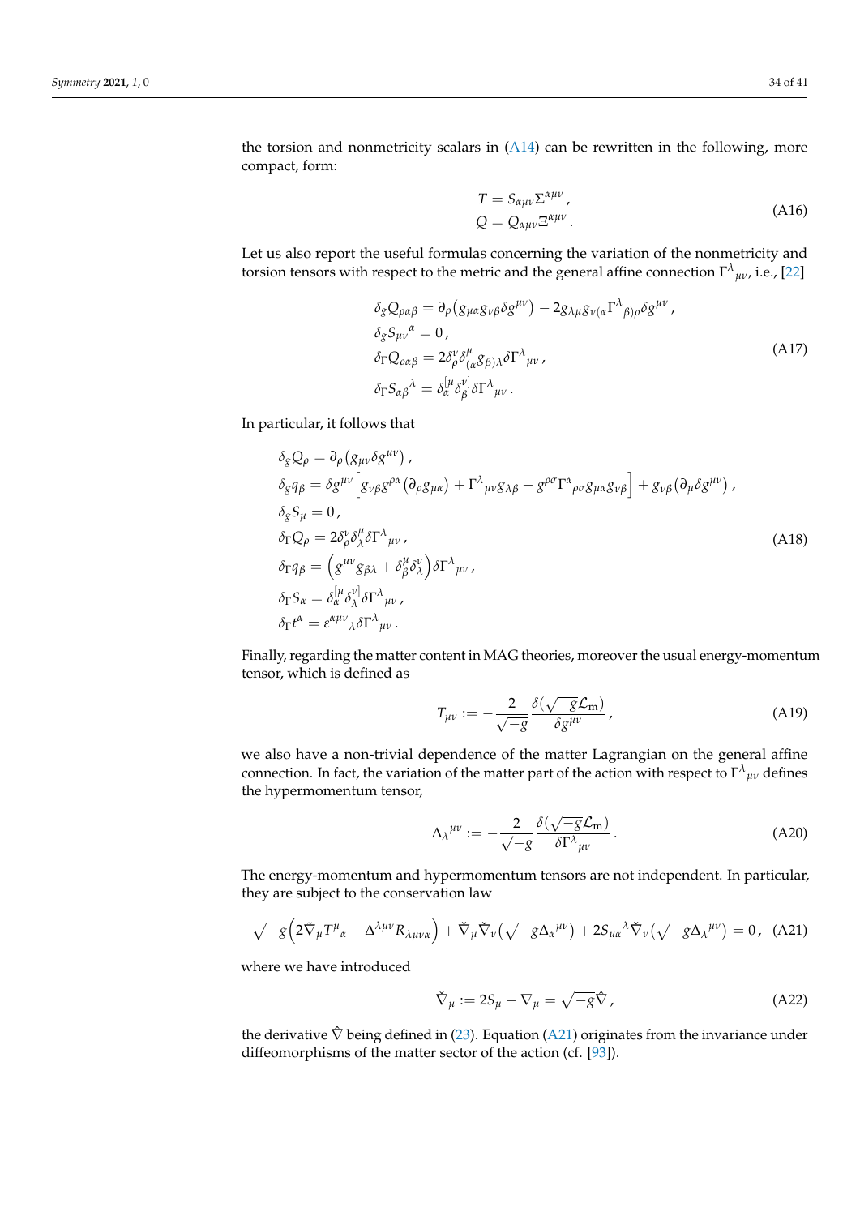the torsion and nonmetricity scalars in (A14) can be rewritten in the following, more compact, form:

$$
\begin{aligned}
T &= S_{\alpha\mu\nu}\Sigma^{\alpha\mu\nu}\,, \\
Q &= Q_{\alpha\mu\nu}\Xi^{\alpha\mu\nu}\,.
\end{aligned}
\tag{A16}
$$

Let us also report the useful formulas concerning the variation of the nonmetricity and torsion tensors with respect to the metric and the general affine connection $\Gamma^{\lambda}{}_{\mu\nu}$, i.e., [22]

$$
\begin{aligned}
&\delta_g Q_{\rho\alpha\beta} = \partial_\rho\left(g_{\mu\alpha}g_{\nu\beta}\delta g^{\mu\nu}\right) - 2g_{\lambda\mu}g_{\nu(\alpha}\Gamma^{\lambda}{}_{\beta)\rho}\delta g^{\mu\nu}\,, \\
&\delta_g S_{\mu\nu}{}^{\alpha} = 0\,, \\
&\delta_\Gamma Q_{\rho\alpha\beta} = 2\delta^{\nu}_{\rho}\delta^{\mu}_{(\alpha}g_{\beta)\lambda}\delta\Gamma^{\lambda}{}_{\mu\nu}\,, \\
&\delta_\Gamma S_{\alpha\beta}{}^{\lambda} = \delta^{[\mu}_{\alpha}\delta^{\nu]}_{\beta}\delta\Gamma^{\lambda}{}_{\mu\nu}\,.
\end{aligned}
\tag{A17}
$$

In particular, it follows that

$$
\begin{aligned}
&\delta_g Q_\rho = \partial_\rho\left(g_{\mu\nu}\delta g^{\mu\nu}\right), \\
&\delta_g q_\beta = \delta g^{\mu\nu}\left[g_{\nu\beta}g^{\rho\alpha}\left(\partial_\rho g_{\mu\alpha}\right) + \Gamma^{\lambda}{}_{\mu\nu}g_{\lambda\beta} - g^{\rho\sigma}\Gamma^{\alpha}{}_{\rho\sigma}g_{\mu\alpha}g_{\nu\beta}\right] + g_{\nu\beta}\left(\partial_\mu\delta g^{\mu\nu}\right), \\
&\delta_g S_\mu = 0\,, \\
&\delta_\Gamma Q_\rho = 2\delta^{\nu}_{\rho}\delta^{\mu}_{\lambda}\delta\Gamma^{\lambda}{}_{\mu\nu}\,, \\
&\delta_\Gamma q_\beta = \left(g^{\mu\nu}g_{\beta\lambda} + \delta^{\mu}_{\beta}\delta^{\nu}_{\lambda}\right)\delta\Gamma^{\lambda}{}_{\mu\nu}\,, \\
&\delta_\Gamma S_\alpha = \delta^{[\mu}_{\alpha}\delta^{\nu]}_{\lambda}\delta\Gamma^{\lambda}{}_{\mu\nu}\,, \\
&\delta_\Gamma t^{\alpha} = \varepsilon^{\alpha\mu\nu}{}_{\lambda}\delta\Gamma^{\lambda}{}_{\mu\nu}\,.
\end{aligned}
\tag{A18}
$$

Finally, regarding the matter content in MAG theories, moreover the usual energy-momentum tensor, which is defined as

$$
T_{\mu\nu} := -\frac{2}{\sqrt{-g}}\frac{\delta\left(\sqrt{-g}\mathcal{L}_{\mathrm{m}}\right)}{\delta g^{\mu\nu}}\,,
\tag{A19}
$$

we also have a non-trivial dependence of the matter Lagrangian on the general affine connection. In fact, the variation of the matter part of the action with respect to $\Gamma^{\lambda}{}_{\mu\nu}$ defines the hypermomentum tensor,

$$
\Delta_{\lambda}{}^{\mu\nu} := -\frac{2}{\sqrt{-g}}\frac{\delta\left(\sqrt{-g}\mathcal{L}_{\mathrm{m}}\right)}{\delta\Gamma^{\lambda}{}_{\mu\nu}}\,.
\tag{A20}
$$

The energy-momentum and hypermomentum tensors are not independent. In particular, they are subject to the conservation law

$$
\sqrt{-g}\left(2\tilde{\nabla}_\mu T^{\mu}{}_{\alpha} - \Delta^{\lambda\mu\nu}R_{\lambda\mu\nu\alpha}\right) + \check{\nabla}_\mu\check{\nabla}_\nu\left(\sqrt{-g}\Delta_{\alpha}{}^{\mu\nu}\right) + 2S_{\mu\alpha}{}^{\lambda}\check{\nabla}_\nu\left(\sqrt{-g}\Delta_{\lambda}{}^{\mu\nu}\right) = 0\,,
\tag{A21}
$$

where we have introduced

$$
\check{\nabla}_\mu := 2S_\mu - \nabla_\mu = \sqrt{-g}\hat{\nabla}\,,
\tag{A22}
$$

the derivative $\hat{\nabla}$ being defined in (23). Equation (A21) originates from the invariance under diffeomorphisms of the matter sector of the action (cf. [93]).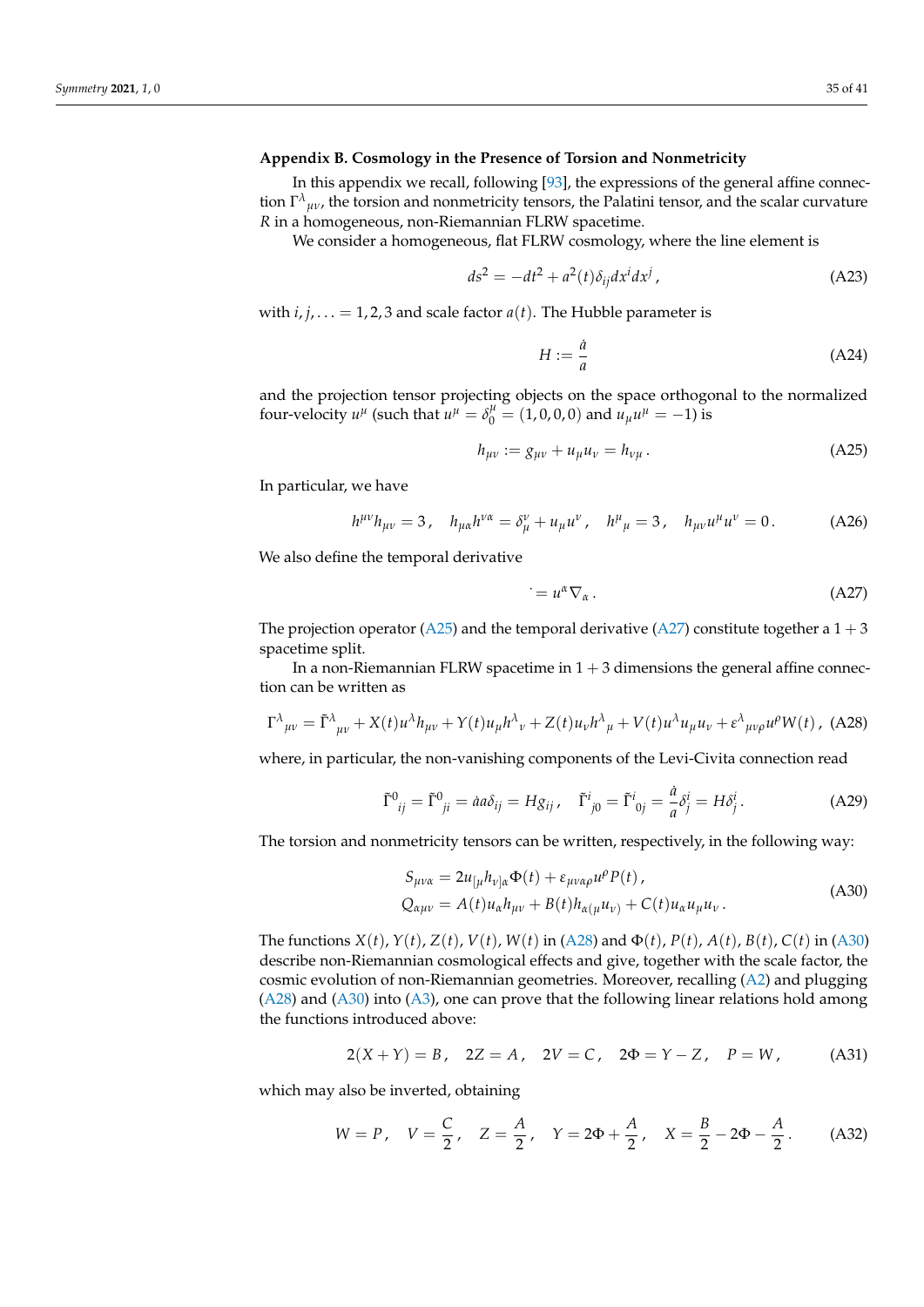### Appendix B. Cosmology in the Presence of Torsion and Nonmetricity

In this appendix we recall, following [93], the expressions of the general affine connection $\Gamma^{\lambda}{}_{\mu\nu}$, the torsion and nonmetricity tensors, the Palatini tensor, and the scalar curvature $R$ in a homogeneous, non-Riemannian FLRW spacetime.

We consider a homogeneous, flat FLRW cosmology, where the line element is

$$ds^2 = -dt^2 + a^2(t)\delta_{ij}dx^i dx^j \,, \tag{A23}$$

with $i, j, \ldots = 1, 2, 3$ and scale factor $a(t)$. The Hubble parameter is

$$H := \frac{\dot{a}}{a} \tag{A24}$$

and the projection tensor projecting objects on the space orthogonal to the normalized four-velocity $u^\mu$ (such that $u^\mu = \delta^\mu_0 = (1, 0, 0, 0)$ and $u_\mu u^\mu = -1$) is

$$h_{\mu\nu} := g_{\mu\nu} + u_\mu u_\nu = h_{\nu\mu} \,. \tag{A25}$$

In particular, we have

$$h^{\mu\nu}h_{\mu\nu} = 3 \,, \quad h_{\mu\alpha}h^{\nu\alpha} = \delta^\nu_\mu + u_\mu u^\nu \,, \quad h^\mu{}_\mu = 3 \,, \quad h_{\mu\nu}u^\mu u^\nu = 0 \,. \tag{A26}$$

We also define the temporal derivative

$$\dot{} = u^\alpha \nabla_\alpha \,. \tag{A27}$$

The projection operator (A25) and the temporal derivative (A27) constitute together a $1+3$ spacetime split.

In a non-Riemannian FLRW spacetime in $1+3$ dimensions the general affine connection can be written as

$$\Gamma^\lambda{}_{\mu\nu} = \tilde{\Gamma}^\lambda{}_{\mu\nu} + X(t)u^\lambda h_{\mu\nu} + Y(t)u_\mu h^\lambda{}_\nu + Z(t)u_\nu h^\lambda{}_\mu + V(t)u^\lambda u_\mu u_\nu + \varepsilon^\lambda{}_{\mu\nu\rho}u^\rho W(t) \,, \tag{A28}$$

where, in particular, the non-vanishing components of the Levi-Civita connection read

$$\tilde{\Gamma}^0{}_{ij} = \tilde{\Gamma}^0{}_{ji} = \dot{a}a\delta_{ij} = Hg_{ij} \,, \quad \tilde{\Gamma}^i{}_{j0} = \tilde{\Gamma}^i{}_{0j} = \frac{\dot{a}}{a}\delta^i_j = H\delta^i_j \,. \tag{A29}$$

The torsion and nonmetricity tensors can be written, respectively, in the following way:

$$\begin{aligned} S_{\mu\nu\alpha} &= 2u_{[\mu}h_{\nu]\alpha}\Phi(t) + \varepsilon_{\mu\nu\alpha\rho}u^\rho P(t) \,, \\ Q_{\alpha\mu\nu} &= A(t)u_\alpha h_{\mu\nu} + B(t)h_{\alpha(\mu}u_{\nu)} + C(t)u_\alpha u_\mu u_\nu \,. \end{aligned} \tag{A30}$$

The functions $X(t), Y(t), Z(t), V(t), W(t)$ in (A28) and $\Phi(t), P(t), A(t), B(t), C(t)$ in (A30) describe non-Riemannian cosmological effects and give, together with the scale factor, the cosmic evolution of non-Riemannian geometries. Moreover, recalling (A2) and plugging (A28) and (A30) into (A3), one can prove that the following linear relations hold among the functions introduced above:

$$2(X + Y) = B \,, \quad 2Z = A \,, \quad 2V = C \,, \quad 2\Phi = Y - Z \,, \quad P = W \,, \tag{A31}$$

which may also be inverted, obtaining

$$W = P \,, \quad V = \frac{C}{2} \,, \quad Z = \frac{A}{2} \,, \quad Y = 2\Phi + \frac{A}{2} \,, \quad X = \frac{B}{2} - 2\Phi - \frac{A}{2} \,. \tag{A32}$$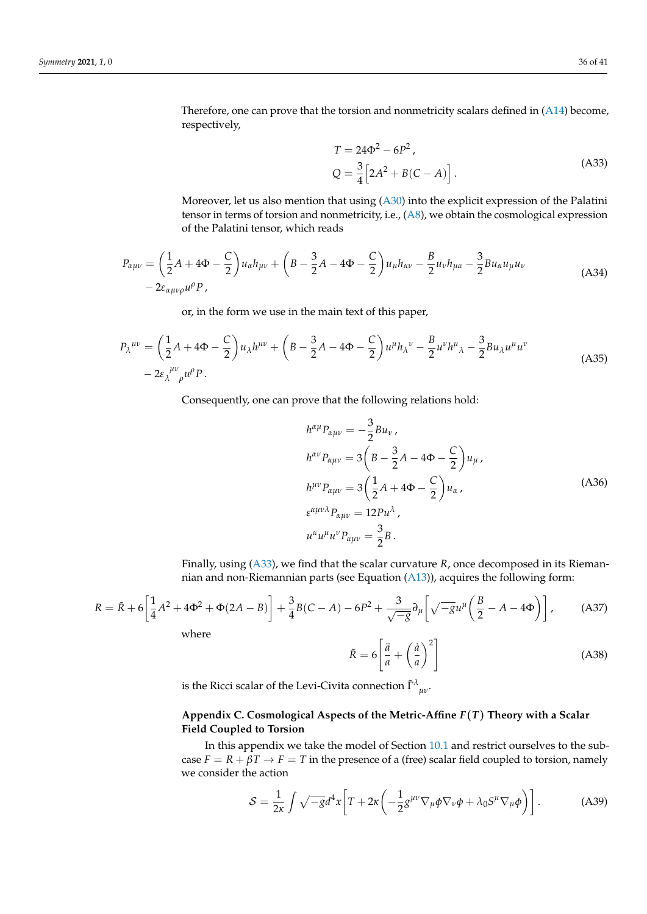Therefore, one can prove that the torsion and nonmetricity scalars defined in (A14) become, respectively,

$$
\begin{aligned}
T &= 24\Phi^2 - 6P^2 \,, \\
Q &= \frac{3}{4}\Big[2A^2 + B(C-A)\Big] \,.
\end{aligned}
\tag{A33}
$$

Moreover, let us also mention that using (A30) into the explicit expression of the Palatini tensor in terms of torsion and nonmetricity, i.e., (A8), we obtain the cosmological expression of the Palatini tensor, which reads

$$
\begin{aligned}
P_{\alpha\mu\nu} = &\left(\frac{1}{2}A + 4\Phi - \frac{C}{2}\right) u_\alpha h_{\mu\nu} + \left(B - \frac{3}{2}A - 4\Phi - \frac{C}{2}\right) u_\mu h_{\alpha\nu} - \frac{B}{2} u_\nu h_{\mu\alpha} - \frac{3}{2} B u_\alpha u_\mu u_\nu \\
&- 2\varepsilon_{\alpha\mu\nu\rho} u^\rho P \,,
\end{aligned}
\tag{A34}
$$

or, in the form we use in the main text of this paper,

$$
\begin{aligned}
P_\lambda{}^{\mu\nu} = &\left(\frac{1}{2}A + 4\Phi - \frac{C}{2}\right) u_\lambda h^{\mu\nu} + \left(B - \frac{3}{2}A - 4\Phi - \frac{C}{2}\right) u^\mu h_\lambda{}^\nu - \frac{B}{2} u^\nu h^\mu{}_\lambda - \frac{3}{2} B u_\lambda u^\mu u^\nu \\
&- 2\varepsilon_\lambda{}^{\mu\nu}{}_\rho u^\rho P \,.
\end{aligned}
\tag{A35}
$$

Consequently, one can prove that the following relations hold:

$$
\begin{aligned}
h^{\alpha\mu} P_{\alpha\mu\nu} &= -\frac{3}{2} B u_\nu \,, \\
h^{\alpha\nu} P_{\alpha\mu\nu} &= 3\left(B - \frac{3}{2}A - 4\Phi - \frac{C}{2}\right) u_\mu \,, \\
h^{\mu\nu} P_{\alpha\mu\nu} &= 3\left(\frac{1}{2}A + 4\Phi - \frac{C}{2}\right) u_\alpha \,, \\
\varepsilon^{\alpha\mu\nu\lambda} P_{\alpha\mu\nu} &= 12 P u^\lambda \,, \\
u^\alpha u^\mu u^\nu P_{\alpha\mu\nu} &= \frac{3}{2} B \,.
\end{aligned}
\tag{A36}
$$

Finally, using (A33), we find that the scalar curvature $R$, once decomposed in its Riemannian and non-Riemannian parts (see Equation (A13)), acquires the following form:

$$
R = \tilde{R} + 6\left[\frac{1}{4}A^2 + 4\Phi^2 + \Phi(2A - B)\right] + \frac{3}{4}B(C-A) - 6P^2 + \frac{3}{\sqrt{-g}}\partial_\mu\left[\sqrt{-g}\,u^\mu\left(\frac{B}{2} - A - 4\Phi\right)\right] \,,
\tag{A37}
$$

where

$$
\tilde{R} = 6\left[\frac{\ddot{a}}{a} + \left(\frac{\dot{a}}{a}\right)^2\right]
\tag{A38}
$$

is the Ricci scalar of the Levi-Civita connection $\tilde{\Gamma}^\lambda{}_{\mu\nu}$.

## Appendix C. Cosmological Aspects of the Metric-Affine $F(T)$ Theory with a Scalar Field Coupled to Torsion

In this appendix we take the model of Section 10.1 and restrict ourselves to the subcase $F = R + \beta T \rightarrow F = T$ in the presence of a (free) scalar field coupled to torsion, namely we consider the action

$$
\mathcal{S} = \frac{1}{2\kappa}\int \sqrt{-g}\, d^4x \left[T + 2\kappa\left(-\frac{1}{2}g^{\mu\nu}\nabla_\mu\phi\nabla_\nu\phi + \lambda_0 S^\mu \nabla_\mu \phi\right)\right] \,.
\tag{A39}
$$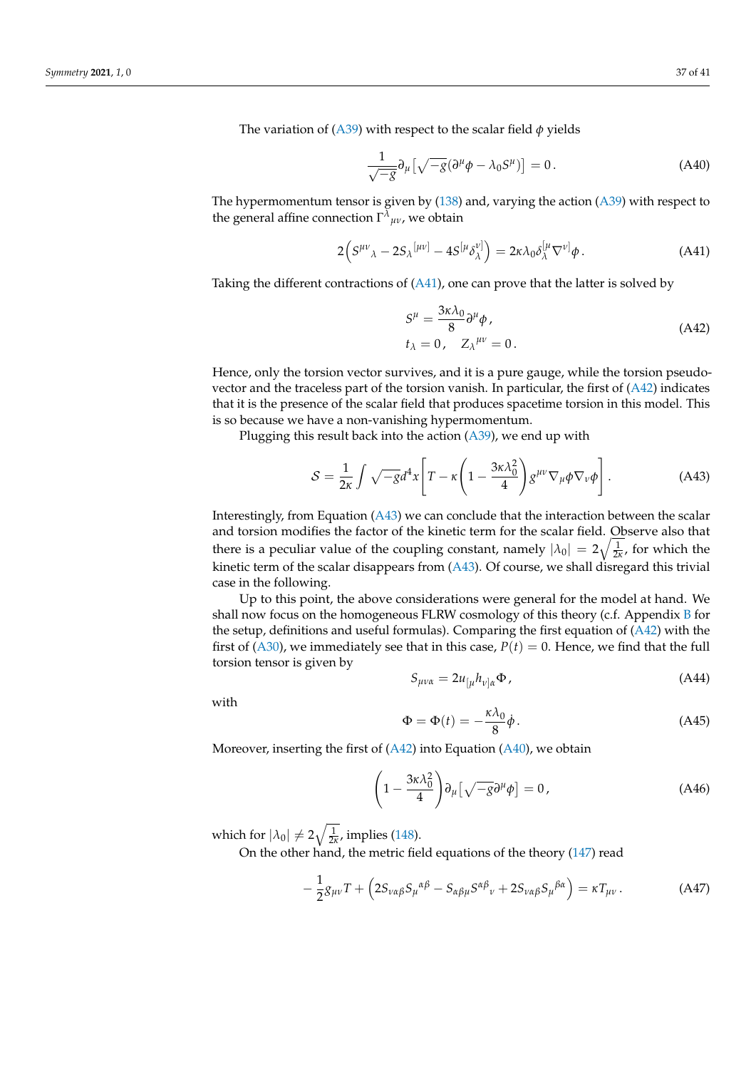The variation of (A39) with respect to the scalar field $\phi$ yields

$$\frac{1}{\sqrt{-g}}\partial_\mu\left[\sqrt{-g}(\partial^\mu\phi - \lambda_0 S^\mu)\right] = 0\,. \tag{A40}$$

The hypermomentum tensor is given by (138) and, varying the action (A39) with respect to the general affine connection $\Gamma^\lambda{}_{\mu\nu}$, we obtain

$$2\left(S^{\mu\nu}{}_\lambda - 2S_\lambda{}^{[\mu\nu]} - 4S^{[\mu}\delta^{\nu]}_\lambda\right) = 2\kappa\lambda_0\delta^{[\mu}_\lambda\nabla^{\nu]}\phi\,. \tag{A41}$$

Taking the different contractions of (A41), one can prove that the latter is solved by

$$\begin{aligned} S^\mu &= \frac{3\kappa\lambda_0}{8}\partial^\mu\phi\,, \\ t_\lambda &= 0\,, \quad Z_\lambda{}^{\mu\nu} = 0\,. \end{aligned} \tag{A42}$$

Hence, only the torsion vector survives, and it is a pure gauge, while the torsion pseudovector and the traceless part of the torsion vanish. In particular, the first of (A42) indicates that it is the presence of the scalar field that produces spacetime torsion in this model. This is so because we have a non-vanishing hypermomentum.

Plugging this result back into the action (A39), we end up with

$$\mathcal{S} = \frac{1}{2\kappa}\int\sqrt{-g}d^4x\left[T - \kappa\left(1 - \frac{3\kappa\lambda_0^2}{4}\right)g^{\mu\nu}\nabla_\mu\phi\nabla_\nu\phi\right]. \tag{A43}$$

Interestingly, from Equation (A43) we can conclude that the interaction between the scalar and torsion modifies the factor of the kinetic term for the scalar field. Observe also that there is a peculiar value of the coupling constant, namely $|\lambda_0| = 2\sqrt{\frac{1}{2\kappa}}$, for which the kinetic term of the scalar disappears from (A43). Of course, we shall disregard this trivial case in the following.

Up to this point, the above considerations were general for the model at hand. We shall now focus on the homogeneous FLRW cosmology of this theory (c.f. Appendix B for the setup, definitions and useful formulas). Comparing the first equation of (A42) with the first of (A30), we immediately see that in this case, $P(t) = 0$. Hence, we find that the full torsion tensor is given by

$$S_{\mu\nu\alpha} = 2u_{[\mu}h_{\nu]\alpha}\Phi\,, \tag{A44}$$

with

$$\Phi = \Phi(t) = -\frac{\kappa\lambda_0}{8}\dot{\phi}\,. \tag{A45}$$

Moreover, inserting the first of (A42) into Equation (A40), we obtain

$$\left(1 - \frac{3\kappa\lambda_0^2}{4}\right)\partial_\mu\left[\sqrt{-g}\partial^\mu\phi\right] = 0\,, \tag{A46}$$

which for $|\lambda_0| \neq 2\sqrt{\frac{1}{2\kappa}}$, implies (148).

On the other hand, the metric field equations of the theory (147) read

$$-\frac{1}{2}g_{\mu\nu}T + \left(2S_{\nu\alpha\beta}S_\mu{}^{\alpha\beta} - S_{\alpha\beta\mu}S^{\alpha\beta}{}_\nu + 2S_{\nu\alpha\beta}S_\mu{}^{\beta\alpha}\right) = \kappa T_{\mu\nu}\,. \tag{A47}$$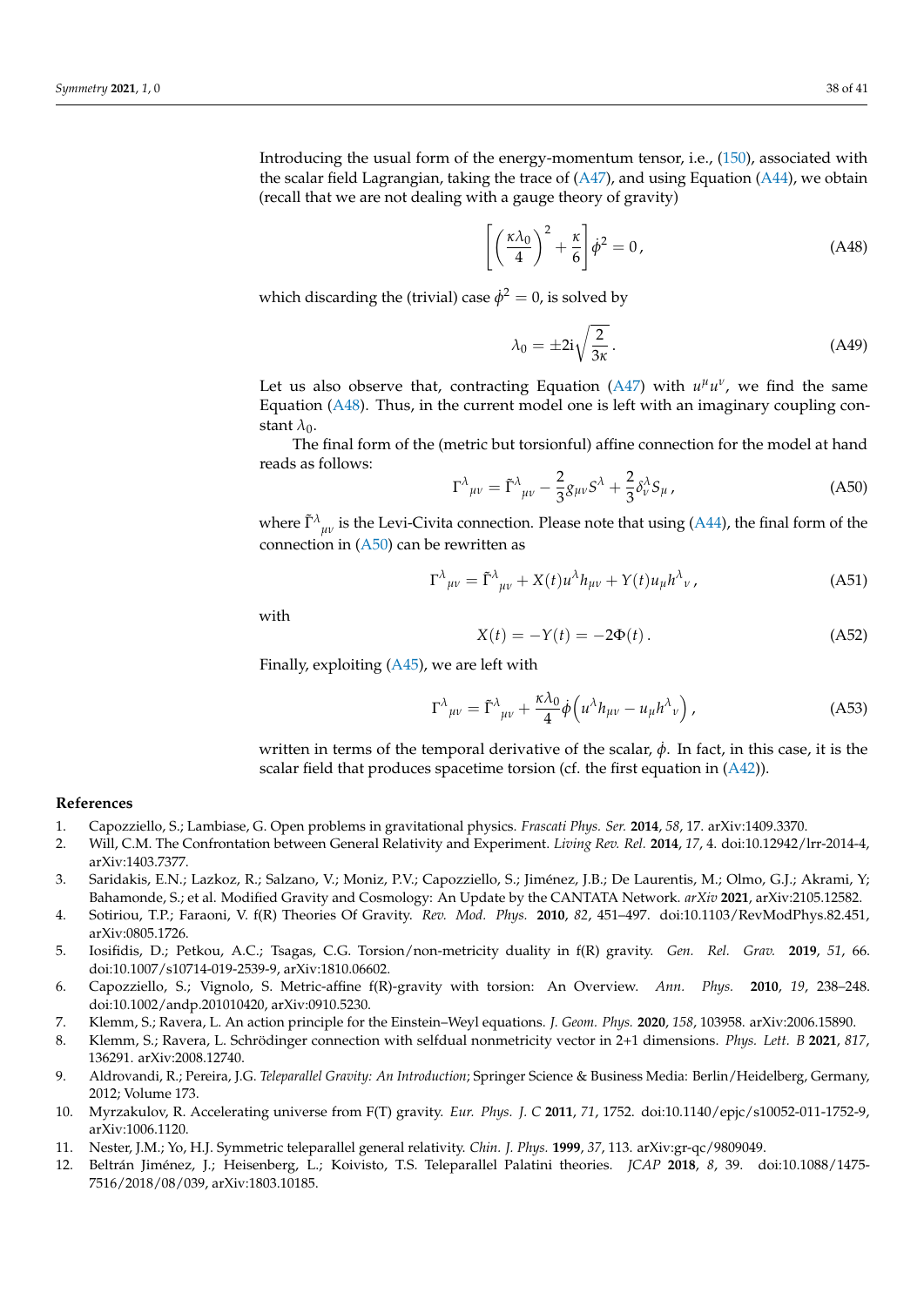Introducing the usual form of the energy-momentum tensor, i.e., (150), associated with the scalar field Lagrangian, taking the trace of (A47), and using Equation (A44), we obtain (recall that we are not dealing with a gauge theory of gravity)

$$\left[\left(\frac{\kappa\lambda_0}{4}\right)^2 + \frac{\kappa}{6}\right]\dot{\phi}^2 = 0\,, \tag{A48}$$

which discarding the (trivial) case $\dot{\phi}^2 = 0$, is solved by

$$\lambda_0 = \pm 2\mathrm{i}\sqrt{\frac{2}{3\kappa}}\,. \tag{A49}$$

Let us also observe that, contracting Equation (A47) with $u^\mu u^\nu$, we find the same Equation (A48). Thus, in the current model one is left with an imaginary coupling constant $\lambda_0$.

The final form of the (metric but torsionful) affine connection for the model at hand reads as follows:

$$\Gamma^\lambda{}_{\mu\nu} = \tilde{\Gamma}^\lambda{}_{\mu\nu} - \frac{2}{3}g_{\mu\nu}S^\lambda + \frac{2}{3}\delta^\lambda_\nu S_\mu\,, \tag{A50}$$

where $\tilde{\Gamma}^\lambda{}_{\mu\nu}$ is the Levi-Civita connection. Please note that using (A44), the final form of the connection in (A50) can be rewritten as

$$\Gamma^\lambda{}_{\mu\nu} = \tilde{\Gamma}^\lambda{}_{\mu\nu} + X(t)u^\lambda h_{\mu\nu} + Y(t)u_\mu h^\lambda{}_\nu\,, \tag{A51}$$

with

$$X(t) = -Y(t) = -2\Phi(t)\,. \tag{A52}$$

Finally, exploiting (A45), we are left with

$$\Gamma^\lambda{}_{\mu\nu} = \tilde{\Gamma}^\lambda{}_{\mu\nu} + \frac{\kappa\lambda_0}{4}\dot{\phi}\left(u^\lambda h_{\mu\nu} - u_\mu h^\lambda{}_\nu\right), \tag{A53}$$

written in terms of the temporal derivative of the scalar, $\dot{\phi}$. In fact, in this case, it is the scalar field that produces spacetime torsion (cf. the first equation in (A42)).

## References

1. Capozziello, S.; Lambiase, G. Open problems in gravitational physics. *Frascati Phys. Ser.* **2014**, *58*, 17. arXiv:1409.3370.
2. Will, C.M. The Confrontation between General Relativity and Experiment. *Living Rev. Rel.* **2014**, *17*, 4. doi:10.12942/lrr-2014-4, arXiv:1403.7377.
3. Saridakis, E.N.; Lazkoz, R.; Salzano, V.; Moniz, P.V.; Capozziello, S.; Jiménez, J.B.; De Laurentis, M.; Olmo, G.J.; Akrami, Y; Bahamonde, S.; et al. Modified Gravity and Cosmology: An Update by the CANTATA Network. *arXiv* **2021**, arXiv:2105.12582.
4. Sotiriou, T.P.; Faraoni, V. f(R) Theories Of Gravity. *Rev. Mod. Phys.* **2010**, *82*, 451–497. doi:10.1103/RevModPhys.82.451, arXiv:0805.1726.
5. Iosifidis, D.; Petkou, A.C.; Tsagas, C.G. Torsion/non-metricity duality in f(R) gravity. *Gen. Rel. Grav.* **2019**, *51*, 66. doi:10.1007/s10714-019-2539-9, arXiv:1810.06602.
6. Capozziello, S.; Vignolo, S. Metric-affine f(R)-gravity with torsion: An Overview. *Ann. Phys.* **2010**, *19*, 238–248. doi:10.1002/andp.201010420, arXiv:0910.5230.
7. Klemm, S.; Ravera, L. An action principle for the Einstein–Weyl equations. *J. Geom. Phys.* **2020**, *158*, 103958. arXiv:2006.15890.
8. Klemm, S.; Ravera, L. Schrödinger connection with selfdual nonmetricity vector in 2+1 dimensions. *Phys. Lett. B* **2021**, *817*, 136291. arXiv:2008.12740.
9. Aldrovandi, R.; Pereira, J.G. *Teleparallel Gravity: An Introduction*; Springer Science & Business Media: Berlin/Heidelberg, Germany, 2012; Volume 173.
10. Myrzakulov, R. Accelerating universe from F(T) gravity. *Eur. Phys. J. C* **2011**, *71*, 1752. doi:10.1140/epjc/s10052-011-1752-9, arXiv:1006.1120.
11. Nester, J.M.; Yo, H.J. Symmetric teleparallel general relativity. *Chin. J. Phys.* **1999**, *37*, 113. arXiv:gr-qc/9809049.
12. Beltrán Jiménez, J.; Heisenberg, L.; Koivisto, T.S. Teleparallel Palatini theories. *JCAP* **2018**, *8*, 39. doi:10.1088/1475-7516/2018/08/039, arXiv:1803.10185.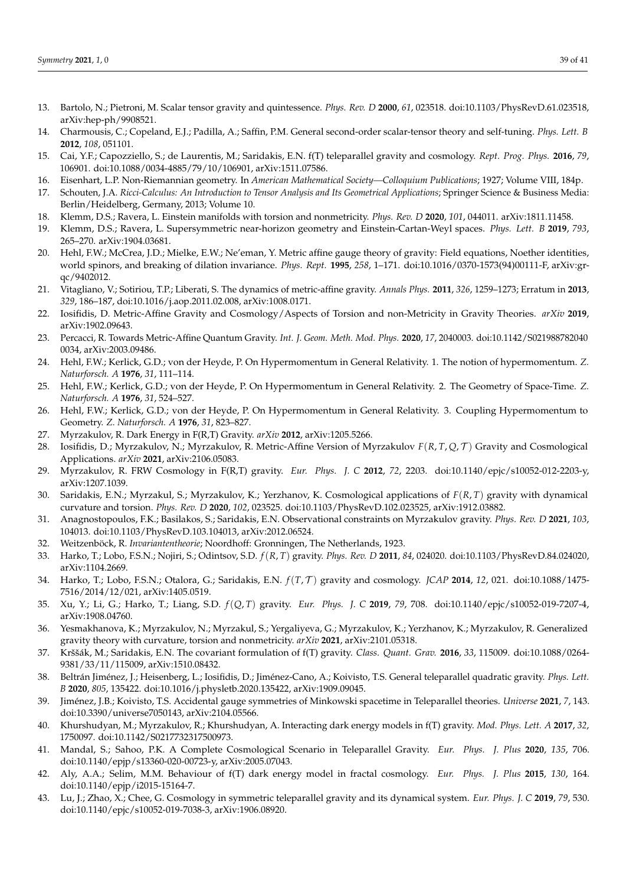13. Bartolo, N.; Pietroni, M. Scalar tensor gravity and quintessence. *Phys. Rev. D* **2000**, *61*, 023518. doi:10.1103/PhysRevD.61.023518, arXiv:hep-ph/9908521.
14. Charmousis, C.; Copeland, E.J.; Padilla, A.; Saffin, P.M. General second-order scalar-tensor theory and self-tuning. *Phys. Lett. B* **2012**, *108*, 051101.
15. Cai, Y.F.; Capozziello, S.; de Laurentis, M.; Saridakis, E.N. f(T) teleparallel gravity and cosmology. *Rept. Prog. Phys.* **2016**, *79*, 106901. doi:10.1088/0034-4885/79/10/106901, arXiv:1511.07586.
16. Eisenhart, L.P. Non-Riemannian geometry. In *American Mathematical Society—Colloquium Publications*; 1927; Volume VIII, 184p.
17. Schouten, J.A. *Ricci-Calculus: An Introduction to Tensor Analysis and Its Geometrical Applications*; Springer Science & Business Media: Berlin/Heidelberg, Germany, 2013; Volume 10.
18. Klemm, D.S.; Ravera, L. Einstein manifolds with torsion and nonmetricity. *Phys. Rev. D* **2020**, *101*, 044011. arXiv:1811.11458.
19. Klemm, D.S.; Ravera, L. Supersymmetric near-horizon geometry and Einstein-Cartan-Weyl spaces. *Phys. Lett. B* **2019**, *793*, 265–270. arXiv:1904.03681.
20. Hehl, F.W.; McCrea, J.D.; Mielke, E.W.; Ne'eman, Y. Metric affine gauge theory of gravity: Field equations, Noether identities, world spinors, and breaking of dilation invariance. *Phys. Rept.* **1995**, *258*, 1–171. doi:10.1016/0370-1573(94)00111-F, arXiv:gr-qc/9402012.
21. Vitagliano, V.; Sotiriou, T.P.; Liberati, S. The dynamics of metric-affine gravity. *Annals Phys.* **2011**, *326*, 1259–1273; Erratum in **2013**, *329*, 186–187, doi:10.1016/j.aop.2011.02.008, arXiv:1008.0171.
22. Iosifidis, D. Metric-Affine Gravity and Cosmology/Aspects of Torsion and non-Metricity in Gravity Theories. *arXiv* **2019**, arXiv:1902.09643.
23. Percacci, R. Towards Metric-Affine Quantum Gravity. *Int. J. Geom. Meth. Mod. Phys.* **2020**, *17*, 2040003. doi:10.1142/S0219887820400034, arXiv:2003.09486.
24. Hehl, F.W.; Kerlick, G.D.; von der Heyde, P. On Hypermomentum in General Relativity. 1. The notion of hypermomentum. *Z. Naturforsch. A* **1976**, *31*, 111–114.
25. Hehl, F.W.; Kerlick, G.D.; von der Heyde, P. On Hypermomentum in General Relativity. 2. The Geometry of Space-Time. *Z. Naturforsch. A* **1976**, *31*, 524–527.
26. Hehl, F.W.; Kerlick, G.D.; von der Heyde, P. On Hypermomentum in General Relativity. 3. Coupling Hypermomentum to Geometry. *Z. Naturforsch. A* **1976**, *31*, 823–827.
27. Myrzakulov, R. Dark Energy in F(R,T) Gravity. *arXiv* **2012**, arXiv:1205.5266.
28. Iosifidis, D.; Myrzakulov, N.; Myrzakulov, R. Metric-Affine Version of Myrzakulov $F(R, T, Q, \mathcal{T})$ Gravity and Cosmological Applications. *arXiv* **2021**, arXiv:2106.05083.
29. Myrzakulov, R. FRW Cosmology in F(R,T) gravity. *Eur. Phys. J. C* **2012**, *72*, 2203. doi:10.1140/epjc/s10052-012-2203-y, arXiv:1207.1039.
30. Saridakis, E.N.; Myrzakul, S.; Myrzakulov, K.; Yerzhanov, K. Cosmological applications of $F(R, T)$ gravity with dynamical curvature and torsion. *Phys. Rev. D* **2020**, *102*, 023525. doi:10.1103/PhysRevD.102.023525, arXiv:1912.03882.
31. Anagnostopoulos, F.K.; Basilakos, S.; Saridakis, E.N. Observational constraints on Myrzakulov gravity. *Phys. Rev. D* **2021**, *103*, 104013. doi:10.1103/PhysRevD.103.104013, arXiv:2012.06524.
32. Weitzenböck, R. *Invariantentheorie*; Noordhoff: Gronningen, The Netherlands, 1923.
33. Harko, T.; Lobo, F.S.N.; Nojiri, S.; Odintsov, S.D. $f(R, T)$ gravity. *Phys. Rev. D* **2011**, *84*, 024020. doi:10.1103/PhysRevD.84.024020, arXiv:1104.2669.
34. Harko, T.; Lobo, F.S.N.; Otalora, G.; Saridakis, E.N. $f(T, \mathcal{T})$ gravity and cosmology. *JCAP* **2014**, *12*, 021. doi:10.1088/1475-7516/2014/12/021, arXiv:1405.0519.
35. Xu, Y.; Li, G.; Harko, T.; Liang, S.D. $f(Q, T)$ gravity. *Eur. Phys. J. C* **2019**, *79*, 708. doi:10.1140/epjc/s10052-019-7207-4, arXiv:1908.04760.
36. Yesmakhanova, K.; Myrzakulov, N.; Myrzakul, S.; Yergaliyeva, G.; Myrzakulov, K.; Yerzhanov, K.; Myrzakulov, R. Generalized gravity theory with curvature, torsion and nonmetricity. *arXiv* **2021**, arXiv:2101.05318.
37. Krššák, M.; Saridakis, E.N. The covariant formulation of f(T) gravity. *Class. Quant. Grav.* **2016**, *33*, 115009. doi:10.1088/0264-9381/33/11/115009, arXiv:1510.08432.
38. Beltrán Jiménez, J.; Heisenberg, L.; Iosifidis, D.; Jiménez-Cano, A.; Koivisto, T.S. General teleparallel quadratic gravity. *Phys. Lett. B* **2020**, *805*, 135422. doi:10.1016/j.physletb.2020.135422, arXiv:1909.09045.
39. Jiménez, J.B.; Koivisto, T.S. Accidental gauge symmetries of Minkowski spacetime in Teleparallel theories. *Universe* **2021**, *7*, 143. doi:10.3390/universe7050143, arXiv:2104.05566.
40. Khurshudyan, M.; Myrzakulov, R.; Khurshudyan, A. Interacting dark energy models in f(T) gravity. *Mod. Phys. Lett. A* **2017**, *32*, 1750097. doi:10.1142/S0217732317500973.
41. Mandal, S.; Sahoo, P.K. A Complete Cosmological Scenario in Teleparallel Gravity. *Eur. Phys. J. Plus* **2020**, *135*, 706. doi:10.1140/epjp/s13360-020-00723-y, arXiv:2005.07043.
42. Aly, A.A.; Selim, M.M. Behaviour of f(T) dark energy model in fractal cosmology. *Eur. Phys. J. Plus* **2015**, *130*, 164. doi:10.1140/epjp/i2015-15164-7.
43. Lu, J.; Zhao, X.; Chee, G. Cosmology in symmetric teleparallel gravity and its dynamical system. *Eur. Phys. J. C* **2019**, *79*, 530. doi:10.1140/epjc/s10052-019-7038-3, arXiv:1906.08920.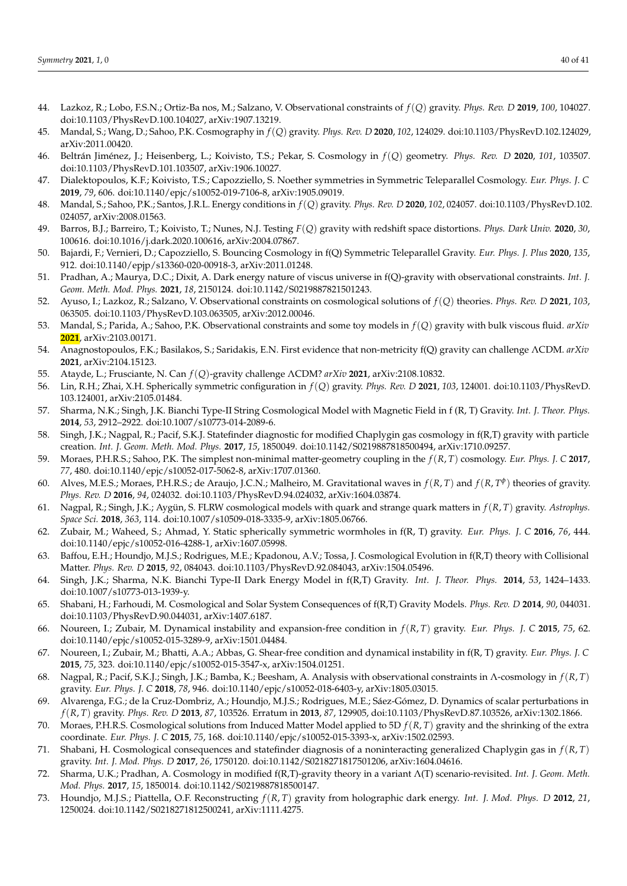44. Lazkoz, R.; Lobo, F.S.N.; Ortiz-Ba nos, M.; Salzano, V. Observational constraints of $f(Q)$ gravity. *Phys. Rev. D* **2019**, *100*, 104027. doi:10.1103/PhysRevD.100.104027, arXiv:1907.13219.
45. Mandal, S.; Wang, D.; Sahoo, P.K. Cosmography in $f(Q)$ gravity. *Phys. Rev. D* **2020**, *102*, 124029. doi:10.1103/PhysRevD.102.124029, arXiv:2011.00420.
46. Beltrán Jiménez, J.; Heisenberg, L.; Koivisto, T.S.; Pekar, S. Cosmology in $f(Q)$ geometry. *Phys. Rev. D* **2020**, *101*, 103507. doi:10.1103/PhysRevD.101.103507, arXiv:1906.10027.
47. Dialektopoulos, K.F.; Koivisto, T.S.; Capozziello, S. Noether symmetries in Symmetric Teleparallel Cosmology. *Eur. Phys. J. C* **2019**, *79*, 606. doi:10.1140/epjc/s10052-019-7106-8, arXiv:1905.09019.
48. Mandal, S.; Sahoo, P.K.; Santos, J.R.L. Energy conditions in $f(Q)$ gravity. *Phys. Rev. D* **2020**, *102*, 024057. doi:10.1103/PhysRevD.102.024057, arXiv:2008.01563.
49. Barros, B.J.; Barreiro, T.; Koivisto, T.; Nunes, N.J. Testing $F(Q)$ gravity with redshift space distortions. *Phys. Dark Univ.* **2020**, *30*, 100616. doi:10.1016/j.dark.2020.100616, arXiv:2004.07867.
50. Bajardi, F.; Vernieri, D.; Capozziello, S. Bouncing Cosmology in f(Q) Symmetric Teleparallel Gravity. *Eur. Phys. J. Plus* **2020**, *135*, 912. doi:10.1140/epjp/s13360-020-00918-3, arXiv:2011.01248.
51. Pradhan, A.; Maurya, D.C.; Dixit, A. Dark energy nature of viscus universe in f(Q)-gravity with observational constraints. *Int. J. Geom. Meth. Mod. Phys.* **2021**, *18*, 2150124. doi:10.1142/S0219887821501243.
52. Ayuso, I.; Lazkoz, R.; Salzano, V. Observational constraints on cosmological solutions of $f(Q)$ theories. *Phys. Rev. D* **2021**, *103*, 063505. doi:10.1103/PhysRevD.103.063505, arXiv:2012.00046.
53. Mandal, S.; Parida, A.; Sahoo, P.K. Observational constraints and some toy models in $f(Q)$ gravity with bulk viscous fluid. *arXiv* **2021**, arXiv:2103.00171.
54. Anagnostopoulos, F.K.; Basilakos, S.; Saridakis, E.N. First evidence that non-metricity f(Q) gravity can challenge ΛCDM. *arXiv* **2021**, arXiv:2104.15123.
55. Atayde, L.; Frusciante, N. Can $f(Q)$-gravity challenge ΛCDM? *arXiv* **2021**, arXiv:2108.10832.
56. Lin, R.H.; Zhai, X.H. Spherically symmetric configuration in $f(Q)$ gravity. *Phys. Rev. D* **2021**, *103*, 124001. doi:10.1103/PhysRevD.103.124001, arXiv:2105.01484.
57. Sharma, N.K.; Singh, J.K. Bianchi Type-II String Cosmological Model with Magnetic Field in f (R, T) Gravity. *Int. J. Theor. Phys.* **2014**, *53*, 2912–2922. doi:10.1007/s10773-014-2089-6.
58. Singh, J.K.; Nagpal, R.; Pacif, S.K.J. Statefinder diagnostic for modified Chaplygin gas cosmology in f(R,T) gravity with particle creation. *Int. J. Geom. Meth. Mod. Phys.* **2017**, *15*, 1850049. doi:10.1142/S0219887818500494, arXiv:1710.09257.
59. Moraes, P.H.R.S.; Sahoo, P.K. The simplest non-minimal matter-geometry coupling in the $f(R,T)$ cosmology. *Eur. Phys. J. C* **2017**, *77*, 480. doi:10.1140/epjc/s10052-017-5062-8, arXiv:1707.01360.
60. Alves, M.E.S.; Moraes, P.H.R.S.; de Araujo, J.C.N.; Malheiro, M. Gravitational waves in $f(R,T)$ and $f(R,T^{\phi})$ theories of gravity. *Phys. Rev. D* **2016**, *94*, 024032. doi:10.1103/PhysRevD.94.024032, arXiv:1604.03874.
61. Nagpal, R.; Singh, J.K.; Aygün, S. FLRW cosmological models with quark and strange quark matters in $f(R,T)$ gravity. *Astrophys. Space Sci.* **2018**, *363*, 114. doi:10.1007/s10509-018-3335-9, arXiv:1805.06766.
62. Zubair, M.; Waheed, S.; Ahmad, Y. Static spherically symmetric wormholes in f(R, T) gravity. *Eur. Phys. J. C* **2016**, *76*, 444. doi:10.1140/epjc/s10052-016-4288-1, arXiv:1607.05998.
63. Baffou, E.H.; Houndjo, M.J.S.; Rodrigues, M.E.; Kpadonou, A.V.; Tossa, J. Cosmological Evolution in f(R,T) theory with Collisional Matter. *Phys. Rev. D* **2015**, *92*, 084043. doi:10.1103/PhysRevD.92.084043, arXiv:1504.05496.
64. Singh, J.K.; Sharma, N.K. Bianchi Type-II Dark Energy Model in f(R,T) Gravity. *Int. J. Theor. Phys.* **2014**, *53*, 1424–1433. doi:10.1007/s10773-013-1939-y.
65. Shabani, H.; Farhoudi, M. Cosmological and Solar System Consequences of f(R,T) Gravity Models. *Phys. Rev. D* **2014**, *90*, 044031. doi:10.1103/PhysRevD.90.044031, arXiv:1407.6187.
66. Noureen, I.; Zubair, M. Dynamical instability and expansion-free condition in $f(R,T)$ gravity. *Eur. Phys. J. C* **2015**, *75*, 62. doi:10.1140/epjc/s10052-015-3289-9, arXiv:1501.04484.
67. Noureen, I.; Zubair, M.; Bhatti, A.A.; Abbas, G. Shear-free condition and dynamical instability in f(R, T) gravity. *Eur. Phys. J. C* **2015**, *75*, 323. doi:10.1140/epjc/s10052-015-3547-x, arXiv:1504.01251.
68. Nagpal, R.; Pacif, S.K.J.; Singh, J.K.; Bamba, K.; Beesham, A. Analysis with observational constraints in Λ-cosmology in $f(R,T)$ gravity. *Eur. Phys. J. C* **2018**, *78*, 946. doi:10.1140/epjc/s10052-018-6403-y, arXiv:1805.03015.
69. Alvarenga, F.G.; de la Cruz-Dombriz, A.; Houndjo, M.J.S.; Rodrigues, M.E.; Sáez-Gómez, D. Dynamics of scalar perturbations in $f(R,T)$ gravity. *Phys. Rev. D* **2013**, *87*, 103526. Erratum in **2013**, *87*, 129905, doi:10.1103/PhysRevD.87.103526, arXiv:1302.1866.
70. Moraes, P.H.R.S. Cosmological solutions from Induced Matter Model applied to 5D $f(R,T)$ gravity and the shrinking of the extra coordinate. *Eur. Phys. J. C* **2015**, *75*, 168. doi:10.1140/epjc/s10052-015-3393-x, arXiv:1502.02593.
71. Shabani, H. Cosmological consequences and statefinder diagnosis of a noninteracting generalized Chaplygin gas in $f(R,T)$ gravity. *Int. J. Mod. Phys. D* **2017**, *26*, 1750120. doi:10.1142/S0218271817501206, arXiv:1604.04616.
72. Sharma, U.K.; Pradhan, A. Cosmology in modified f(R,T)-gravity theory in a variant Λ(T) scenario-revisited. *Int. J. Geom. Meth. Mod. Phys.* **2017**, *15*, 1850014. doi:10.1142/S0219887818500147.
73. Houndjo, M.J.S.; Piattella, O.F. Reconstructing $f(R,T)$ gravity from holographic dark energy. *Int. J. Mod. Phys. D* **2012**, *21*, 1250024. doi:10.1142/S0218271812500241, arXiv:1111.4275.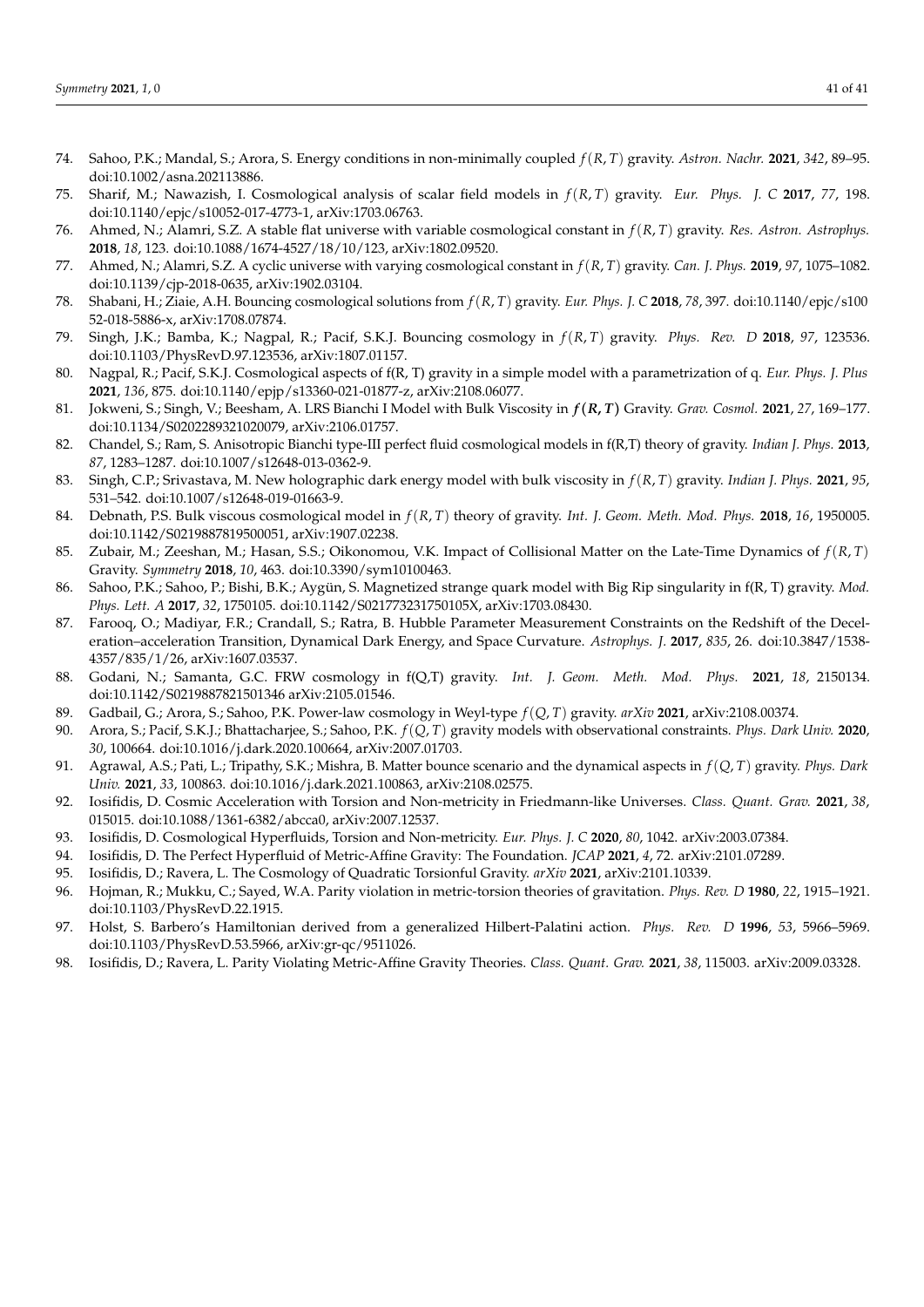74. Sahoo, P.K.; Mandal, S.; Arora, S. Energy conditions in non-minimally coupled $f(R,T)$ gravity. *Astron. Nachr.* **2021**, *342*, 89–95. doi:10.1002/asna.202113886.
75. Sharif, M.; Nawazish, I. Cosmological analysis of scalar field models in $f(R,T)$ gravity. *Eur. Phys. J. C* **2017**, *77*, 198. doi:10.1140/epjc/s10052-017-4773-1, arXiv:1703.06763.
76. Ahmed, N.; Alamri, S.Z. A stable flat universe with variable cosmological constant in $f(R,T)$ gravity. *Res. Astron. Astrophys.* **2018**, *18*, 123. doi:10.1088/1674-4527/18/10/123, arXiv:1802.09520.
77. Ahmed, N.; Alamri, S.Z. A cyclic universe with varying cosmological constant in $f(R,T)$ gravity. *Can. J. Phys.* **2019**, *97*, 1075–1082. doi:10.1139/cjp-2018-0635, arXiv:1902.03104.
78. Shabani, H.; Ziaie, A.H. Bouncing cosmological solutions from $f(R,T)$ gravity. *Eur. Phys. J. C* **2018**, *78*, 397. doi:10.1140/epjc/s10052-018-5886-x, arXiv:1708.07874.
79. Singh, J.K.; Bamba, K.; Nagpal, R.; Pacif, S.K.J. Bouncing cosmology in $f(R,T)$ gravity. *Phys. Rev. D* **2018**, *97*, 123536. doi:10.1103/PhysRevD.97.123536, arXiv:1807.01157.
80. Nagpal, R.; Pacif, S.K.J. Cosmological aspects of f(R, T) gravity in a simple model with a parametrization of q. *Eur. Phys. J. Plus* **2021**, *136*, 875. doi:10.1140/epjp/s13360-021-01877-z, arXiv:2108.06077.
81. Jokweni, S.; Singh, V.; Beesham, A. LRS Bianchi I Model with Bulk Viscosity in $\boldsymbol{f(R,T)}$ Gravity. *Grav. Cosmol.* **2021**, *27*, 169–177. doi:10.1134/S0202289321020079, arXiv:2106.01757.
82. Chandel, S.; Ram, S. Anisotropic Bianchi type-III perfect fluid cosmological models in f(R,T) theory of gravity. *Indian J. Phys.* **2013**, *87*, 1283–1287. doi:10.1007/s12648-013-0362-9.
83. Singh, C.P.; Srivastava, M. New holographic dark energy model with bulk viscosity in $f(R,T)$ gravity. *Indian J. Phys.* **2021**, *95*, 531–542. doi:10.1007/s12648-019-01663-9.
84. Debnath, P.S. Bulk viscous cosmological model in $f(R,T)$ theory of gravity. *Int. J. Geom. Meth. Mod. Phys.* **2018**, *16*, 1950005. doi:10.1142/S0219887819500051, arXiv:1907.02238.
85. Zubair, M.; Zeeshan, M.; Hasan, S.S.; Oikonomou, V.K. Impact of Collisional Matter on the Late-Time Dynamics of $f(R,T)$ Gravity. *Symmetry* **2018**, *10*, 463. doi:10.3390/sym10100463.
86. Sahoo, P.K.; Sahoo, P.; Bishi, B.K.; Aygün, S. Magnetized strange quark model with Big Rip singularity in f(R, T) gravity. *Mod. Phys. Lett. A* **2017**, *32*, 1750105. doi:10.1142/S021773231750105X, arXiv:1703.08430.
87. Farooq, O.; Madiyar, F.R.; Crandall, S.; Ratra, B. Hubble Parameter Measurement Constraints on the Redshift of the Deceleration–acceleration Transition, Dynamical Dark Energy, and Space Curvature. *Astrophys. J.* **2017**, *835*, 26. doi:10.3847/1538-4357/835/1/26, arXiv:1607.03537.
88. Godani, N.; Samanta, G.C. FRW cosmology in f(Q,T) gravity. *Int. J. Geom. Meth. Mod. Phys.* **2021**, *18*, 2150134. doi:10.1142/S0219887821501346 arXiv:2105.01546.
89. Gadbail, G.; Arora, S.; Sahoo, P.K. Power-law cosmology in Weyl-type $f(Q,T)$ gravity. *arXiv* **2021**, arXiv:2108.00374.
90. Arora, S.; Pacif, S.K.J.; Bhattacharjee, S.; Sahoo, P.K. $f(Q,T)$ gravity models with observational constraints. *Phys. Dark Univ.* **2020**, *30*, 100664. doi:10.1016/j.dark.2020.100664, arXiv:2007.01703.
91. Agrawal, A.S.; Pati, L.; Tripathy, S.K.; Mishra, B. Matter bounce scenario and the dynamical aspects in $f(Q,T)$ gravity. *Phys. Dark Univ.* **2021**, *33*, 100863. doi:10.1016/j.dark.2021.100863, arXiv:2108.02575.
92. Iosifidis, D. Cosmic Acceleration with Torsion and Non-metricity in Friedmann-like Universes. *Class. Quant. Grav.* **2021**, *38*, 015015. doi:10.1088/1361-6382/abcca0, arXiv:2007.12537.
93. Iosifidis, D. Cosmological Hyperfluids, Torsion and Non-metricity. *Eur. Phys. J. C* **2020**, *80*, 1042. arXiv:2003.07384.
94. Iosifidis, D. The Perfect Hyperfluid of Metric-Affine Gravity: The Foundation. *JCAP* **2021**, *4*, 72. arXiv:2101.07289.
95. Iosifidis, D.; Ravera, L. The Cosmology of Quadratic Torsionful Gravity. *arXiv* **2021**, arXiv:2101.10339.
96. Hojman, R.; Mukku, C.; Sayed, W.A. Parity violation in metric-torsion theories of gravitation. *Phys. Rev. D* **1980**, *22*, 1915–1921. doi:10.1103/PhysRevD.22.1915.
97. Holst, S. Barbero's Hamiltonian derived from a generalized Hilbert-Palatini action. *Phys. Rev. D* **1996**, *53*, 5966–5969. doi:10.1103/PhysRevD.53.5966, arXiv:gr-qc/9511026.
98. Iosifidis, D.; Ravera, L. Parity Violating Metric-Affine Gravity Theories. *Class. Quant. Grav.* **2021**, *38*, 115003. arXiv:2009.03328.